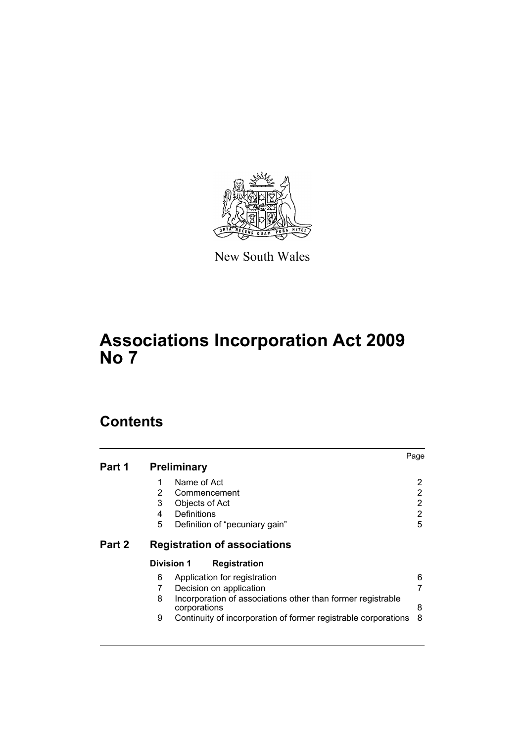New South Wales

# Associations Incorporation Act 2009 No 7

## Contents

| | | | Page |
|---|---|---|---|
| **Part 1** | **Preliminary** | | |
| | 1 | Name of Act | 2 |
| | 2 | Commencement | 2 |
| | 3 | Objects of Act | 2 |
| | 4 | Definitions | 2 |
| | 5 | Definition of "pecuniary gain" | 5 |
| **Part 2** | **Registration of associations** | | |
| | **Division 1** | **Registration** | |
| | 6 | Application for registration | 6 |
| | 7 | Decision on application | 7 |
| | 8 | Incorporation of associations other than former registrable corporations | 8 |
| | 9 | Continuity of incorporation of former registrable corporations | 8 |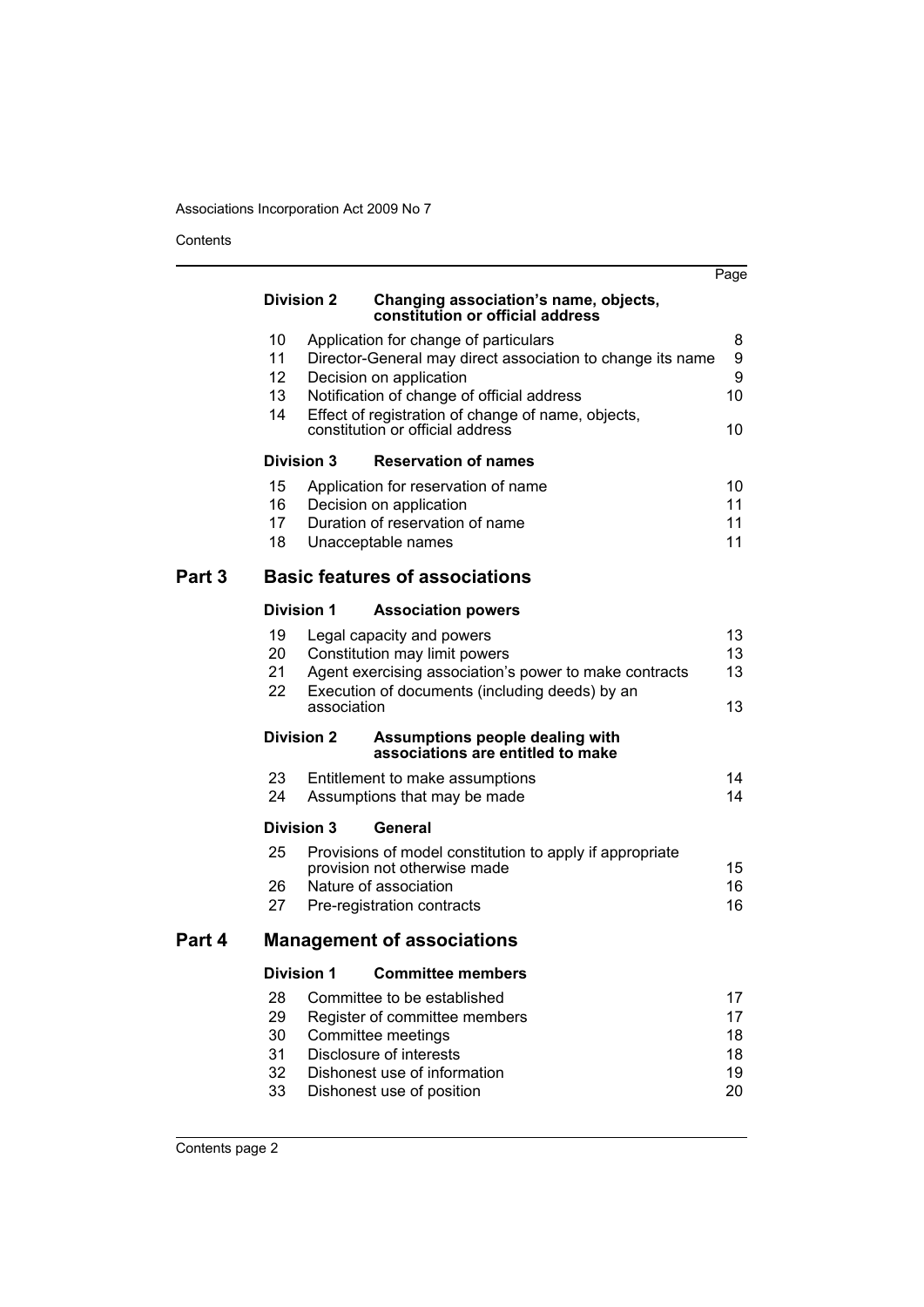| | | Page |
|---|---|---|
| **Division 2** | **Changing association's name, objects, constitution or official address** | |
| 10 | Application for change of particulars | 8 |
| 11 | Director-General may direct association to change its name | 9 |
| 12 | Decision on application | 9 |
| 13 | Notification of change of official address | 10 |
| 14 | Effect of registration of change of name, objects, constitution or official address | 10 |
| **Division 3** | **Reservation of names** | |
| 15 | Application for reservation of name | 10 |
| 16 | Decision on application | 11 |
| 17 | Duration of reservation of name | 11 |
| 18 | Unacceptable names | 11 |
| **Part 3** | **Basic features of associations** | |
| **Division 1** | **Association powers** | |
| 19 | Legal capacity and powers | 13 |
| 20 | Constitution may limit powers | 13 |
| 21 | Agent exercising association's power to make contracts | 13 |
| 22 | Execution of documents (including deeds) by an association | 13 |
| **Division 2** | **Assumptions people dealing with associations are entitled to make** | |
| 23 | Entitlement to make assumptions | 14 |
| 24 | Assumptions that may be made | 14 |
| **Division 3** | **General** | |
| 25 | Provisions of model constitution to apply if appropriate provision not otherwise made | 15 |
| 26 | Nature of association | 16 |
| 27 | Pre-registration contracts | 16 |
| **Part 4** | **Management of associations** | |
| **Division 1** | **Committee members** | |
| 28 | Committee to be established | 17 |
| 29 | Register of committee members | 17 |
| 30 | Committee meetings | 18 |
| 31 | Disclosure of interests | 18 |
| 32 | Dishonest use of information | 19 |
| 33 | Dishonest use of position | 20 |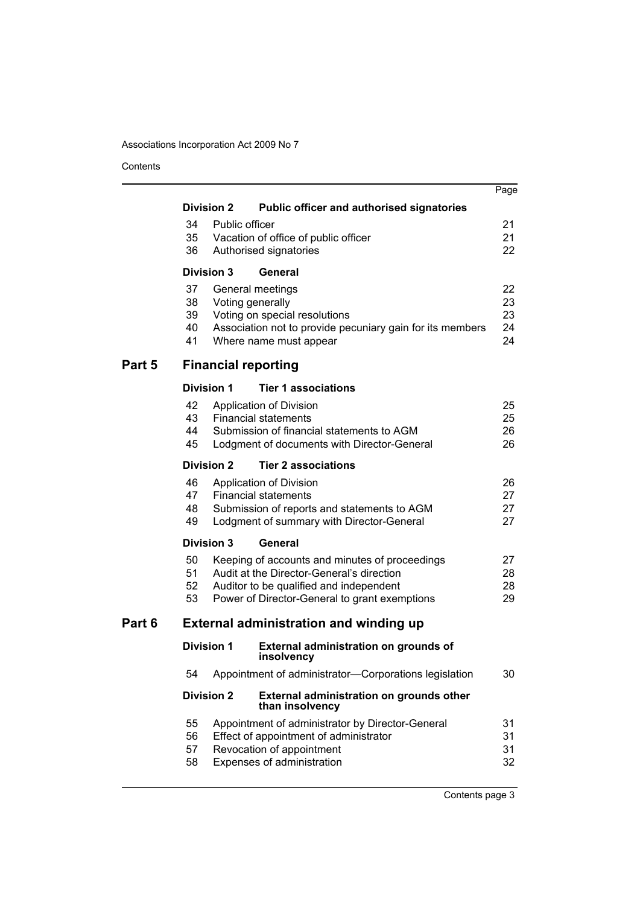| | | Page |
|---|---|---|
| **Division 2** | **Public officer and authorised signatories** | |
| 34 | Public officer | 21 |
| 35 | Vacation of office of public officer | 21 |
| 36 | Authorised signatories | 22 |
| **Division 3** | **General** | |
| 37 | General meetings | 22 |
| 38 | Voting generally | 23 |
| 39 | Voting on special resolutions | 23 |
| 40 | Association not to provide pecuniary gain for its members | 24 |
| 41 | Where name must appear | 24 |
| **Part 5** | **Financial reporting** | |
| **Division 1** | **Tier 1 associations** | |
| 42 | Application of Division | 25 |
| 43 | Financial statements | 25 |
| 44 | Submission of financial statements to AGM | 26 |
| 45 | Lodgment of documents with Director-General | 26 |
| **Division 2** | **Tier 2 associations** | |
| 46 | Application of Division | 26 |
| 47 | Financial statements | 27 |
| 48 | Submission of reports and statements to AGM | 27 |
| 49 | Lodgment of summary with Director-General | 27 |
| **Division 3** | **General** | |
| 50 | Keeping of accounts and minutes of proceedings | 27 |
| 51 | Audit at the Director-General's direction | 28 |
| 52 | Auditor to be qualified and independent | 28 |
| 53 | Power of Director-General to grant exemptions | 29 |
| **Part 6** | **External administration and winding up** | |
| **Division 1** | **External administration on grounds of insolvency** | |
| 54 | Appointment of administrator—Corporations legislation | 30 |
| **Division 2** | **External administration on grounds other than insolvency** | |
| 55 | Appointment of administrator by Director-General | 31 |
| 56 | Effect of appointment of administrator | 31 |
| 57 | Revocation of appointment | 31 |
| 58 | Expenses of administration | 32 |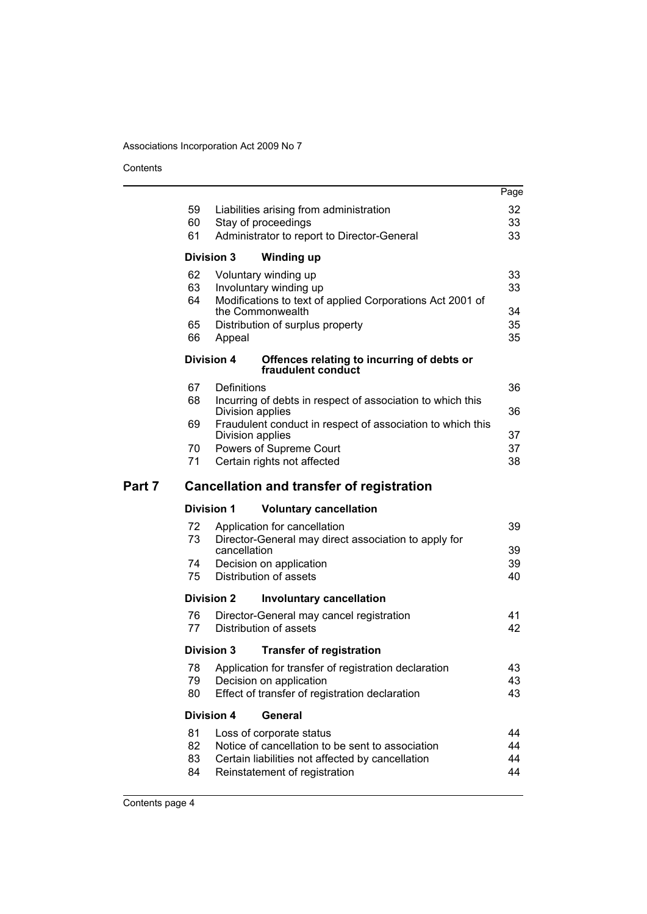| | | Page |
|---|---|---|
| 59 | Liabilities arising from administration | 32 |
| 60 | Stay of proceedings | 33 |
| 61 | Administrator to report to Director-General | 33 |
| **Division 3** | **Winding up** | |
| 62 | Voluntary winding up | 33 |
| 63 | Involuntary winding up | 33 |
| 64 | Modifications to text of applied Corporations Act 2001 of the Commonwealth | 34 |
| 65 | Distribution of surplus property | 35 |
| 66 | Appeal | 35 |
| **Division 4** | **Offences relating to incurring of debts or fraudulent conduct** | |
| 67 | Definitions | 36 |
| 68 | Incurring of debts in respect of association to which this Division applies | 36 |
| 69 | Fraudulent conduct in respect of association to which this Division applies | 37 |
| 70 | Powers of Supreme Court | 37 |
| 71 | Certain rights not affected | 38 |

## Part 7 Cancellation and transfer of registration

| | | |
|---|---|---|
| **Division 1** | **Voluntary cancellation** | |
| 72 | Application for cancellation | 39 |
| 73 | Director-General may direct association to apply for cancellation | 39 |
| 74 | Decision on application | 39 |
| 75 | Distribution of assets | 40 |
| **Division 2** | **Involuntary cancellation** | |
| 76 | Director-General may cancel registration | 41 |
| 77 | Distribution of assets | 42 |
| **Division 3** | **Transfer of registration** | |
| 78 | Application for transfer of registration declaration | 43 |
| 79 | Decision on application | 43 |
| 80 | Effect of transfer of registration declaration | 43 |
| **Division 4** | **General** | |
| 81 | Loss of corporate status | 44 |
| 82 | Notice of cancellation to be sent to association | 44 |
| 83 | Certain liabilities not affected by cancellation | 44 |
| 84 | Reinstatement of registration | 44 |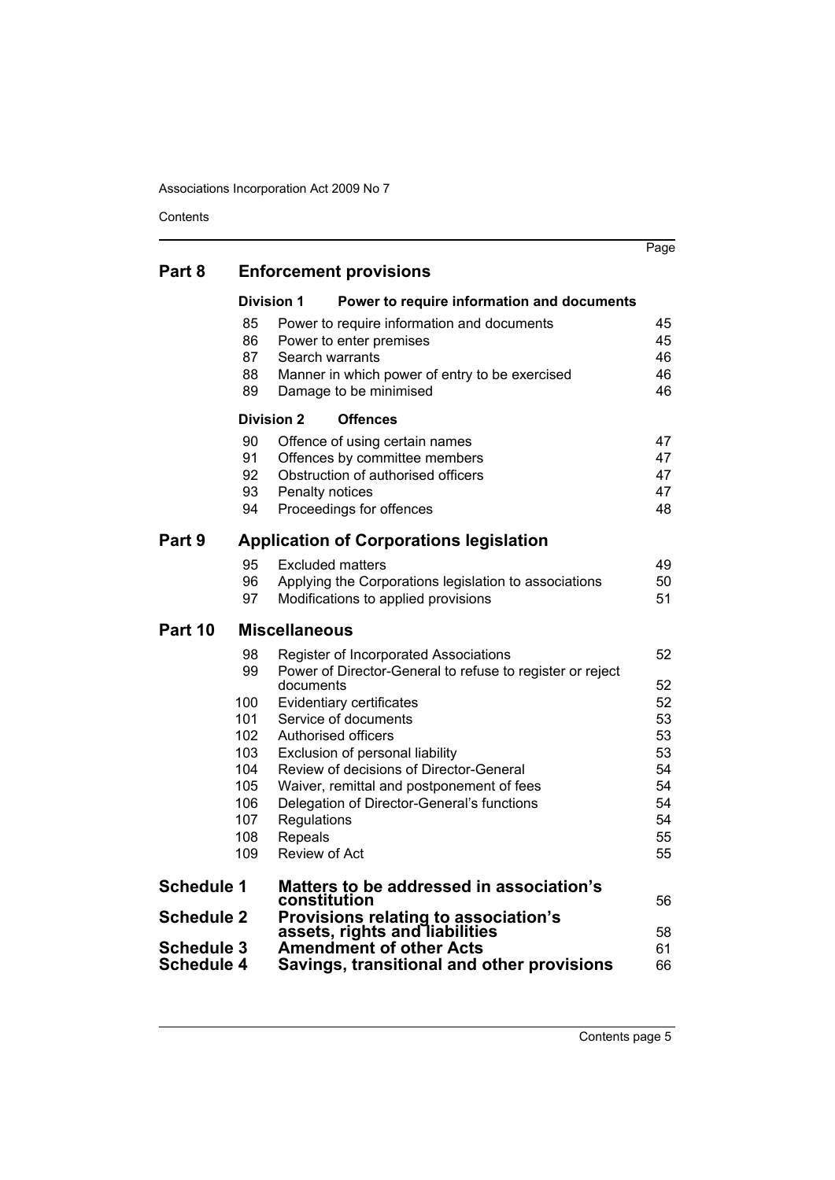| | | | Page |
|---|---|---|---|
| **Part 8** | **Enforcement provisions** | | |
| | **Division 1** | **Power to require information and documents** | |
| | 85 | Power to require information and documents | 45 |
| | 86 | Power to enter premises | 45 |
| | 87 | Search warrants | 46 |
| | 88 | Manner in which power of entry to be exercised | 46 |
| | 89 | Damage to be minimised | 46 |
| | **Division 2** | **Offences** | |
| | 90 | Offence of using certain names | 47 |
| | 91 | Offences by committee members | 47 |
| | 92 | Obstruction of authorised officers | 47 |
| | 93 | Penalty notices | 47 |
| | 94 | Proceedings for offences | 48 |
| **Part 9** | **Application of Corporations legislation** | | |
| | 95 | Excluded matters | 49 |
| | 96 | Applying the Corporations legislation to associations | 50 |
| | 97 | Modifications to applied provisions | 51 |
| **Part 10** | **Miscellaneous** | | |
| | 98 | Register of Incorporated Associations | 52 |
| | 99 | Power of Director-General to refuse to register or reject documents | 52 |
| | 100 | Evidentiary certificates | 52 |
| | 101 | Service of documents | 53 |
| | 102 | Authorised officers | 53 |
| | 103 | Exclusion of personal liability | 53 |
| | 104 | Review of decisions of Director-General | 54 |
| | 105 | Waiver, remittal and postponement of fees | 54 |
| | 106 | Delegation of Director-General's functions | 54 |
| | 107 | Regulations | 54 |
| | 108 | Repeals | 55 |
| | 109 | Review of Act | 55 |
| **Schedule 1** | **Matters to be addressed in association's constitution** | | 56 |
| **Schedule 2** | **Provisions relating to association's assets, rights and liabilities** | | 58 |
| **Schedule 3** | **Amendment of other Acts** | | 61 |
| **Schedule 4** | **Savings, transitional and other provisions** | | 66 |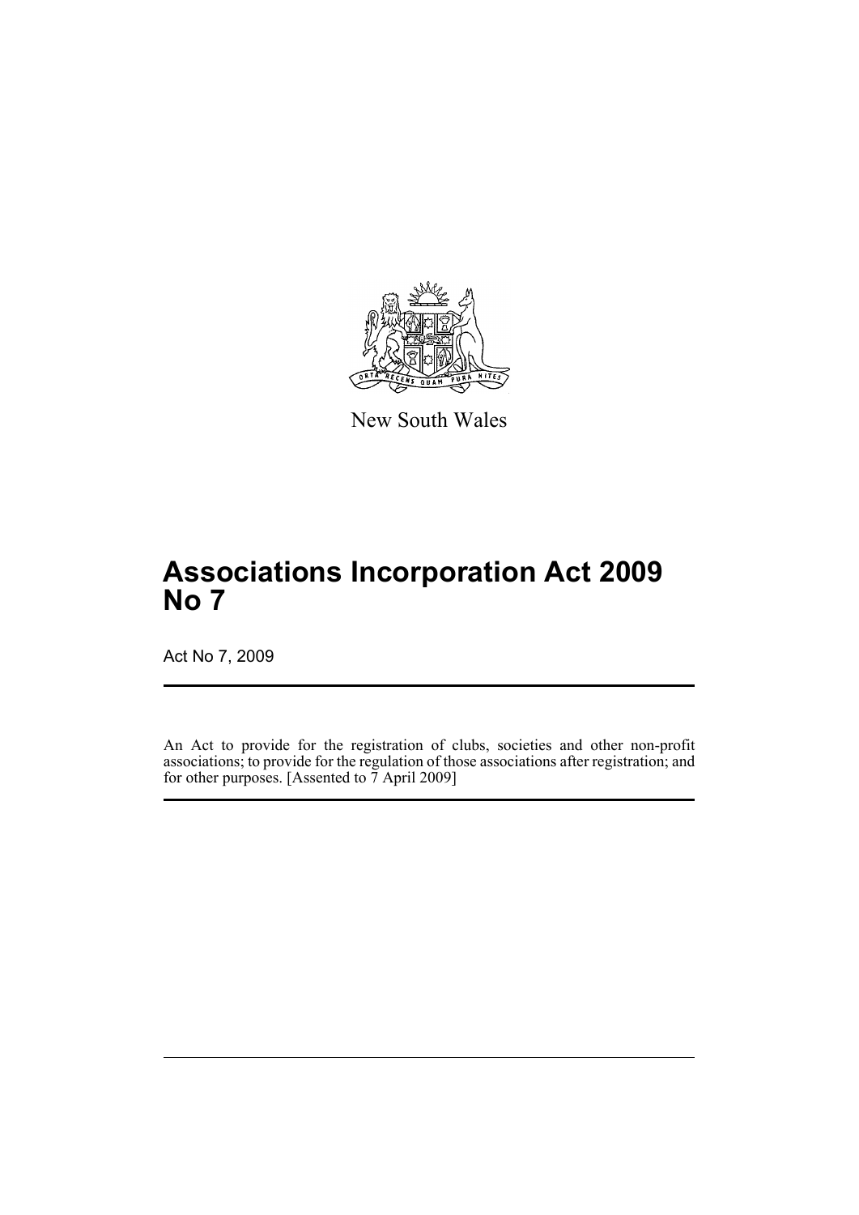New South Wales

# Associations Incorporation Act 2009 No 7

Act No 7, 2009

An Act to provide for the registration of clubs, societies and other non-profit associations; to provide for the regulation of those associations after registration; and for other purposes. [Assented to 7 April 2009]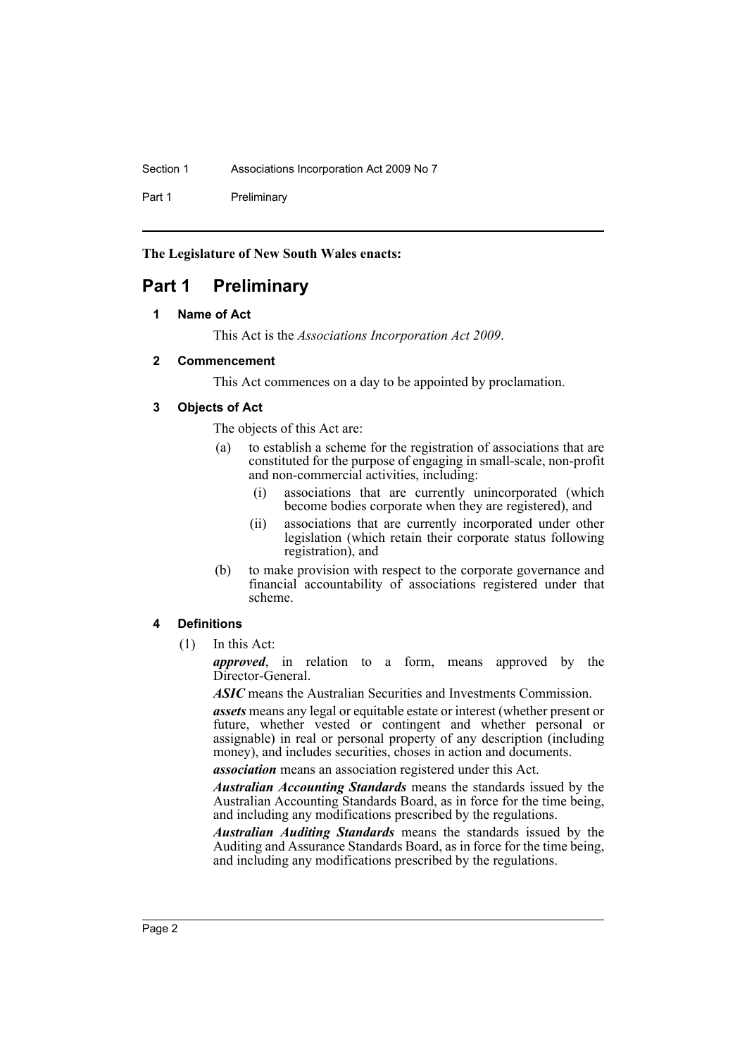**The Legislature of New South Wales enacts:**

# Part 1 Preliminary

### 1 Name of Act

This Act is the *Associations Incorporation Act 2009*.

### 2 Commencement

This Act commences on a day to be appointed by proclamation.

### 3 Objects of Act

The objects of this Act are:

- (a) to establish a scheme for the registration of associations that are constituted for the purpose of engaging in small-scale, non-profit and non-commercial activities, including:
  - (i) associations that are currently unincorporated (which become bodies corporate when they are registered), and
  - (ii) associations that are currently incorporated under other legislation (which retain their corporate status following registration), and
- (b) to make provision with respect to the corporate governance and financial accountability of associations registered under that scheme.

### 4 Definitions

(1) In this Act:

***approved***, in relation to a form, means approved by the Director-General.

***ASIC*** means the Australian Securities and Investments Commission.

***assets*** means any legal or equitable estate or interest (whether present or future, whether vested or contingent and whether personal or assignable) in real or personal property of any description (including money), and includes securities, choses in action and documents.

***association*** means an association registered under this Act.

***Australian Accounting Standards*** means the standards issued by the Australian Accounting Standards Board, as in force for the time being, and including any modifications prescribed by the regulations.

***Australian Auditing Standards*** means the standards issued by the Auditing and Assurance Standards Board, as in force for the time being, and including any modifications prescribed by the regulations.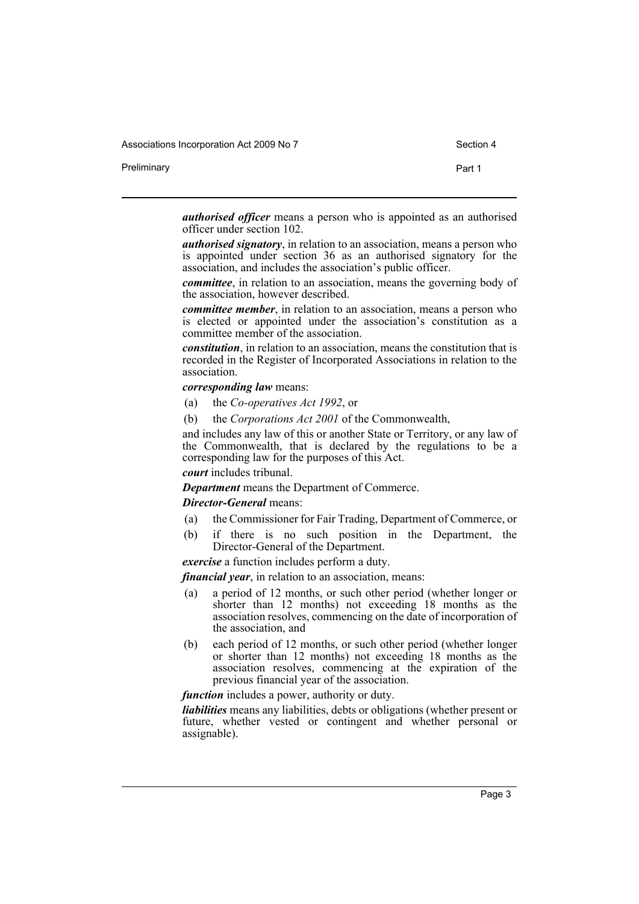***authorised officer*** means a person who is appointed as an authorised officer under section 102.

***authorised signatory***, in relation to an association, means a person who is appointed under section 36 as an authorised signatory for the association, and includes the association's public officer.

***committee***, in relation to an association, means the governing body of the association, however described.

***committee member***, in relation to an association, means a person who is elected or appointed under the association's constitution as a committee member of the association.

***constitution***, in relation to an association, means the constitution that is recorded in the Register of Incorporated Associations in relation to the association.

***corresponding law*** means:

(a) the *Co-operatives Act 1992*, or

(b) the *Corporations Act 2001* of the Commonwealth,

and includes any law of this or another State or Territory, or any law of the Commonwealth, that is declared by the regulations to be a corresponding law for the purposes of this Act.

***court*** includes tribunal.

***Department*** means the Department of Commerce.

***Director-General*** means:

(a) the Commissioner for Fair Trading, Department of Commerce, or

(b) if there is no such position in the Department, the Director-General of the Department.

***exercise*** a function includes perform a duty.

***financial year***, in relation to an association, means:

(a) a period of 12 months, or such other period (whether longer or shorter than 12 months) not exceeding 18 months as the association resolves, commencing on the date of incorporation of the association, and

(b) each period of 12 months, or such other period (whether longer or shorter than 12 months) not exceeding 18 months as the association resolves, commencing at the expiration of the previous financial year of the association.

***function*** includes a power, authority or duty.

***liabilities*** means any liabilities, debts or obligations (whether present or future, whether vested or contingent and whether personal or assignable).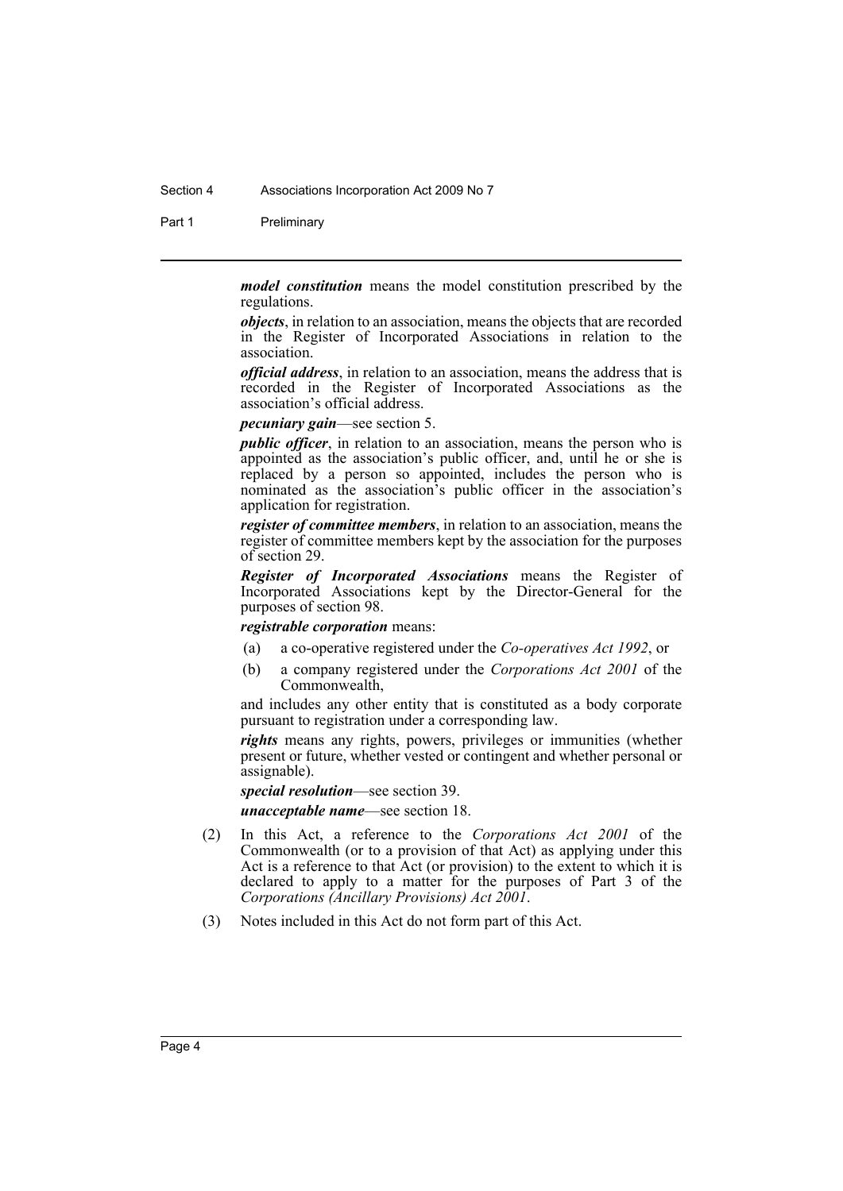***model constitution*** means the model constitution prescribed by the regulations.

***objects***, in relation to an association, means the objects that are recorded in the Register of Incorporated Associations in relation to the association.

***official address***, in relation to an association, means the address that is recorded in the Register of Incorporated Associations as the association's official address.

***pecuniary gain***—see section 5.

***public officer***, in relation to an association, means the person who is appointed as the association's public officer, and, until he or she is replaced by a person so appointed, includes the person who is nominated as the association's public officer in the association's application for registration.

***register of committee members***, in relation to an association, means the register of committee members kept by the association for the purposes of section 29.

***Register of Incorporated Associations*** means the Register of Incorporated Associations kept by the Director-General for the purposes of section 98.

***registrable corporation*** means:

(a) a co-operative registered under the *Co-operatives Act 1992*, or

(b) a company registered under the *Corporations Act 2001* of the Commonwealth,

and includes any other entity that is constituted as a body corporate pursuant to registration under a corresponding law.

***rights*** means any rights, powers, privileges or immunities (whether present or future, whether vested or contingent and whether personal or assignable).

***special resolution***—see section 39.

***unacceptable name***—see section 18.

(2) In this Act, a reference to the *Corporations Act 2001* of the Commonwealth (or to a provision of that Act) as applying under this Act is a reference to that Act (or provision) to the extent to which it is declared to apply to a matter for the purposes of Part 3 of the *Corporations (Ancillary Provisions) Act 2001*.

(3) Notes included in this Act do not form part of this Act.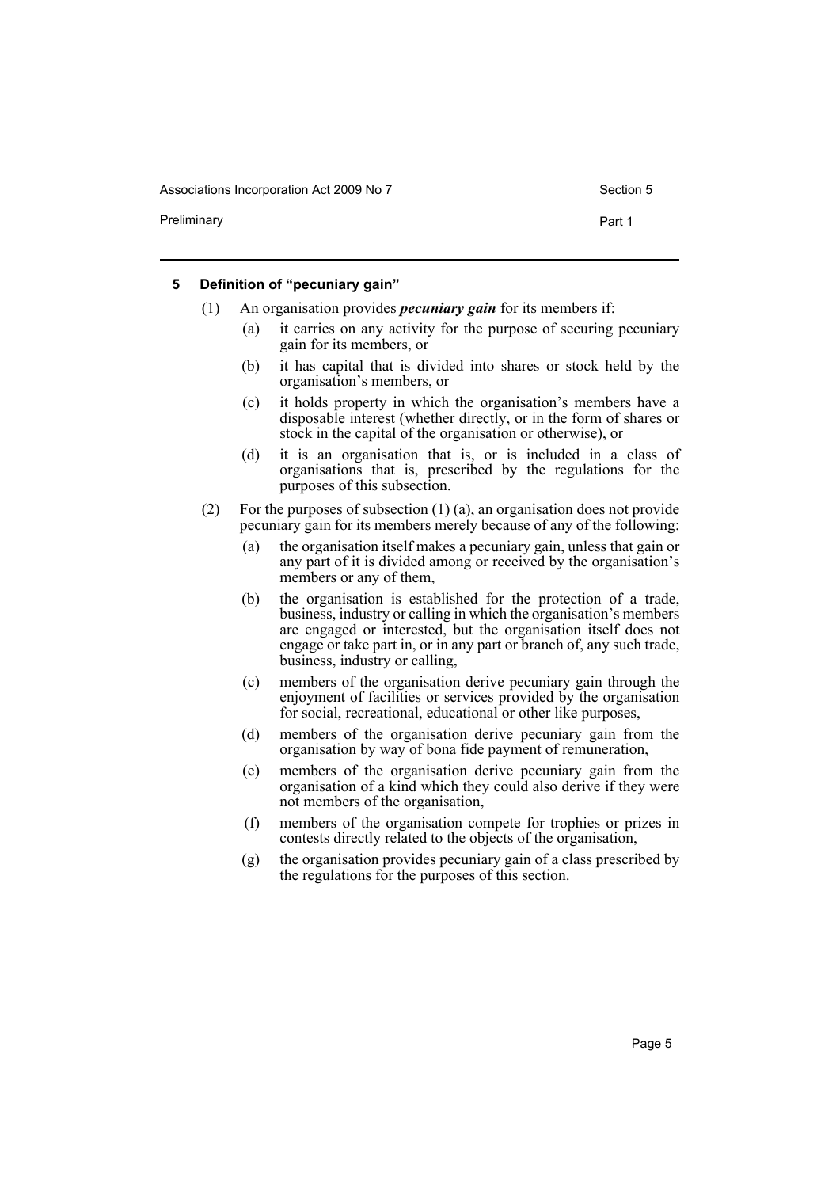#### 5 Definition of "pecuniary gain"

(1) An organisation provides ***pecuniary gain*** for its members if:

- (a) it carries on any activity for the purpose of securing pecuniary gain for its members, or
- (b) it has capital that is divided into shares or stock held by the organisation's members, or
- (c) it holds property in which the organisation's members have a disposable interest (whether directly, or in the form of shares or stock in the capital of the organisation or otherwise), or
- (d) it is an organisation that is, or is included in a class of organisations that is, prescribed by the regulations for the purposes of this subsection.

(2) For the purposes of subsection (1) (a), an organisation does not provide pecuniary gain for its members merely because of any of the following:

- (a) the organisation itself makes a pecuniary gain, unless that gain or any part of it is divided among or received by the organisation's members or any of them,
- (b) the organisation is established for the protection of a trade, business, industry or calling in which the organisation's members are engaged or interested, but the organisation itself does not engage or take part in, or in any part or branch of, any such trade, business, industry or calling,
- (c) members of the organisation derive pecuniary gain through the enjoyment of facilities or services provided by the organisation for social, recreational, educational or other like purposes,
- (d) members of the organisation derive pecuniary gain from the organisation by way of bona fide payment of remuneration,
- (e) members of the organisation derive pecuniary gain from the organisation of a kind which they could also derive if they were not members of the organisation,
- (f) members of the organisation compete for trophies or prizes in contests directly related to the objects of the organisation,
- (g) the organisation provides pecuniary gain of a class prescribed by the regulations for the purposes of this section.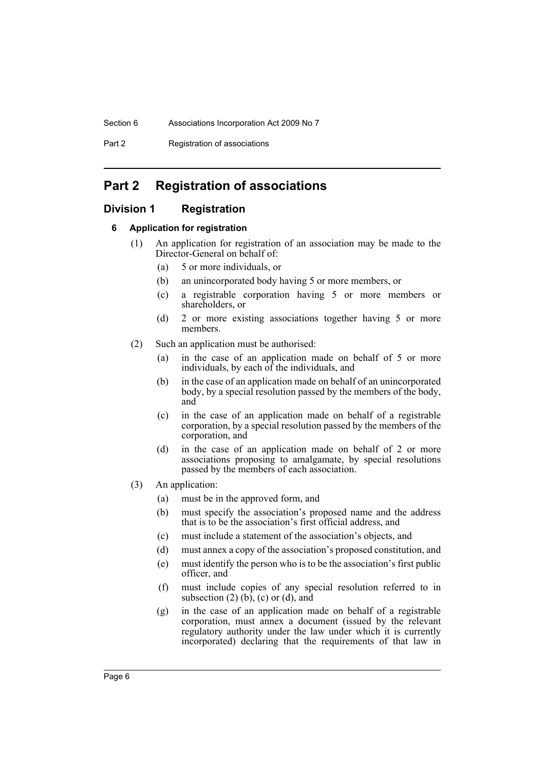# Part 2 Registration of associations

## Division 1 Registration

### 6 Application for registration

(1) An application for registration of an association may be made to the Director-General on behalf of:

- (a) 5 or more individuals, or
- (b) an unincorporated body having 5 or more members, or
- (c) a registrable corporation having 5 or more members or shareholders, or
- (d) 2 or more existing associations together having 5 or more members.

(2) Such an application must be authorised:

- (a) in the case of an application made on behalf of 5 or more individuals, by each of the individuals, and
- (b) in the case of an application made on behalf of an unincorporated body, by a special resolution passed by the members of the body, and
- (c) in the case of an application made on behalf of a registrable corporation, by a special resolution passed by the members of the corporation, and
- (d) in the case of an application made on behalf of 2 or more associations proposing to amalgamate, by special resolutions passed by the members of each association.

(3) An application:

- (a) must be in the approved form, and
- (b) must specify the association's proposed name and the address that is to be the association's first official address, and
- (c) must include a statement of the association's objects, and
- (d) must annex a copy of the association's proposed constitution, and
- (e) must identify the person who is to be the association's first public officer, and
- (f) must include copies of any special resolution referred to in subsection (2) (b), (c) or (d), and
- (g) in the case of an application made on behalf of a registrable corporation, must annex a document (issued by the relevant regulatory authority under the law under which it is currently incorporated) declaring that the requirements of that law in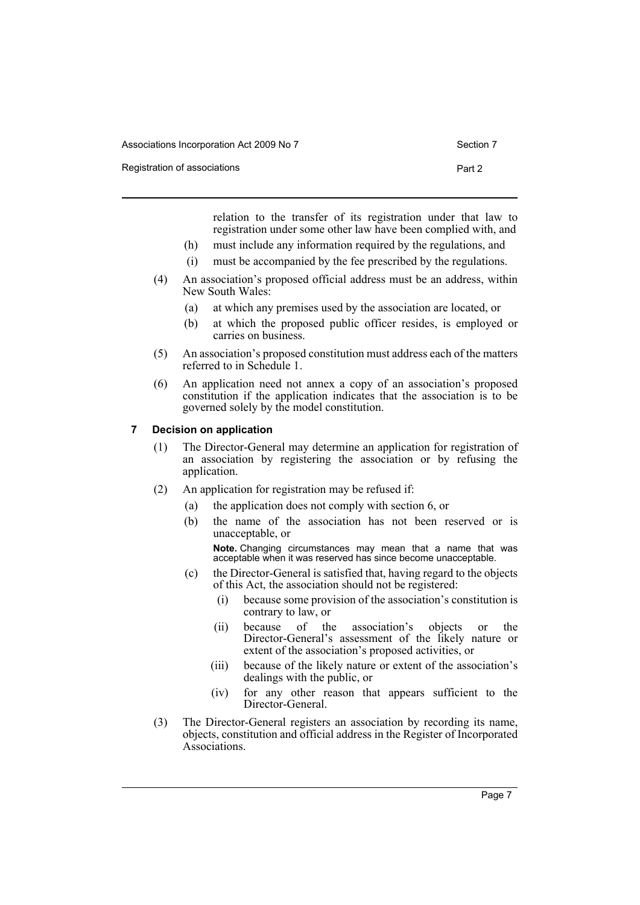relation to the transfer of its registration under that law to registration under some other law have been complied with, and

(h) must include any information required by the regulations, and

(i) must be accompanied by the fee prescribed by the regulations.

(4) An association's proposed official address must be an address, within New South Wales:

(a) at which any premises used by the association are located, or

(b) at which the proposed public officer resides, is employed or carries on business.

(5) An association's proposed constitution must address each of the matters referred to in Schedule 1.

(6) An application need not annex a copy of an association's proposed constitution if the application indicates that the association is to be governed solely by the model constitution.

### 7 Decision on application

(1) The Director-General may determine an application for registration of an association by registering the association or by refusing the application.

(2) An application for registration may be refused if:

(a) the application does not comply with section 6, or

(b) the name of the association has not been reserved or is unacceptable, or

**Note.** Changing circumstances may mean that a name that was acceptable when it was reserved has since become unacceptable.

(c) the Director-General is satisfied that, having regard to the objects of this Act, the association should not be registered:

(i) because some provision of the association's constitution is contrary to law, or

(ii) because of the association's objects or the Director-General's assessment of the likely nature or extent of the association's proposed activities, or

(iii) because of the likely nature or extent of the association's dealings with the public, or

(iv) for any other reason that appears sufficient to the Director-General.

(3) The Director-General registers an association by recording its name, objects, constitution and official address in the Register of Incorporated Associations.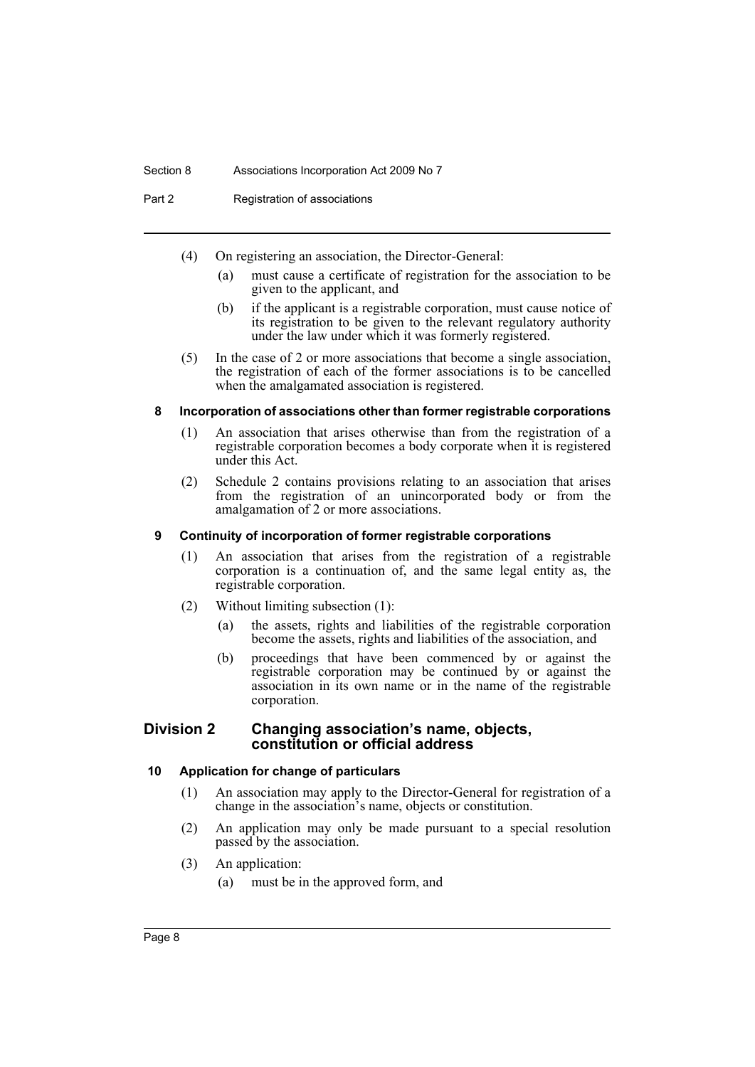(4) On registering an association, the Director-General:

(a) must cause a certificate of registration for the association to be given to the applicant, and

(b) if the applicant is a registrable corporation, must cause notice of its registration to be given to the relevant regulatory authority under the law under which it was formerly registered.

(5) In the case of 2 or more associations that become a single association, the registration of each of the former associations is to be cancelled when the amalgamated association is registered.

#### 8 Incorporation of associations other than former registrable corporations

(1) An association that arises otherwise than from the registration of a registrable corporation becomes a body corporate when it is registered under this Act.

(2) Schedule 2 contains provisions relating to an association that arises from the registration of an unincorporated body or from the amalgamation of 2 or more associations.

#### 9 Continuity of incorporation of former registrable corporations

(1) An association that arises from the registration of a registrable corporation is a continuation of, and the same legal entity as, the registrable corporation.

(2) Without limiting subsection (1):

(a) the assets, rights and liabilities of the registrable corporation become the assets, rights and liabilities of the association, and

(b) proceedings that have been commenced by or against the registrable corporation may be continued by or against the association in its own name or in the name of the registrable corporation.

## Division 2 Changing association's name, objects, constitution or official address

#### 10 Application for change of particulars

(1) An association may apply to the Director-General for registration of a change in the association's name, objects or constitution.

(2) An application may only be made pursuant to a special resolution passed by the association.

(3) An application:

(a) must be in the approved form, and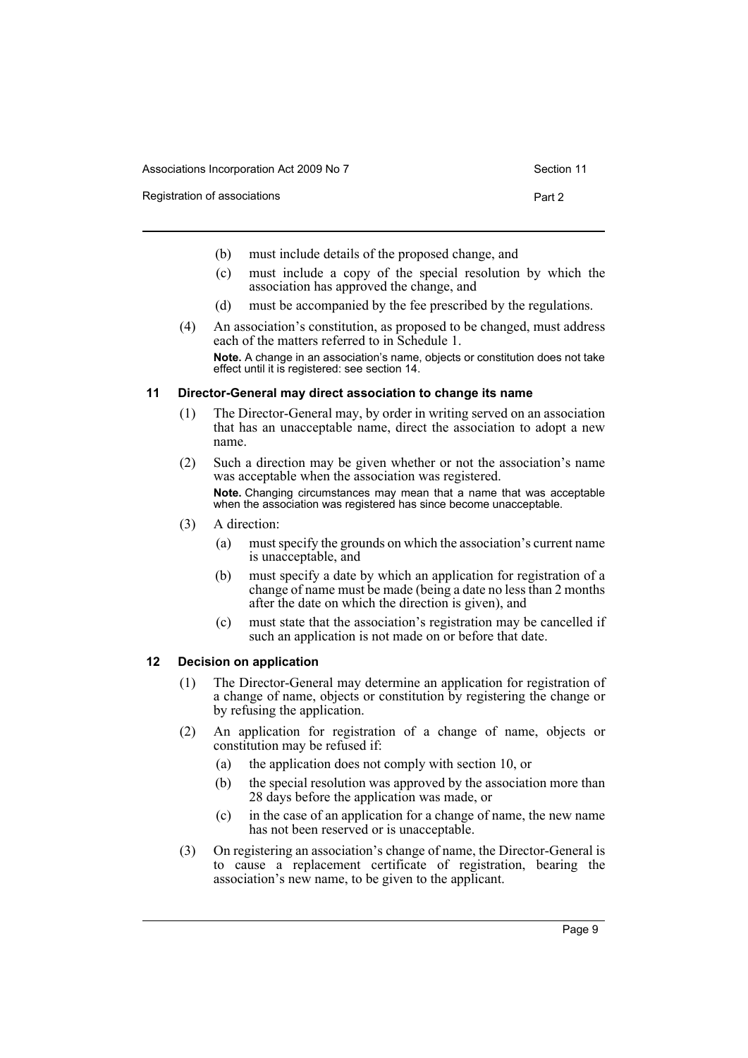(b) must include details of the proposed change, and

(c) must include a copy of the special resolution by which the association has approved the change, and

(d) must be accompanied by the fee prescribed by the regulations.

(4) An association's constitution, as proposed to be changed, must address each of the matters referred to in Schedule 1.

**Note.** A change in an association's name, objects or constitution does not take effect until it is registered: see section 14.

### 11 Director-General may direct association to change its name

(1) The Director-General may, by order in writing served on an association that has an unacceptable name, direct the association to adopt a new name.

(2) Such a direction may be given whether or not the association's name was acceptable when the association was registered.

**Note.** Changing circumstances may mean that a name that was acceptable when the association was registered has since become unacceptable.

(3) A direction:

(a) must specify the grounds on which the association's current name is unacceptable, and

(b) must specify a date by which an application for registration of a change of name must be made (being a date no less than 2 months after the date on which the direction is given), and

(c) must state that the association's registration may be cancelled if such an application is not made on or before that date.

### 12 Decision on application

(1) The Director-General may determine an application for registration of a change of name, objects or constitution by registering the change or by refusing the application.

(2) An application for registration of a change of name, objects or constitution may be refused if:

(a) the application does not comply with section 10, or

(b) the special resolution was approved by the association more than 28 days before the application was made, or

(c) in the case of an application for a change of name, the new name has not been reserved or is unacceptable.

(3) On registering an association's change of name, the Director-General is to cause a replacement certificate of registration, bearing the association's new name, to be given to the applicant.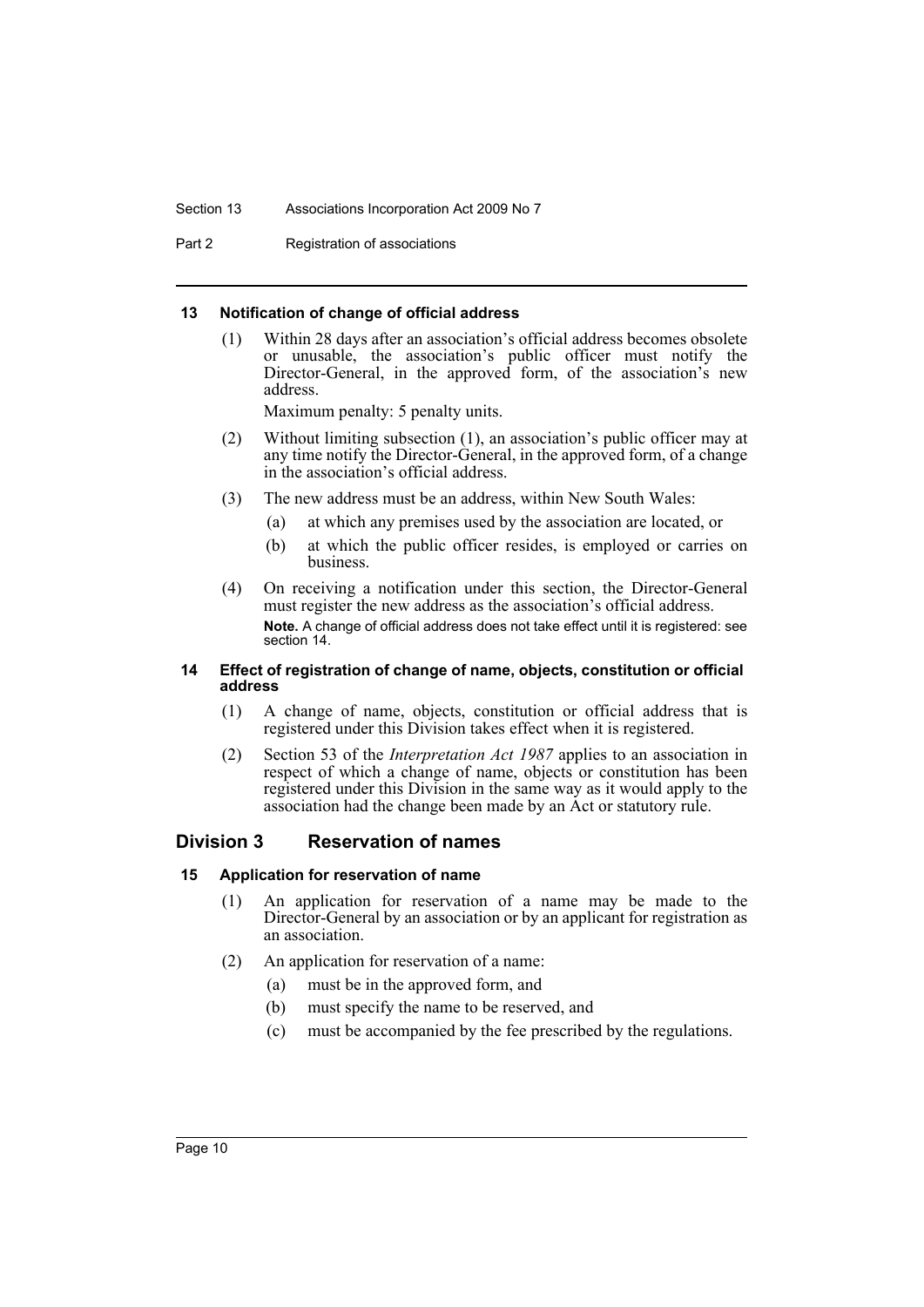#### 13 Notification of change of official address

(1) Within 28 days after an association's official address becomes obsolete or unusable, the association's public officer must notify the Director-General, in the approved form, of the association's new address.

Maximum penalty: 5 penalty units.

(2) Without limiting subsection (1), an association's public officer may at any time notify the Director-General, in the approved form, of a change in the association's official address.

(3) The new address must be an address, within New South Wales:

- (a) at which any premises used by the association are located, or
- (b) at which the public officer resides, is employed or carries on business.

(4) On receiving a notification under this section, the Director-General must register the new address as the association's official address.

**Note.** A change of official address does not take effect until it is registered: see section 14.

#### 14 Effect of registration of change of name, objects, constitution or official address

(1) A change of name, objects, constitution or official address that is registered under this Division takes effect when it is registered.

(2) Section 53 of the *Interpretation Act 1987* applies to an association in respect of which a change of name, objects or constitution has been registered under this Division in the same way as it would apply to the association had the change been made by an Act or statutory rule.

### Division 3 Reservation of names

#### 15 Application for reservation of name

(1) An application for reservation of a name may be made to the Director-General by an association or by an applicant for registration as an association.

(2) An application for reservation of a name:

- (a) must be in the approved form, and
- (b) must specify the name to be reserved, and
- (c) must be accompanied by the fee prescribed by the regulations.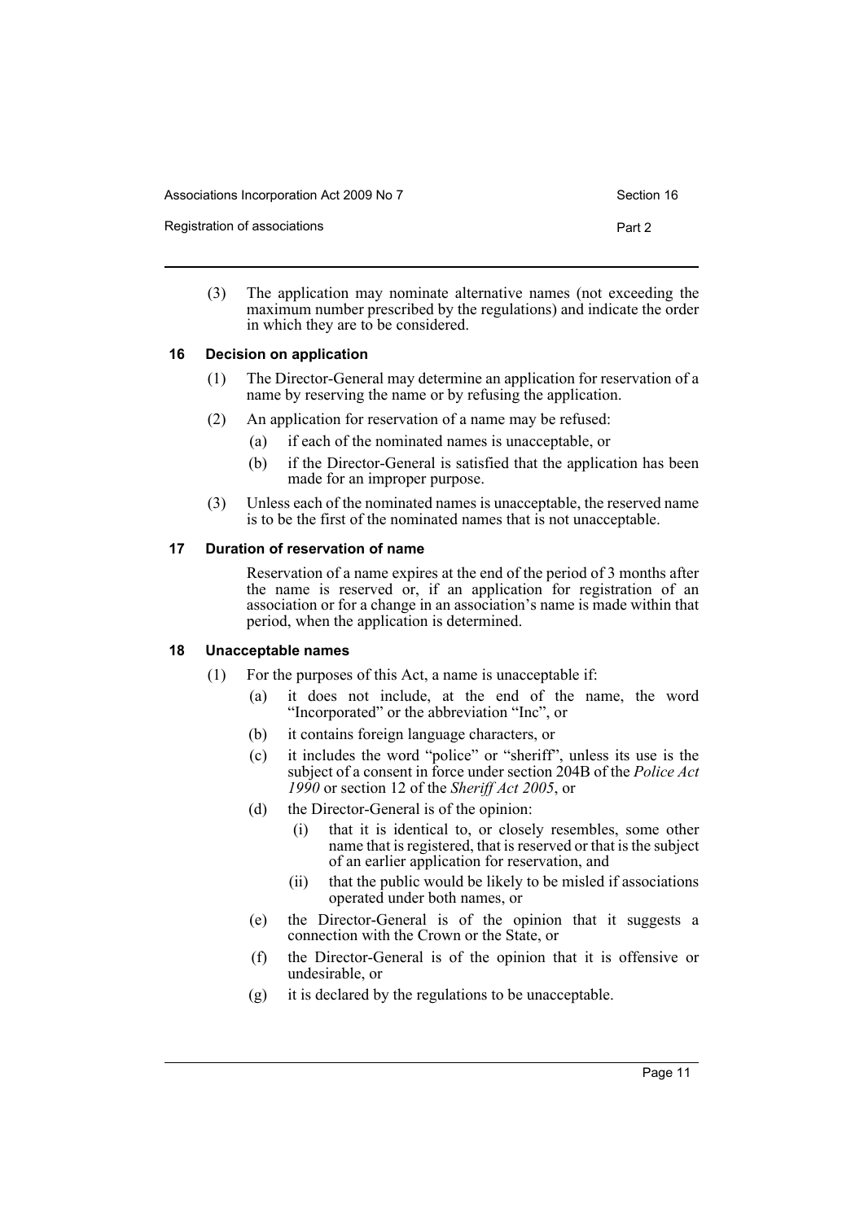(3) The application may nominate alternative names (not exceeding the maximum number prescribed by the regulations) and indicate the order in which they are to be considered.

### 16 Decision on application

(1) The Director-General may determine an application for reservation of a name by reserving the name or by refusing the application.

(2) An application for reservation of a name may be refused:

- (a) if each of the nominated names is unacceptable, or
- (b) if the Director-General is satisfied that the application has been made for an improper purpose.

(3) Unless each of the nominated names is unacceptable, the reserved name is to be the first of the nominated names that is not unacceptable.

### 17 Duration of reservation of name

Reservation of a name expires at the end of the period of 3 months after the name is reserved or, if an application for registration of an association or for a change in an association's name is made within that period, when the application is determined.

### 18 Unacceptable names

(1) For the purposes of this Act, a name is unacceptable if:

- (a) it does not include, at the end of the name, the word "Incorporated" or the abbreviation "Inc", or
- (b) it contains foreign language characters, or
- (c) it includes the word "police" or "sheriff", unless its use is the subject of a consent in force under section 204B of the *Police Act 1990* or section 12 of the *Sheriff Act 2005*, or
- (d) the Director-General is of the opinion:
  - (i) that it is identical to, or closely resembles, some other name that is registered, that is reserved or that is the subject of an earlier application for reservation, and
  - (ii) that the public would be likely to be misled if associations operated under both names, or
- (e) the Director-General is of the opinion that it suggests a connection with the Crown or the State, or
- (f) the Director-General is of the opinion that it is offensive or undesirable, or
- (g) it is declared by the regulations to be unacceptable.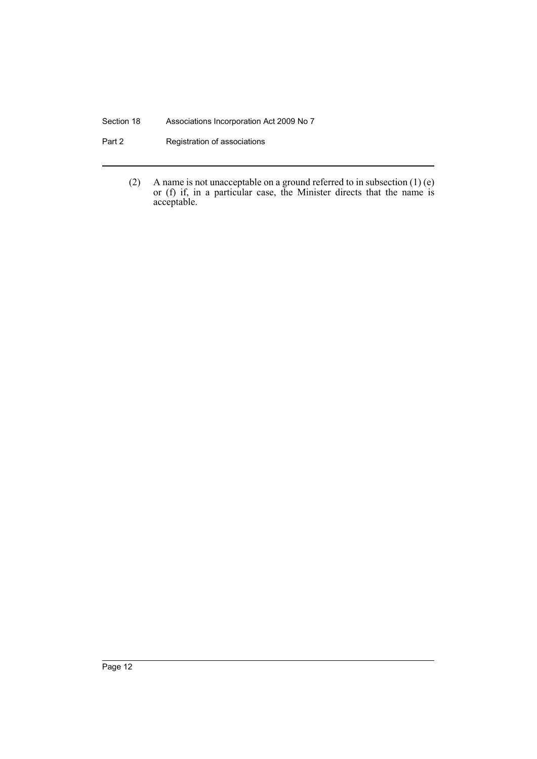(2) A name is not unacceptable on a ground referred to in subsection (1) (e) or (f) if, in a particular case, the Minister directs that the name is acceptable.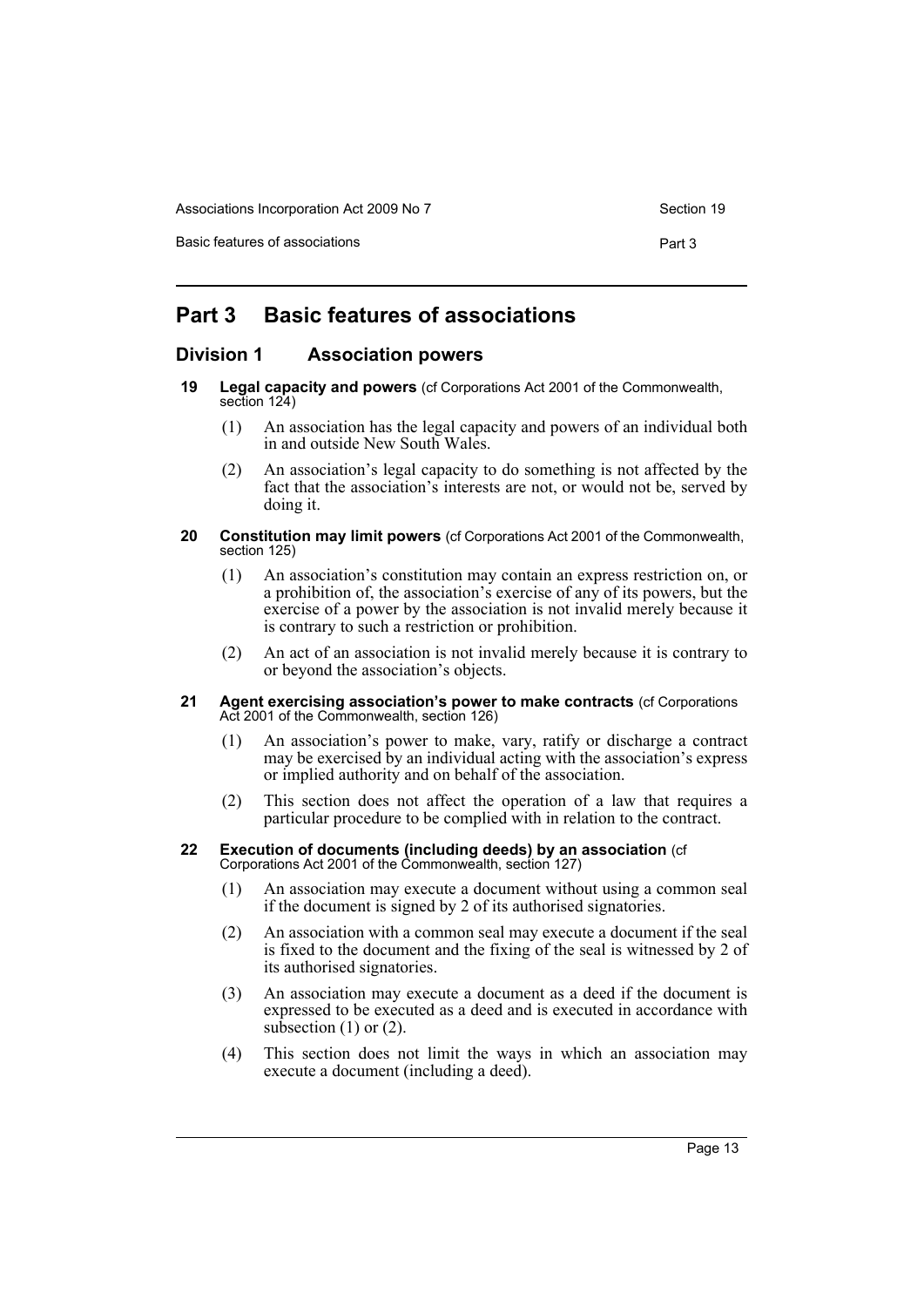# Part 3 Basic features of associations

## Division 1 Association powers

### 19 Legal capacity and powers (cf Corporations Act 2001 of the Commonwealth, section 124)

(1) An association has the legal capacity and powers of an individual both in and outside New South Wales.

(2) An association's legal capacity to do something is not affected by the fact that the association's interests are not, or would not be, served by doing it.

### 20 Constitution may limit powers (cf Corporations Act 2001 of the Commonwealth, section 125)

(1) An association's constitution may contain an express restriction on, or a prohibition of, the association's exercise of any of its powers, but the exercise of a power by the association is not invalid merely because it is contrary to such a restriction or prohibition.

(2) An act of an association is not invalid merely because it is contrary to or beyond the association's objects.

### 21 Agent exercising association's power to make contracts (cf Corporations Act 2001 of the Commonwealth, section 126)

(1) An association's power to make, vary, ratify or discharge a contract may be exercised by an individual acting with the association's express or implied authority and on behalf of the association.

(2) This section does not affect the operation of a law that requires a particular procedure to be complied with in relation to the contract.

### 22 Execution of documents (including deeds) by an association (cf Corporations Act 2001 of the Commonwealth, section 127)

(1) An association may execute a document without using a common seal if the document is signed by 2 of its authorised signatories.

(2) An association with a common seal may execute a document if the seal is fixed to the document and the fixing of the seal is witnessed by 2 of its authorised signatories.

(3) An association may execute a document as a deed if the document is expressed to be executed as a deed and is executed in accordance with subsection (1) or (2).

(4) This section does not limit the ways in which an association may execute a document (including a deed).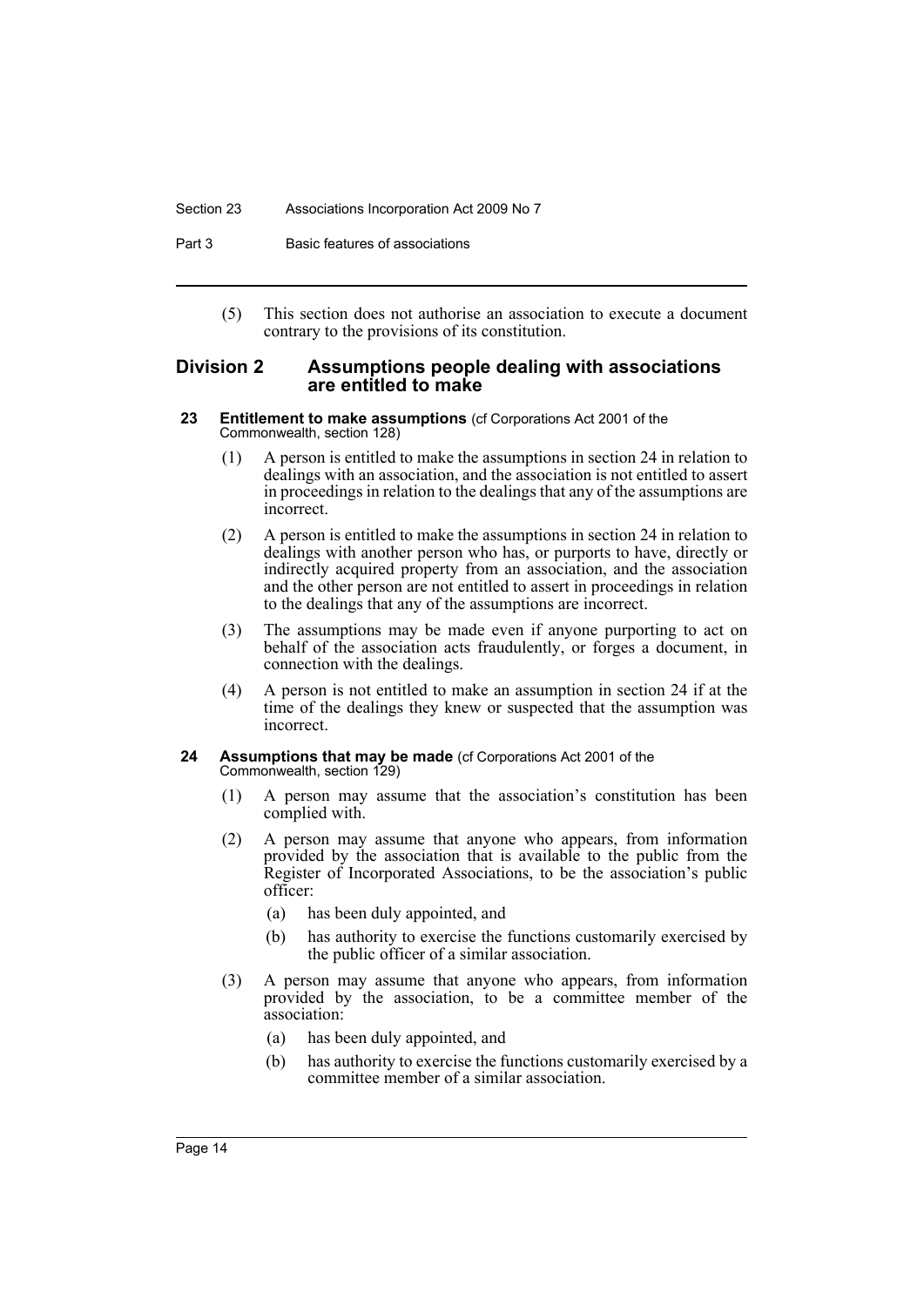(5) This section does not authorise an association to execute a document contrary to the provisions of its constitution.

## Division 2 Assumptions people dealing with associations are entitled to make

### 23 Entitlement to make assumptions (cf Corporations Act 2001 of the Commonwealth, section 128)

(1) A person is entitled to make the assumptions in section 24 in relation to dealings with an association, and the association is not entitled to assert in proceedings in relation to the dealings that any of the assumptions are incorrect.

(2) A person is entitled to make the assumptions in section 24 in relation to dealings with another person who has, or purports to have, directly or indirectly acquired property from an association, and the association and the other person are not entitled to assert in proceedings in relation to the dealings that any of the assumptions are incorrect.

(3) The assumptions may be made even if anyone purporting to act on behalf of the association acts fraudulently, or forges a document, in connection with the dealings.

(4) A person is not entitled to make an assumption in section 24 if at the time of the dealings they knew or suspected that the assumption was incorrect.

### 24 Assumptions that may be made (cf Corporations Act 2001 of the Commonwealth, section 129)

(1) A person may assume that the association's constitution has been complied with.

(2) A person may assume that anyone who appears, from information provided by the association that is available to the public from the Register of Incorporated Associations, to be the association's public officer:

- (a) has been duly appointed, and
- (b) has authority to exercise the functions customarily exercised by the public officer of a similar association.

(3) A person may assume that anyone who appears, from information provided by the association, to be a committee member of the association:

- (a) has been duly appointed, and
- (b) has authority to exercise the functions customarily exercised by a committee member of a similar association.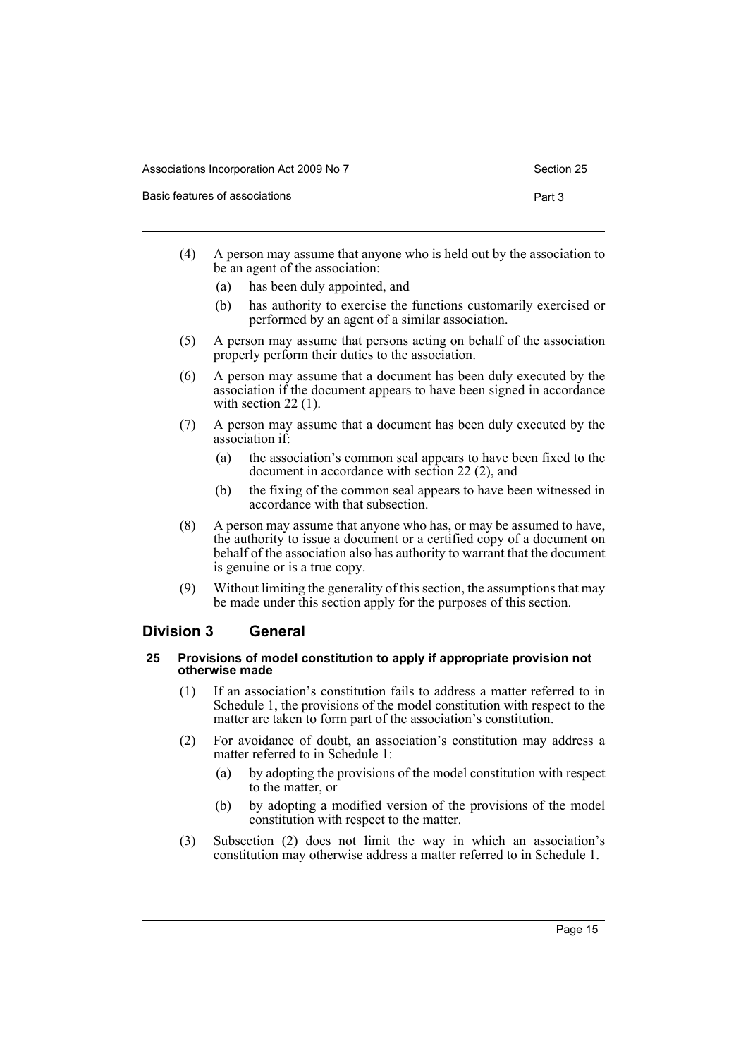(4) A person may assume that anyone who is held out by the association to be an agent of the association:

(a) has been duly appointed, and

(b) has authority to exercise the functions customarily exercised or performed by an agent of a similar association.

(5) A person may assume that persons acting on behalf of the association properly perform their duties to the association.

(6) A person may assume that a document has been duly executed by the association if the document appears to have been signed in accordance with section 22 (1).

(7) A person may assume that a document has been duly executed by the association if:

(a) the association's common seal appears to have been fixed to the document in accordance with section 22 (2), and

(b) the fixing of the common seal appears to have been witnessed in accordance with that subsection.

(8) A person may assume that anyone who has, or may be assumed to have, the authority to issue a document or a certified copy of a document on behalf of the association also has authority to warrant that the document is genuine or is a true copy.

(9) Without limiting the generality of this section, the assumptions that may be made under this section apply for the purposes of this section.

## Division 3 General

### 25 Provisions of model constitution to apply if appropriate provision not otherwise made

(1) If an association's constitution fails to address a matter referred to in Schedule 1, the provisions of the model constitution with respect to the matter are taken to form part of the association's constitution.

(2) For avoidance of doubt, an association's constitution may address a matter referred to in Schedule 1:

(a) by adopting the provisions of the model constitution with respect to the matter, or

(b) by adopting a modified version of the provisions of the model constitution with respect to the matter.

(3) Subsection (2) does not limit the way in which an association's constitution may otherwise address a matter referred to in Schedule 1.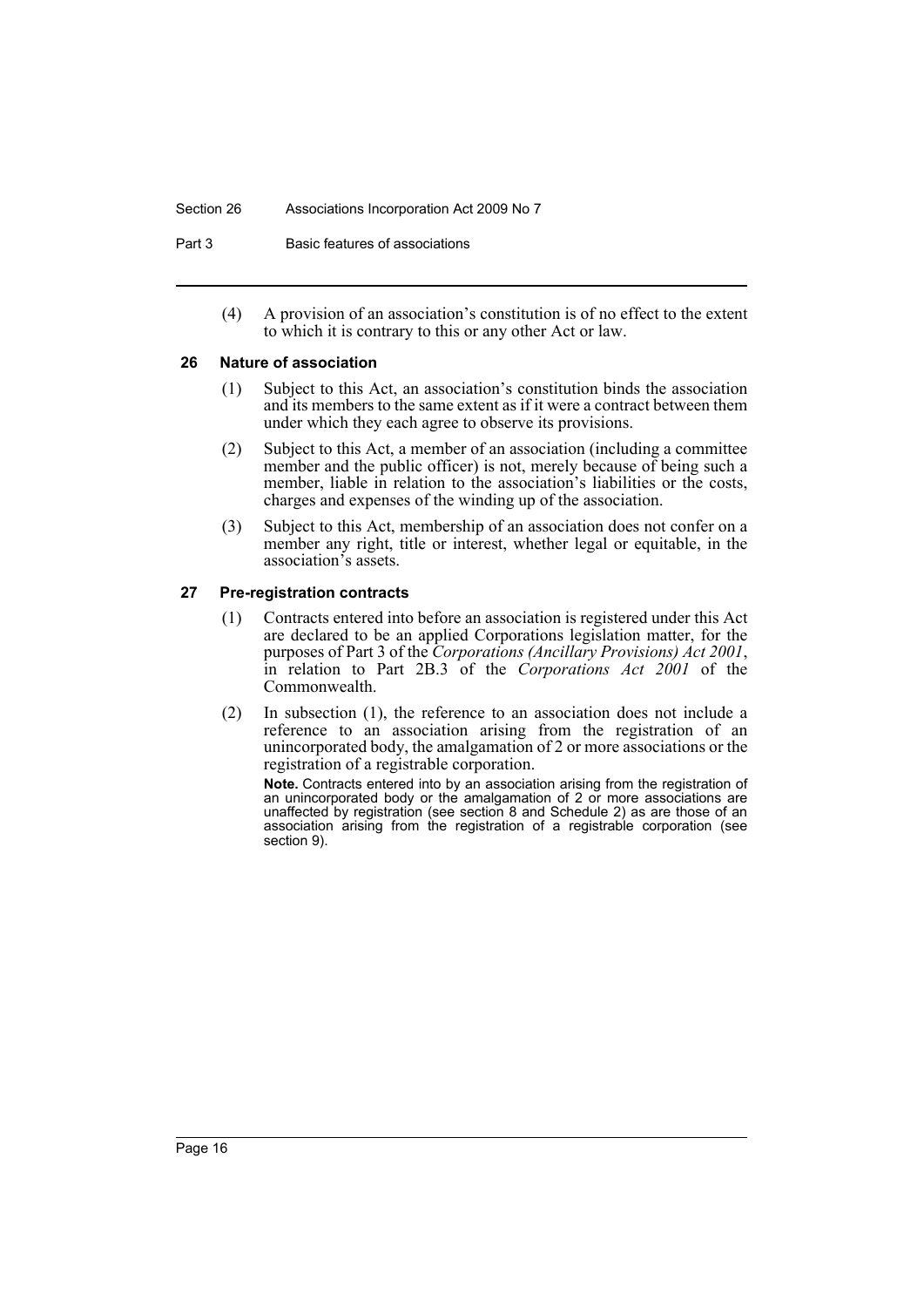(4) A provision of an association's constitution is of no effect to the extent to which it is contrary to this or any other Act or law.

### 26 Nature of association

(1) Subject to this Act, an association's constitution binds the association and its members to the same extent as if it were a contract between them under which they each agree to observe its provisions.

(2) Subject to this Act, a member of an association (including a committee member and the public officer) is not, merely because of being such a member, liable in relation to the association's liabilities or the costs, charges and expenses of the winding up of the association.

(3) Subject to this Act, membership of an association does not confer on a member any right, title or interest, whether legal or equitable, in the association's assets.

### 27 Pre-registration contracts

(1) Contracts entered into before an association is registered under this Act are declared to be an applied Corporations legislation matter, for the purposes of Part 3 of the *Corporations (Ancillary Provisions) Act 2001*, in relation to Part 2B.3 of the *Corporations Act 2001* of the Commonwealth.

(2) In subsection (1), the reference to an association does not include a reference to an association arising from the registration of an unincorporated body, the amalgamation of 2 or more associations or the registration of a registrable corporation.

**Note.** Contracts entered into by an association arising from the registration of an unincorporated body or the amalgamation of 2 or more associations are unaffected by registration (see section 8 and Schedule 2) as are those of an association arising from the registration of a registrable corporation (see section 9).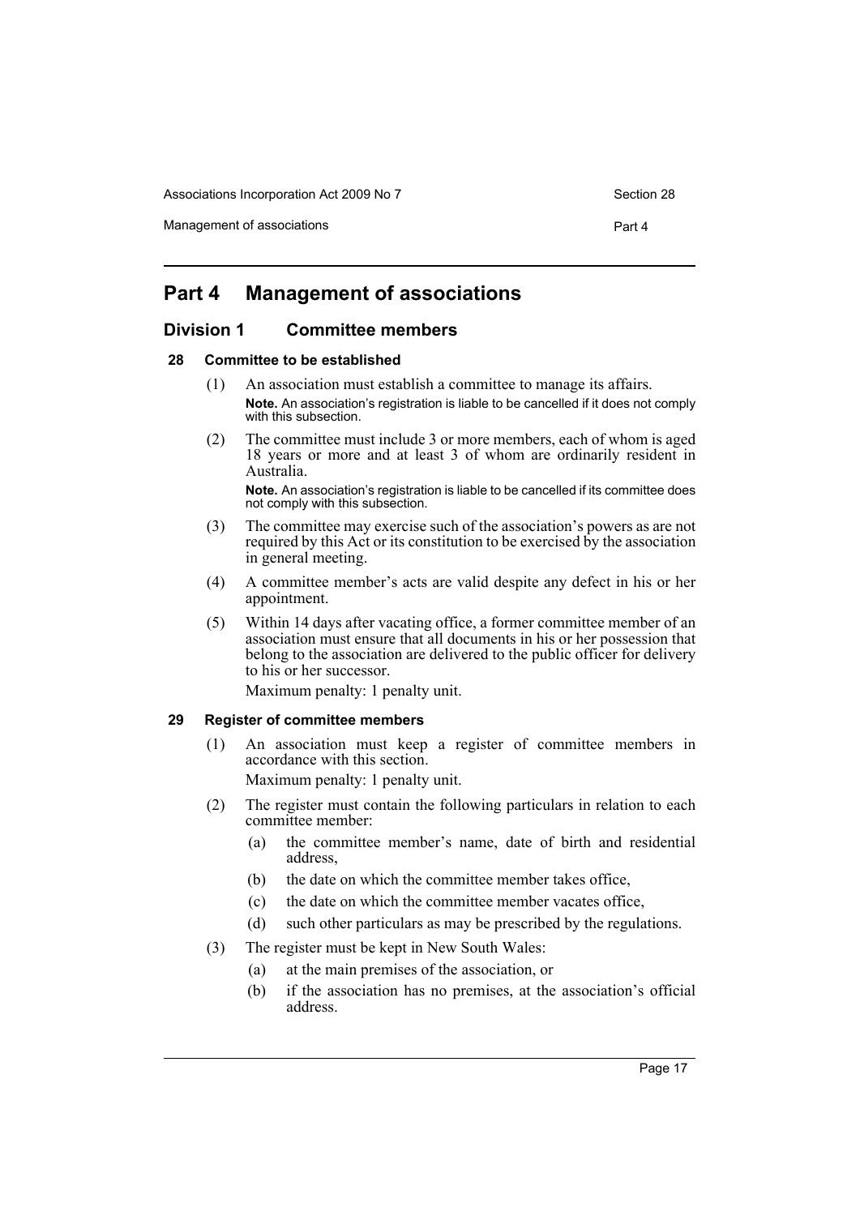# Part 4 Management of associations

## Division 1 Committee members

### 28 Committee to be established

(1) An association must establish a committee to manage its affairs.

**Note.** An association's registration is liable to be cancelled if it does not comply with this subsection.

(2) The committee must include 3 or more members, each of whom is aged 18 years or more and at least 3 of whom are ordinarily resident in Australia.

**Note.** An association's registration is liable to be cancelled if its committee does not comply with this subsection.

(3) The committee may exercise such of the association's powers as are not required by this Act or its constitution to be exercised by the association in general meeting.

(4) A committee member's acts are valid despite any defect in his or her appointment.

(5) Within 14 days after vacating office, a former committee member of an association must ensure that all documents in his or her possession that belong to the association are delivered to the public officer for delivery to his or her successor.

Maximum penalty: 1 penalty unit.

### 29 Register of committee members

(1) An association must keep a register of committee members in accordance with this section.

Maximum penalty: 1 penalty unit.

(2) The register must contain the following particulars in relation to each committee member:

(a) the committee member's name, date of birth and residential address,

(b) the date on which the committee member takes office,

(c) the date on which the committee member vacates office,

(d) such other particulars as may be prescribed by the regulations.

(3) The register must be kept in New South Wales:

(a) at the main premises of the association, or

(b) if the association has no premises, at the association's official address.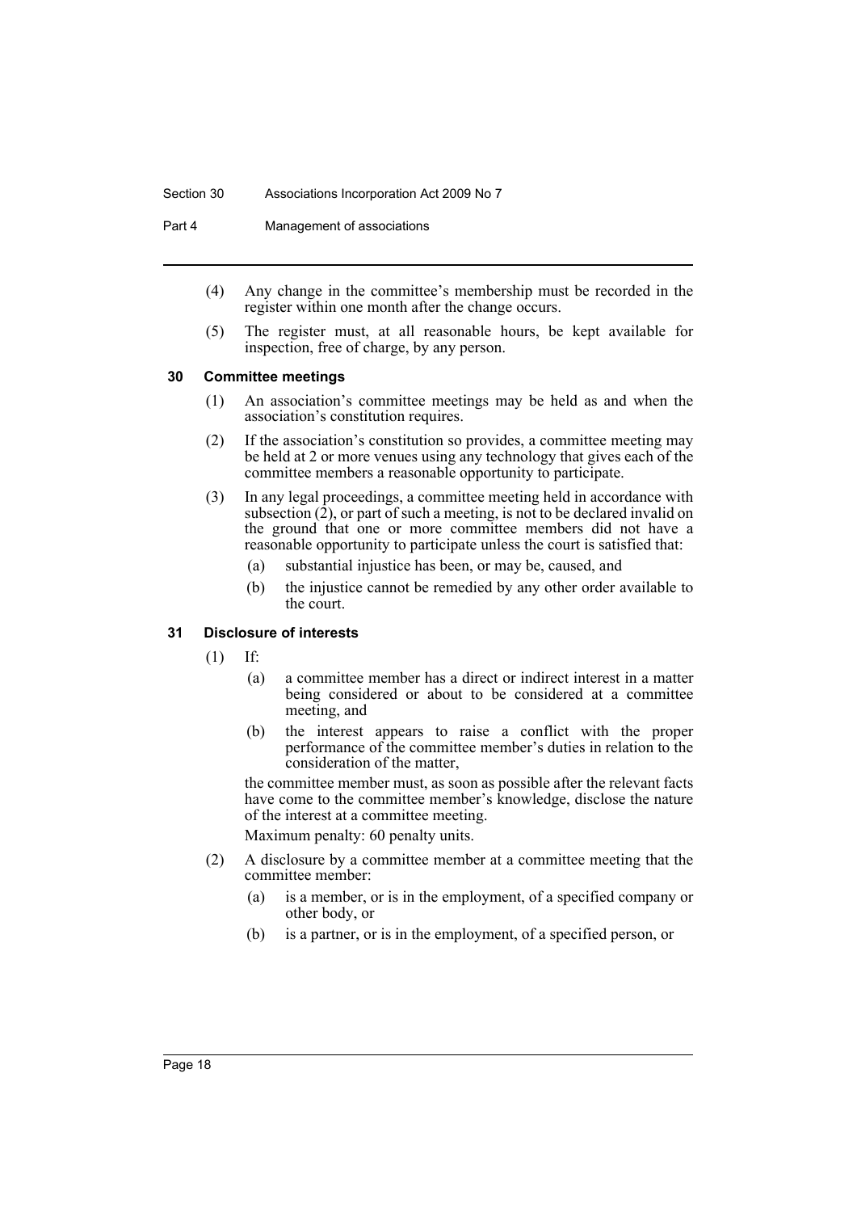(4) Any change in the committee's membership must be recorded in the register within one month after the change occurs.

(5) The register must, at all reasonable hours, be kept available for inspection, free of charge, by any person.

### 30 Committee meetings

(1) An association's committee meetings may be held as and when the association's constitution requires.

(2) If the association's constitution so provides, a committee meeting may be held at 2 or more venues using any technology that gives each of the committee members a reasonable opportunity to participate.

(3) In any legal proceedings, a committee meeting held in accordance with subsection (2), or part of such a meeting, is not to be declared invalid on the ground that one or more committee members did not have a reasonable opportunity to participate unless the court is satisfied that:

- (a) substantial injustice has been, or may be, caused, and
- (b) the injustice cannot be remedied by any other order available to the court.

### 31 Disclosure of interests

(1) If:

- (a) a committee member has a direct or indirect interest in a matter being considered or about to be considered at a committee meeting, and
- (b) the interest appears to raise a conflict with the proper performance of the committee member's duties in relation to the consideration of the matter,

the committee member must, as soon as possible after the relevant facts have come to the committee member's knowledge, disclose the nature of the interest at a committee meeting.

Maximum penalty: 60 penalty units.

(2) A disclosure by a committee member at a committee meeting that the committee member:

- (a) is a member, or is in the employment, of a specified company or other body, or
- (b) is a partner, or is in the employment, of a specified person, or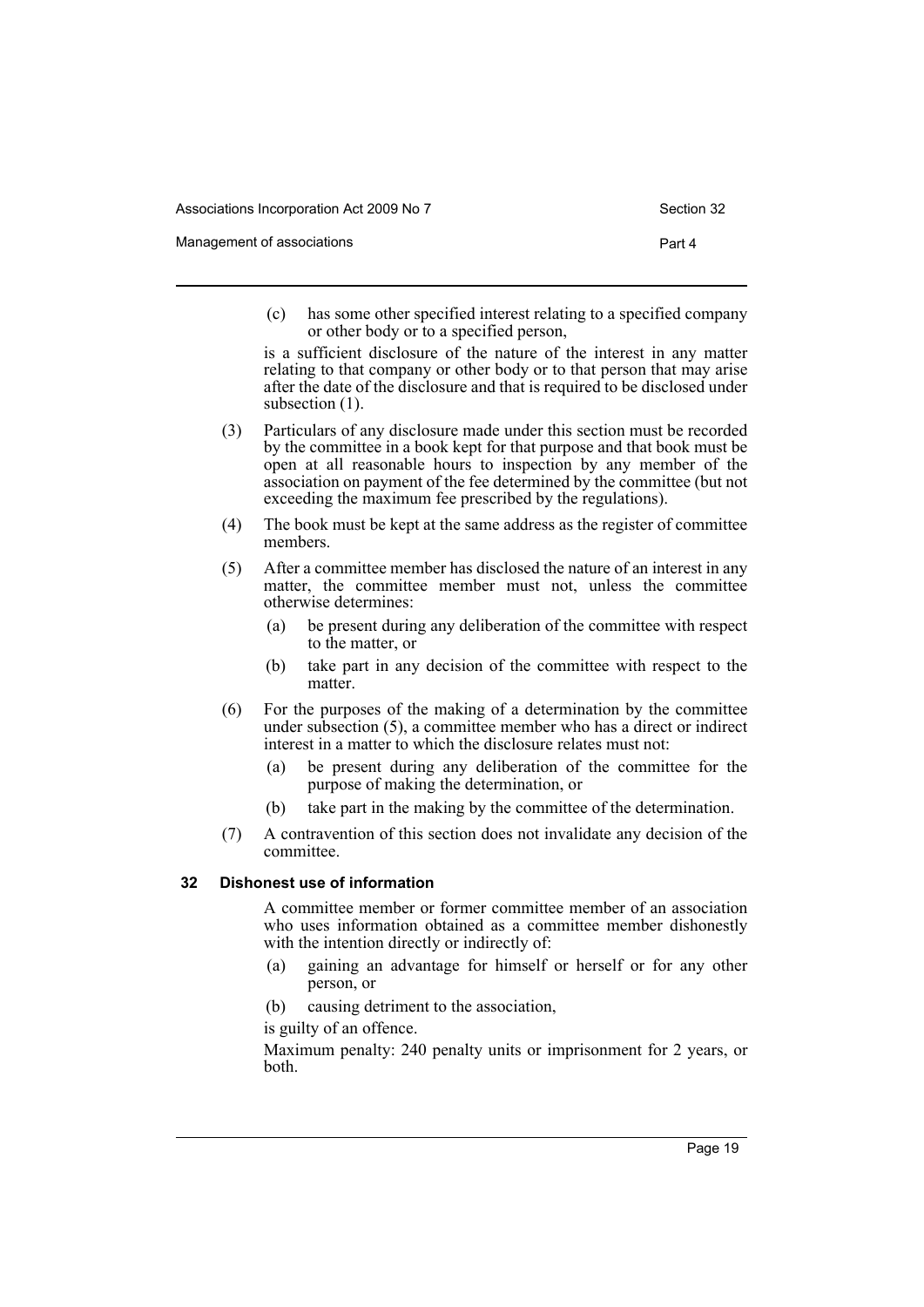(c) has some other specified interest relating to a specified company or other body or to a specified person,

is a sufficient disclosure of the nature of the interest in any matter relating to that company or other body or to that person that may arise after the date of the disclosure and that is required to be disclosed under subsection (1).

(3) Particulars of any disclosure made under this section must be recorded by the committee in a book kept for that purpose and that book must be open at all reasonable hours to inspection by any member of the association on payment of the fee determined by the committee (but not exceeding the maximum fee prescribed by the regulations).

(4) The book must be kept at the same address as the register of committee members.

(5) After a committee member has disclosed the nature of an interest in any matter, the committee member must not, unless the committee otherwise determines:

(a) be present during any deliberation of the committee with respect to the matter, or

(b) take part in any decision of the committee with respect to the matter.

(6) For the purposes of the making of a determination by the committee under subsection (5), a committee member who has a direct or indirect interest in a matter to which the disclosure relates must not:

(a) be present during any deliberation of the committee for the purpose of making the determination, or

(b) take part in the making by the committee of the determination.

(7) A contravention of this section does not invalidate any decision of the committee.

### 32 Dishonest use of information

A committee member or former committee member of an association who uses information obtained as a committee member dishonestly with the intention directly or indirectly of:

(a) gaining an advantage for himself or herself or for any other person, or

(b) causing detriment to the association,

is guilty of an offence.

Maximum penalty: 240 penalty units or imprisonment for 2 years, or both.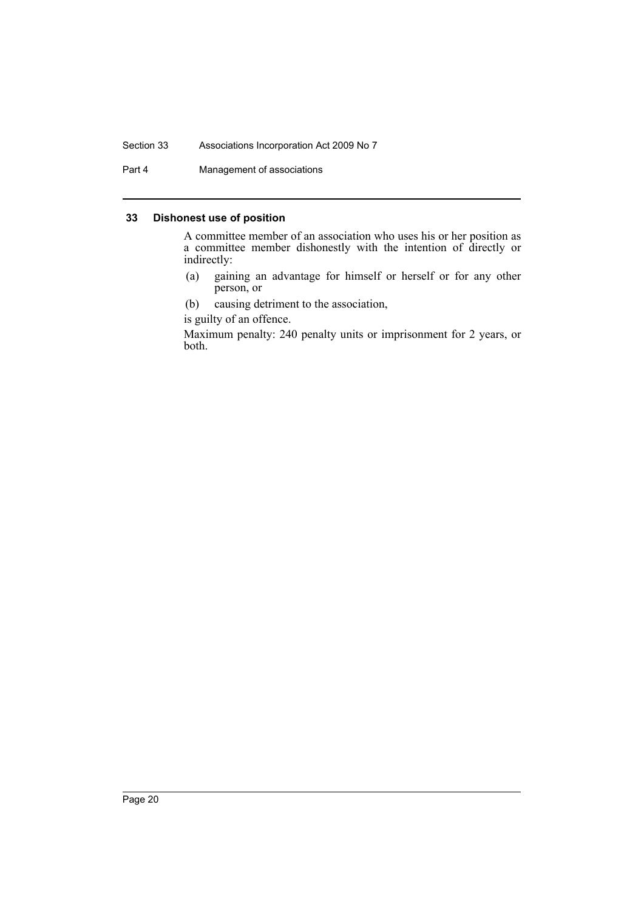### 33 Dishonest use of position

A committee member of an association who uses his or her position as a committee member dishonestly with the intention of directly or indirectly:

(a) gaining an advantage for himself or herself or for any other person, or

(b) causing detriment to the association,

is guilty of an offence.

Maximum penalty: 240 penalty units or imprisonment for 2 years, or both.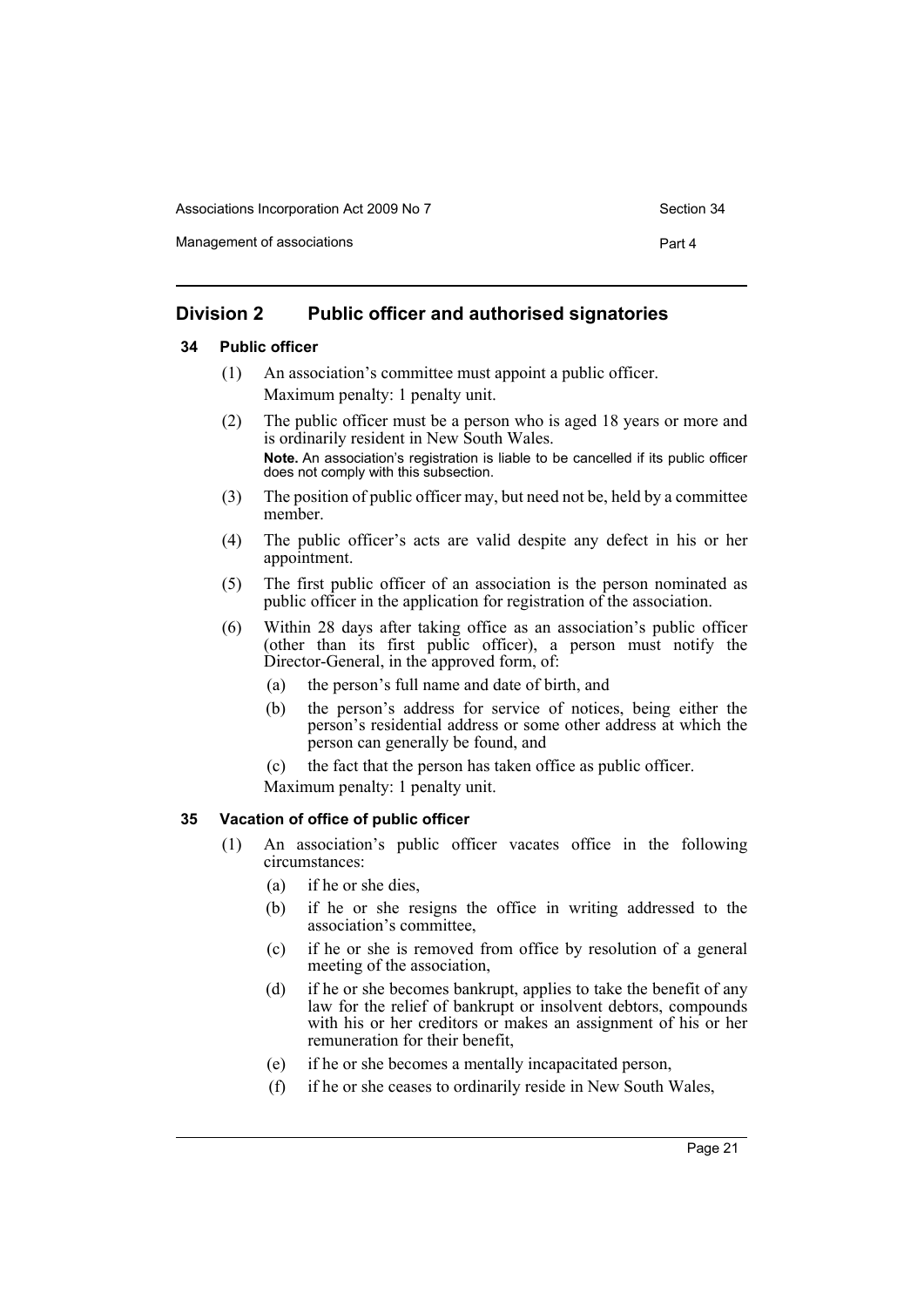## Division 2 Public officer and authorised signatories

### 34 Public officer

(1) An association's committee must appoint a public officer.

Maximum penalty: 1 penalty unit.

(2) The public officer must be a person who is aged 18 years or more and is ordinarily resident in New South Wales.

**Note.** An association's registration is liable to be cancelled if its public officer does not comply with this subsection.

(3) The position of public officer may, but need not be, held by a committee member.

(4) The public officer's acts are valid despite any defect in his or her appointment.

(5) The first public officer of an association is the person nominated as public officer in the application for registration of the association.

(6) Within 28 days after taking office as an association's public officer (other than its first public officer), a person must notify the Director-General, in the approved form, of:

- (a) the person's full name and date of birth, and
- (b) the person's address for service of notices, being either the person's residential address or some other address at which the person can generally be found, and
- (c) the fact that the person has taken office as public officer.

Maximum penalty: 1 penalty unit.

### 35 Vacation of office of public officer

(1) An association's public officer vacates office in the following circumstances:

- (a) if he or she dies,
- (b) if he or she resigns the office in writing addressed to the association's committee,
- (c) if he or she is removed from office by resolution of a general meeting of the association,
- (d) if he or she becomes bankrupt, applies to take the benefit of any law for the relief of bankrupt or insolvent debtors, compounds with his or her creditors or makes an assignment of his or her remuneration for their benefit,
- (e) if he or she becomes a mentally incapacitated person,
- (f) if he or she ceases to ordinarily reside in New South Wales,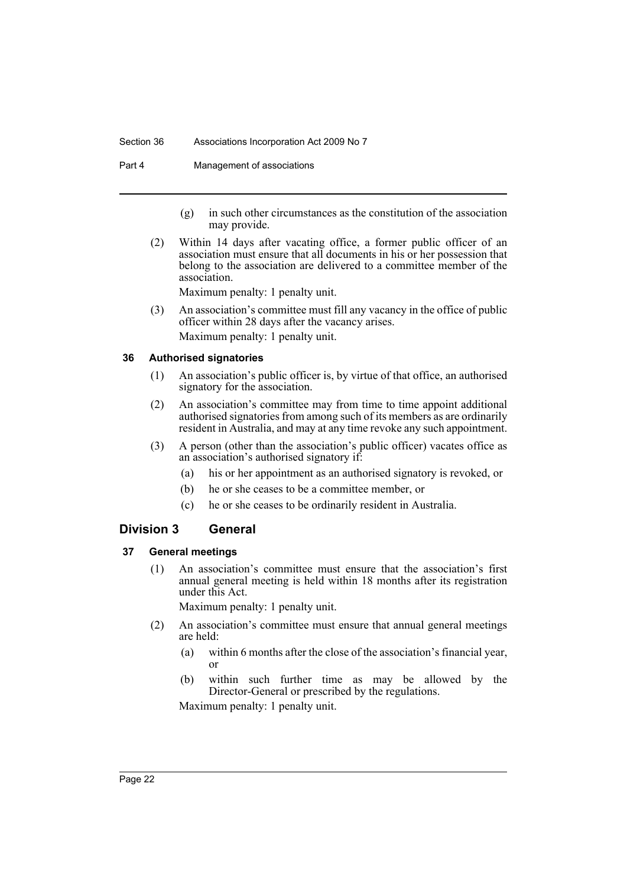(g) in such other circumstances as the constitution of the association may provide.

(2) Within 14 days after vacating office, a former public officer of an association must ensure that all documents in his or her possession that belong to the association are delivered to a committee member of the association.

Maximum penalty: 1 penalty unit.

(3) An association's committee must fill any vacancy in the office of public officer within 28 days after the vacancy arises.

Maximum penalty: 1 penalty unit.

### 36 Authorised signatories

(1) An association's public officer is, by virtue of that office, an authorised signatory for the association.

(2) An association's committee may from time to time appoint additional authorised signatories from among such of its members as are ordinarily resident in Australia, and may at any time revoke any such appointment.

(3) A person (other than the association's public officer) vacates office as an association's authorised signatory if:

(a) his or her appointment as an authorised signatory is revoked, or

(b) he or she ceases to be a committee member, or

(c) he or she ceases to be ordinarily resident in Australia.

## Division 3 General

### 37 General meetings

(1) An association's committee must ensure that the association's first annual general meeting is held within 18 months after its registration under this Act.

Maximum penalty: 1 penalty unit.

(2) An association's committee must ensure that annual general meetings are held:

(a) within 6 months after the close of the association's financial year, or

(b) within such further time as may be allowed by the Director-General or prescribed by the regulations.

Maximum penalty: 1 penalty unit.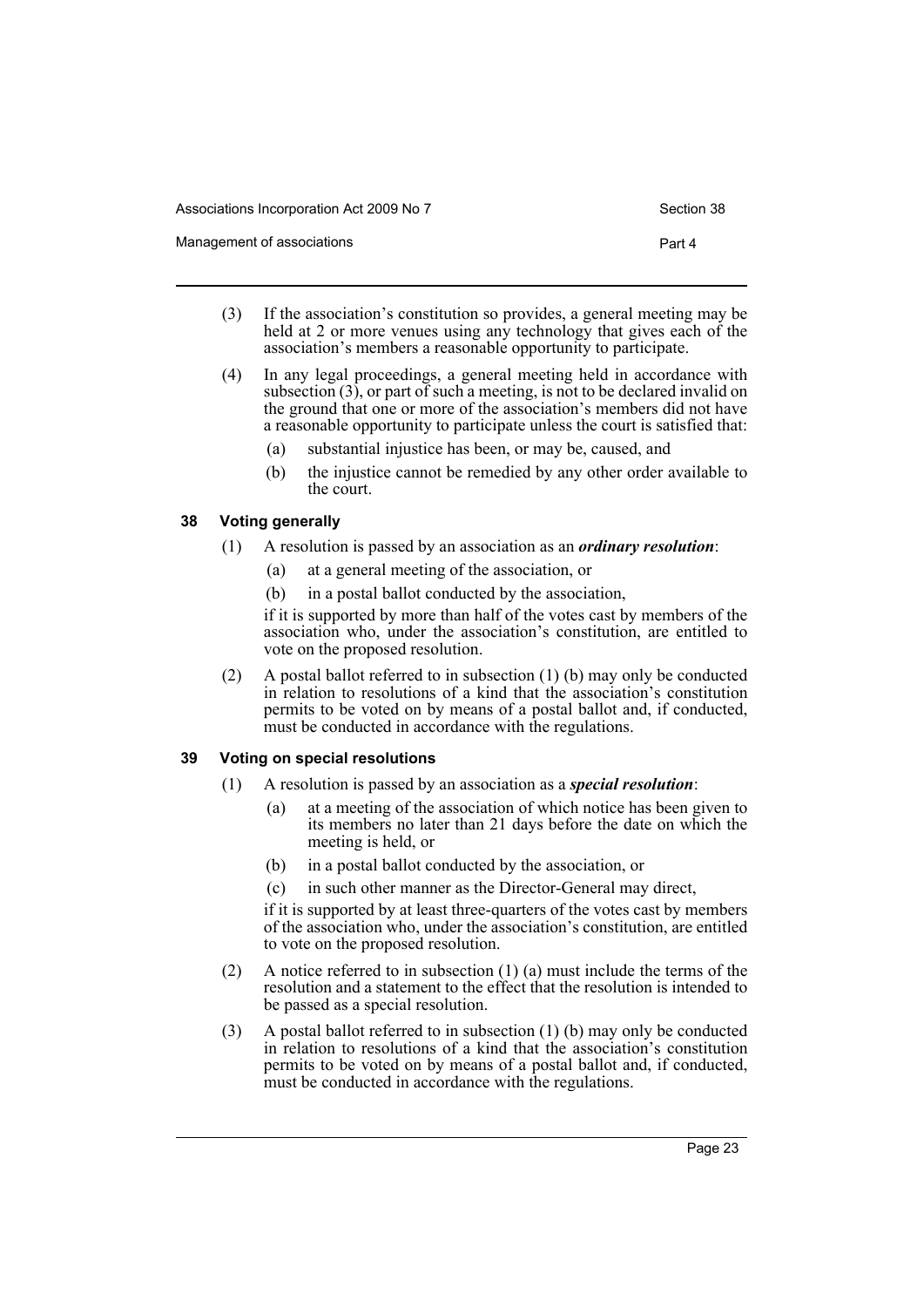(3) If the association's constitution so provides, a general meeting may be held at 2 or more venues using any technology that gives each of the association's members a reasonable opportunity to participate.

(4) In any legal proceedings, a general meeting held in accordance with subsection (3), or part of such a meeting, is not to be declared invalid on the ground that one or more of the association's members did not have a reasonable opportunity to participate unless the court is satisfied that:

- (a) substantial injustice has been, or may be, caused, and
- (b) the injustice cannot be remedied by any other order available to the court.

### 38 Voting generally

(1) A resolution is passed by an association as an ***ordinary resolution***:

- (a) at a general meeting of the association, or
- (b) in a postal ballot conducted by the association,

if it is supported by more than half of the votes cast by members of the association who, under the association's constitution, are entitled to vote on the proposed resolution.

(2) A postal ballot referred to in subsection (1) (b) may only be conducted in relation to resolutions of a kind that the association's constitution permits to be voted on by means of a postal ballot and, if conducted, must be conducted in accordance with the regulations.

### 39 Voting on special resolutions

(1) A resolution is passed by an association as a ***special resolution***:

- (a) at a meeting of the association of which notice has been given to its members no later than 21 days before the date on which the meeting is held, or
- (b) in a postal ballot conducted by the association, or
- (c) in such other manner as the Director-General may direct,

if it is supported by at least three-quarters of the votes cast by members of the association who, under the association's constitution, are entitled to vote on the proposed resolution.

(2) A notice referred to in subsection (1) (a) must include the terms of the resolution and a statement to the effect that the resolution is intended to be passed as a special resolution.

(3) A postal ballot referred to in subsection (1) (b) may only be conducted in relation to resolutions of a kind that the association's constitution permits to be voted on by means of a postal ballot and, if conducted, must be conducted in accordance with the regulations.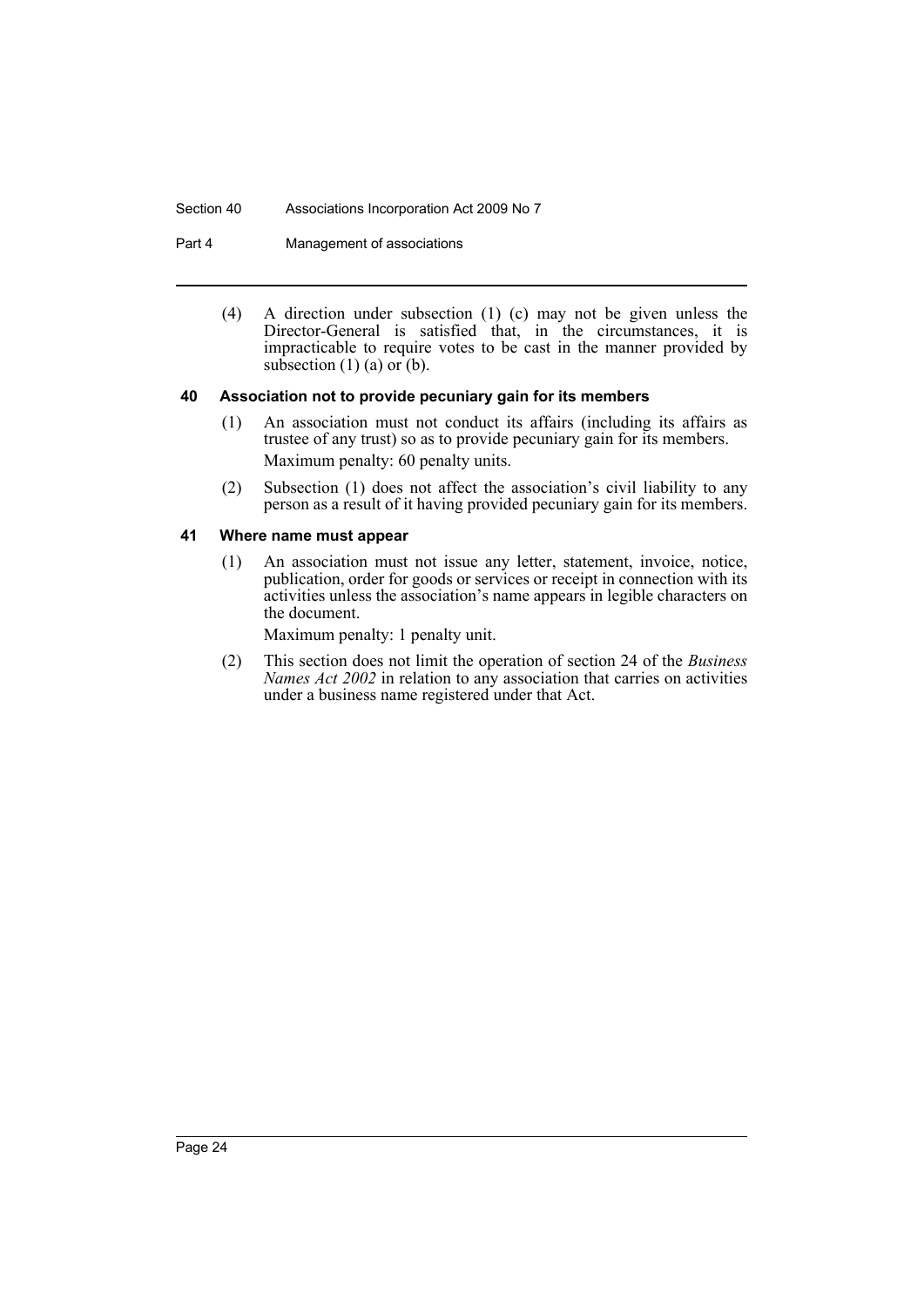(4) A direction under subsection (1) (c) may not be given unless the Director-General is satisfied that, in the circumstances, it is impracticable to require votes to be cast in the manner provided by subsection (1) (a) or (b).

### 40 Association not to provide pecuniary gain for its members

(1) An association must not conduct its affairs (including its affairs as trustee of any trust) so as to provide pecuniary gain for its members.

Maximum penalty: 60 penalty units.

(2) Subsection (1) does not affect the association's civil liability to any person as a result of it having provided pecuniary gain for its members.

### 41 Where name must appear

(1) An association must not issue any letter, statement, invoice, notice, publication, order for goods or services or receipt in connection with its activities unless the association's name appears in legible characters on the document.

Maximum penalty: 1 penalty unit.

(2) This section does not limit the operation of section 24 of the *Business Names Act 2002* in relation to any association that carries on activities under a business name registered under that Act.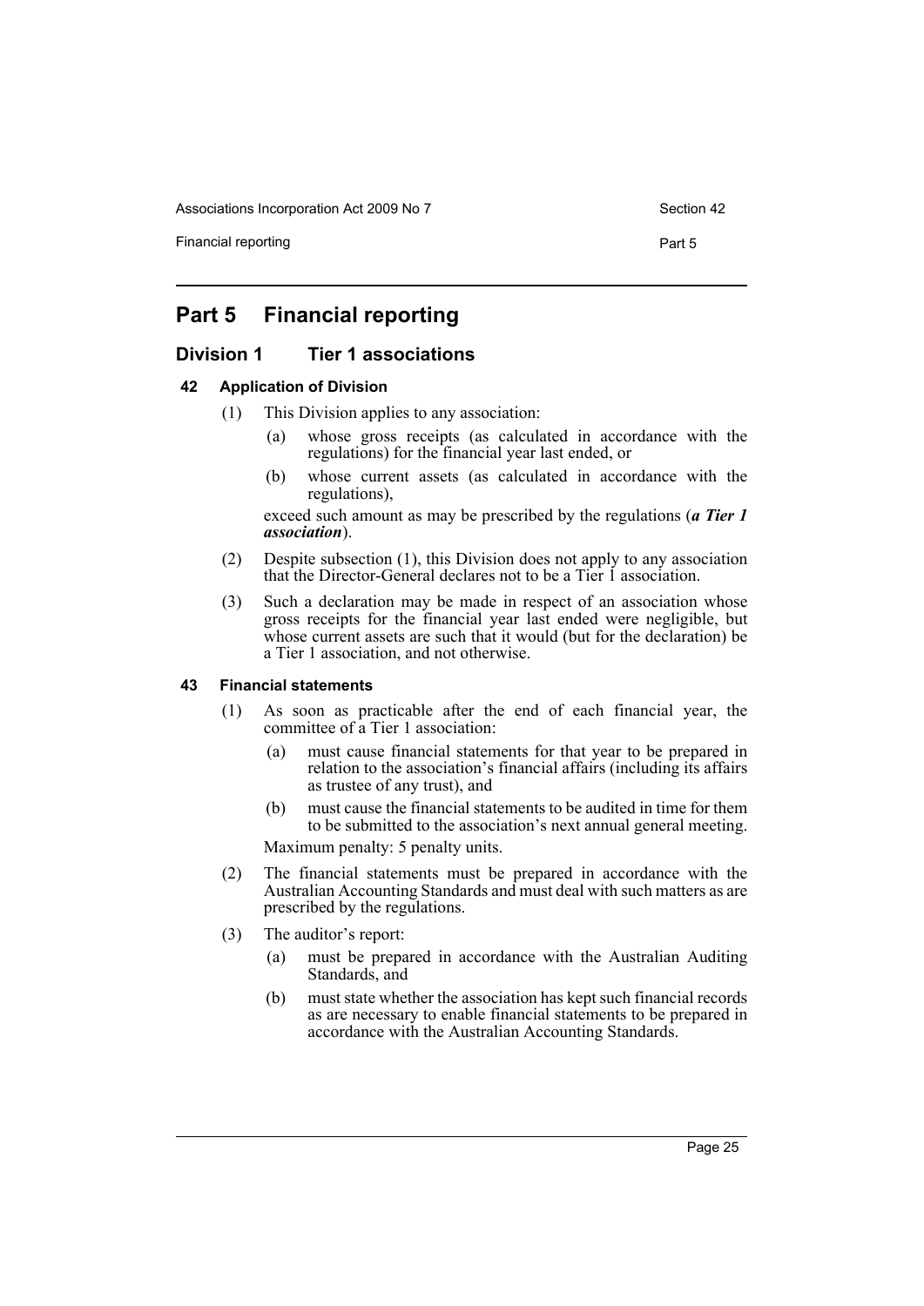# Part 5 Financial reporting

## Division 1 Tier 1 associations

### 42 Application of Division

(1) This Division applies to any association:

(a) whose gross receipts (as calculated in accordance with the regulations) for the financial year last ended, or

(b) whose current assets (as calculated in accordance with the regulations),

exceed such amount as may be prescribed by the regulations (***a Tier 1 association***).

(2) Despite subsection (1), this Division does not apply to any association that the Director-General declares not to be a Tier 1 association.

(3) Such a declaration may be made in respect of an association whose gross receipts for the financial year last ended were negligible, but whose current assets are such that it would (but for the declaration) be a Tier 1 association, and not otherwise.

### 43 Financial statements

(1) As soon as practicable after the end of each financial year, the committee of a Tier 1 association:

(a) must cause financial statements for that year to be prepared in relation to the association's financial affairs (including its affairs as trustee of any trust), and

(b) must cause the financial statements to be audited in time for them to be submitted to the association's next annual general meeting.

Maximum penalty: 5 penalty units.

(2) The financial statements must be prepared in accordance with the Australian Accounting Standards and must deal with such matters as are prescribed by the regulations.

(3) The auditor's report:

(a) must be prepared in accordance with the Australian Auditing Standards, and

(b) must state whether the association has kept such financial records as are necessary to enable financial statements to be prepared in accordance with the Australian Accounting Standards.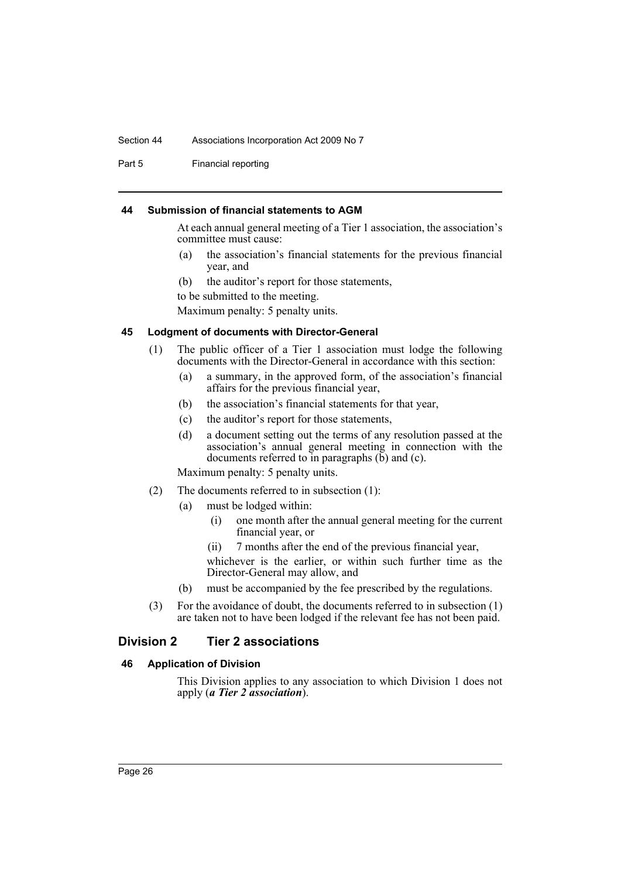#### 44 Submission of financial statements to AGM

At each annual general meeting of a Tier 1 association, the association's committee must cause:

(a) the association's financial statements for the previous financial year, and

(b) the auditor's report for those statements,

to be submitted to the meeting.

Maximum penalty: 5 penalty units.

#### 45 Lodgment of documents with Director-General

(1) The public officer of a Tier 1 association must lodge the following documents with the Director-General in accordance with this section:

(a) a summary, in the approved form, of the association's financial affairs for the previous financial year,

(b) the association's financial statements for that year,

(c) the auditor's report for those statements,

(d) a document setting out the terms of any resolution passed at the association's annual general meeting in connection with the documents referred to in paragraphs (b) and (c).

Maximum penalty: 5 penalty units.

(2) The documents referred to in subsection (1):

(a) must be lodged within:

(i) one month after the annual general meeting for the current financial year, or

(ii) 7 months after the end of the previous financial year,

whichever is the earlier, or within such further time as the Director-General may allow, and

(b) must be accompanied by the fee prescribed by the regulations.

(3) For the avoidance of doubt, the documents referred to in subsection (1) are taken not to have been lodged if the relevant fee has not been paid.

### Division 2 Tier 2 associations

#### 46 Application of Division

This Division applies to any association to which Division 1 does not apply (***a Tier 2 association***).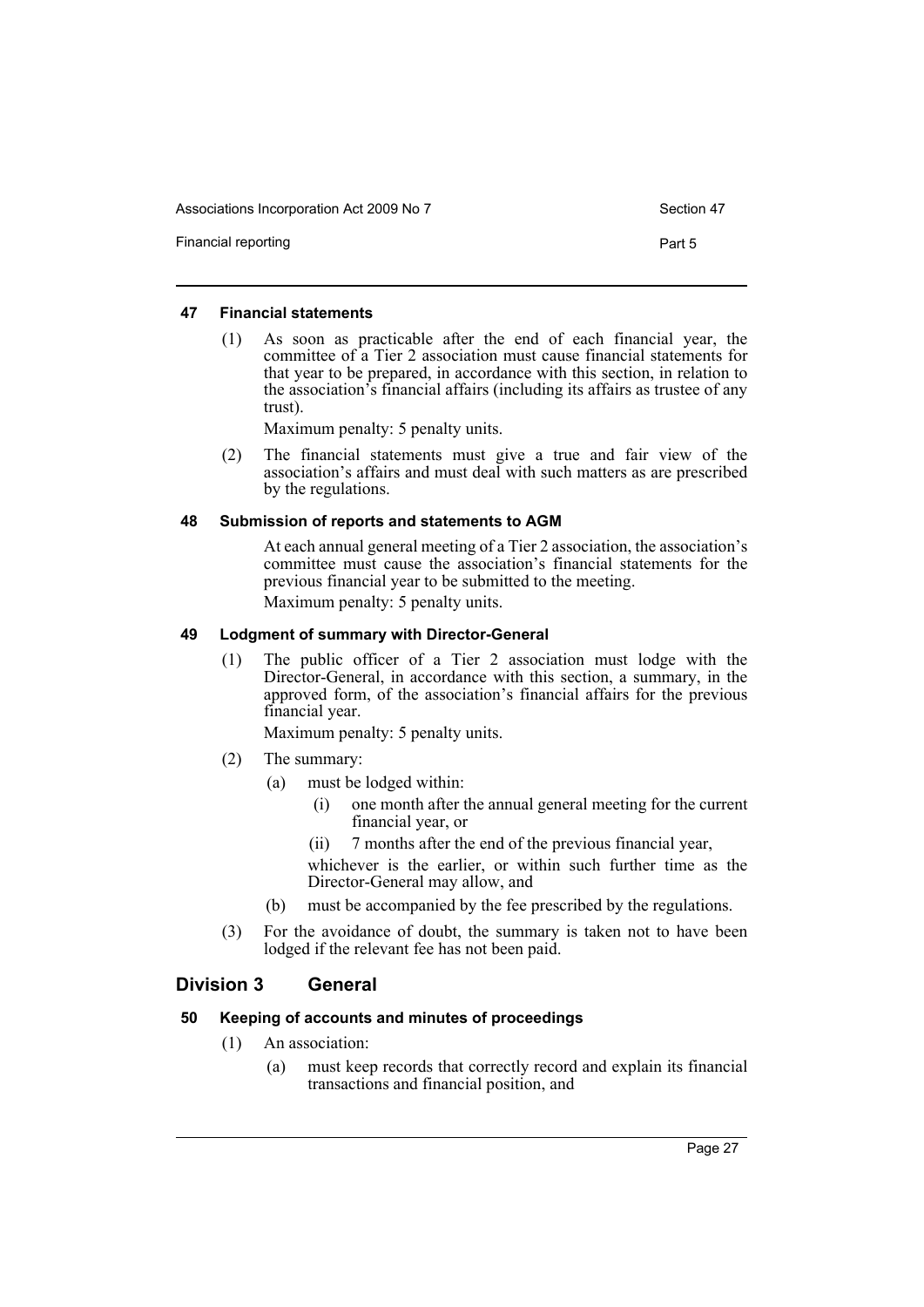### 47 Financial statements

(1) As soon as practicable after the end of each financial year, the committee of a Tier 2 association must cause financial statements for that year to be prepared, in accordance with this section, in relation to the association's financial affairs (including its affairs as trustee of any trust).

Maximum penalty: 5 penalty units.

(2) The financial statements must give a true and fair view of the association's affairs and must deal with such matters as are prescribed by the regulations.

### 48 Submission of reports and statements to AGM

At each annual general meeting of a Tier 2 association, the association's committee must cause the association's financial statements for the previous financial year to be submitted to the meeting.

Maximum penalty: 5 penalty units.

### 49 Lodgment of summary with Director-General

(1) The public officer of a Tier 2 association must lodge with the Director-General, in accordance with this section, a summary, in the approved form, of the association's financial affairs for the previous financial year.

Maximum penalty: 5 penalty units.

(2) The summary:

- (a) must be lodged within:
  - (i) one month after the annual general meeting for the current financial year, or
  - (ii) 7 months after the end of the previous financial year,

  whichever is the earlier, or within such further time as the Director-General may allow, and
- (b) must be accompanied by the fee prescribed by the regulations.

(3) For the avoidance of doubt, the summary is taken not to have been lodged if the relevant fee has not been paid.

## Division 3 General

### 50 Keeping of accounts and minutes of proceedings

(1) An association:

- (a) must keep records that correctly record and explain its financial transactions and financial position, and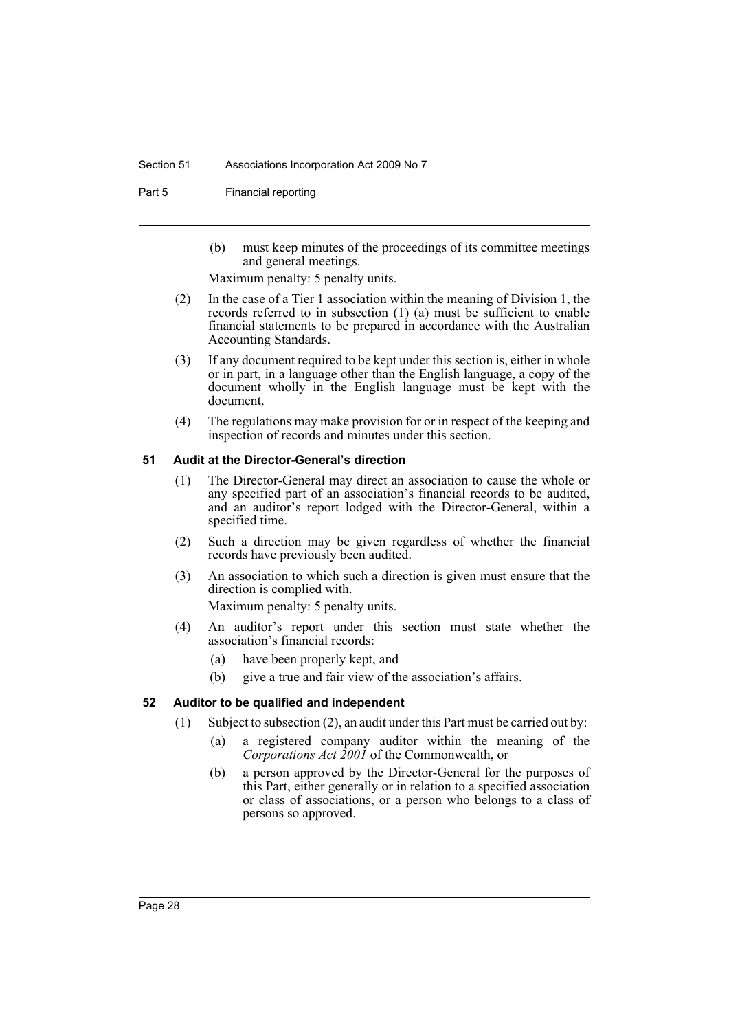(b) must keep minutes of the proceedings of its committee meetings and general meetings.

Maximum penalty: 5 penalty units.

(2) In the case of a Tier 1 association within the meaning of Division 1, the records referred to in subsection (1) (a) must be sufficient to enable financial statements to be prepared in accordance with the Australian Accounting Standards.

(3) If any document required to be kept under this section is, either in whole or in part, in a language other than the English language, a copy of the document wholly in the English language must be kept with the document.

(4) The regulations may make provision for or in respect of the keeping and inspection of records and minutes under this section.

#### 51 Audit at the Director-General's direction

(1) The Director-General may direct an association to cause the whole or any specified part of an association's financial records to be audited, and an auditor's report lodged with the Director-General, within a specified time.

(2) Such a direction may be given regardless of whether the financial records have previously been audited.

(3) An association to which such a direction is given must ensure that the direction is complied with.

Maximum penalty: 5 penalty units.

(4) An auditor's report under this section must state whether the association's financial records:

- (a) have been properly kept, and
- (b) give a true and fair view of the association's affairs.

#### 52 Auditor to be qualified and independent

(1) Subject to subsection (2), an audit under this Part must be carried out by:

- (a) a registered company auditor within the meaning of the *Corporations Act 2001* of the Commonwealth, or
- (b) a person approved by the Director-General for the purposes of this Part, either generally or in relation to a specified association or class of associations, or a person who belongs to a class of persons so approved.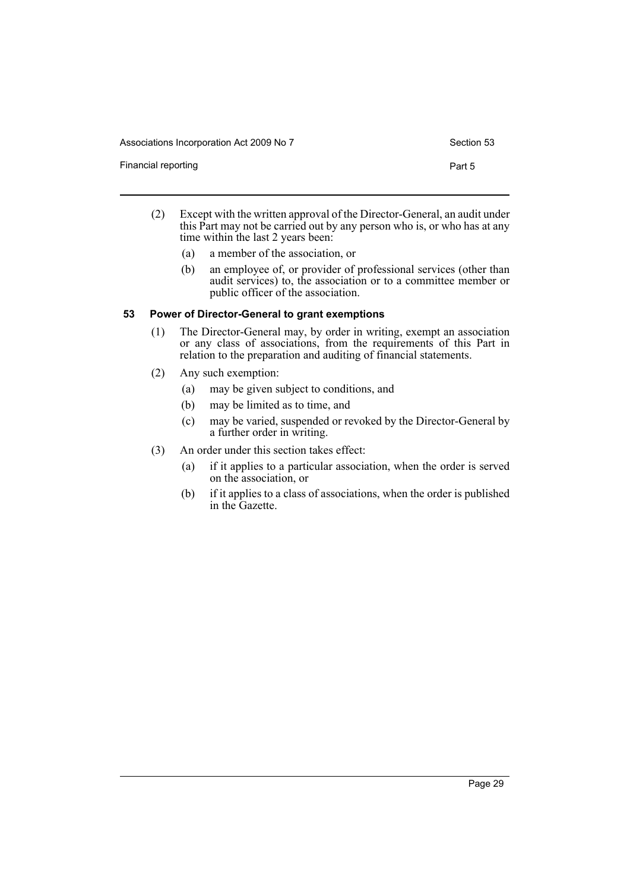(2) Except with the written approval of the Director-General, an audit under this Part may not be carried out by any person who is, or who has at any time within the last 2 years been:

   (a) a member of the association, or

   (b) an employee of, or provider of professional services (other than audit services) to, the association or to a committee member or public officer of the association.

### 53 Power of Director-General to grant exemptions

(1) The Director-General may, by order in writing, exempt an association or any class of associations, from the requirements of this Part in relation to the preparation and auditing of financial statements.

(2) Any such exemption:

   (a) may be given subject to conditions, and

   (b) may be limited as to time, and

   (c) may be varied, suspended or revoked by the Director-General by a further order in writing.

(3) An order under this section takes effect:

   (a) if it applies to a particular association, when the order is served on the association, or

   (b) if it applies to a class of associations, when the order is published in the Gazette.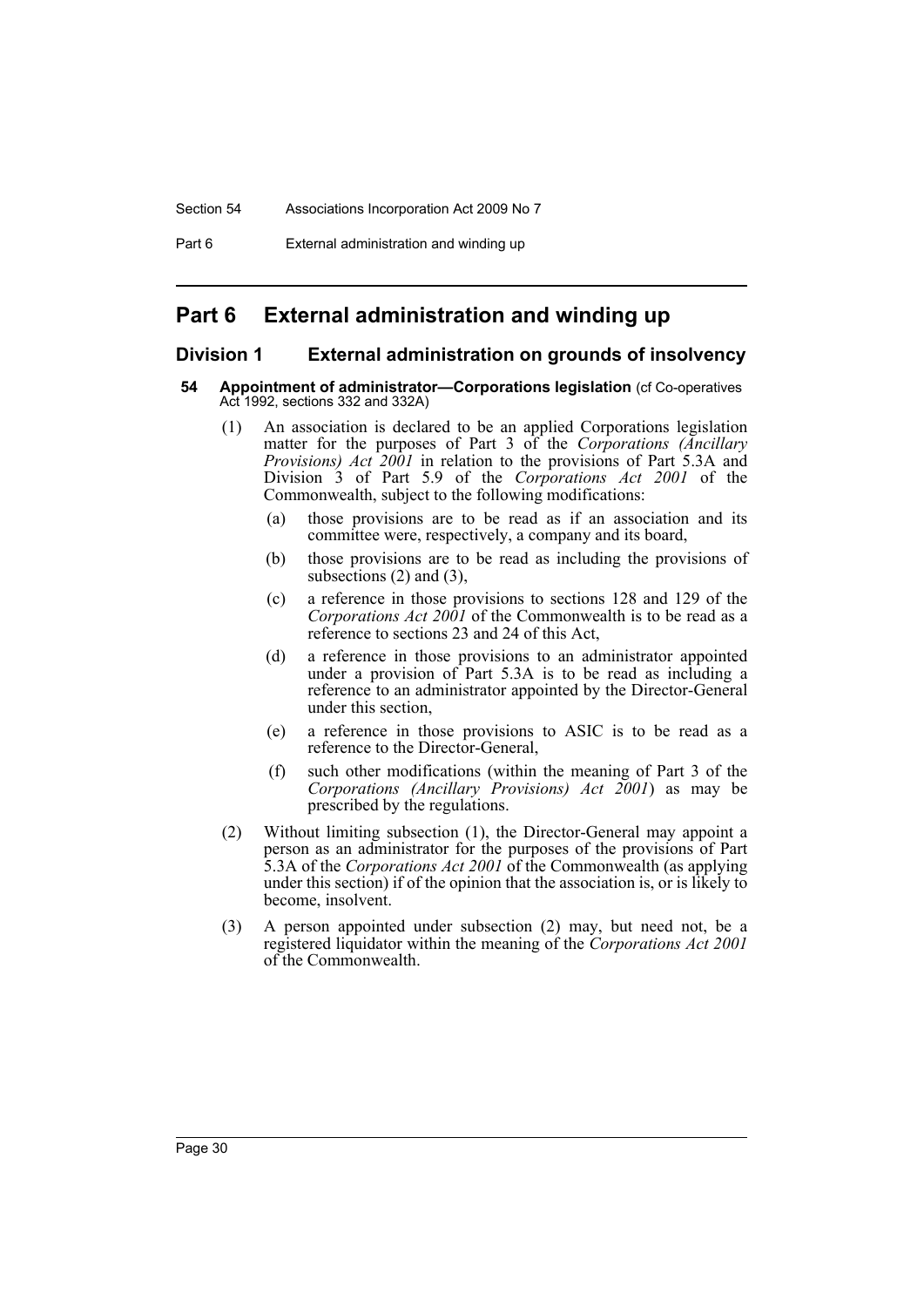# Part 6 External administration and winding up

## Division 1 External administration on grounds of insolvency

### 54 Appointment of administrator—Corporations legislation (cf Co-operatives Act 1992, sections 332 and 332A)

(1) An association is declared to be an applied Corporations legislation matter for the purposes of Part 3 of the *Corporations (Ancillary Provisions) Act 2001* in relation to the provisions of Part 5.3A and Division 3 of Part 5.9 of the *Corporations Act 2001* of the Commonwealth, subject to the following modifications:

   (a) those provisions are to be read as if an association and its committee were, respectively, a company and its board,

   (b) those provisions are to be read as including the provisions of subsections (2) and (3),

   (c) a reference in those provisions to sections 128 and 129 of the *Corporations Act 2001* of the Commonwealth is to be read as a reference to sections 23 and 24 of this Act,

   (d) a reference in those provisions to an administrator appointed under a provision of Part 5.3A is to be read as including a reference to an administrator appointed by the Director-General under this section,

   (e) a reference in those provisions to ASIC is to be read as a reference to the Director-General,

   (f) such other modifications (within the meaning of Part 3 of the *Corporations (Ancillary Provisions) Act 2001*) as may be prescribed by the regulations.

(2) Without limiting subsection (1), the Director-General may appoint a person as an administrator for the purposes of the provisions of Part 5.3A of the *Corporations Act 2001* of the Commonwealth (as applying under this section) if of the opinion that the association is, or is likely to become, insolvent.

(3) A person appointed under subsection (2) may, but need not, be a registered liquidator within the meaning of the *Corporations Act 2001* of the Commonwealth.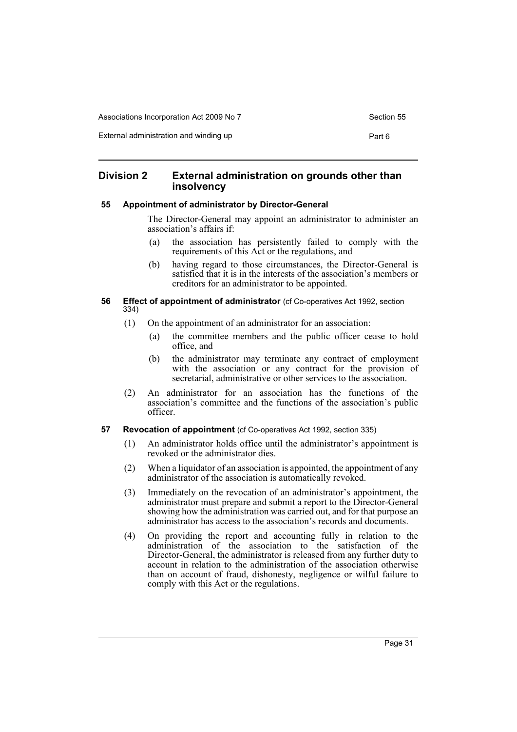## Division 2 External administration on grounds other than insolvency

### 55 Appointment of administrator by Director-General

The Director-General may appoint an administrator to administer an association's affairs if:

(a) the association has persistently failed to comply with the requirements of this Act or the regulations, and

(b) having regard to those circumstances, the Director-General is satisfied that it is in the interests of the association's members or creditors for an administrator to be appointed.

### 56 Effect of appointment of administrator (cf Co-operatives Act 1992, section 334)

(1) On the appointment of an administrator for an association:

(a) the committee members and the public officer cease to hold office, and

(b) the administrator may terminate any contract of employment with the association or any contract for the provision of secretarial, administrative or other services to the association.

(2) An administrator for an association has the functions of the association's committee and the functions of the association's public officer.

### 57 Revocation of appointment (cf Co-operatives Act 1992, section 335)

(1) An administrator holds office until the administrator's appointment is revoked or the administrator dies.

(2) When a liquidator of an association is appointed, the appointment of any administrator of the association is automatically revoked.

(3) Immediately on the revocation of an administrator's appointment, the administrator must prepare and submit a report to the Director-General showing how the administration was carried out, and for that purpose an administrator has access to the association's records and documents.

(4) On providing the report and accounting fully in relation to the administration of the association to the satisfaction of the Director-General, the administrator is released from any further duty to account in relation to the administration of the association otherwise than on account of fraud, dishonesty, negligence or wilful failure to comply with this Act or the regulations.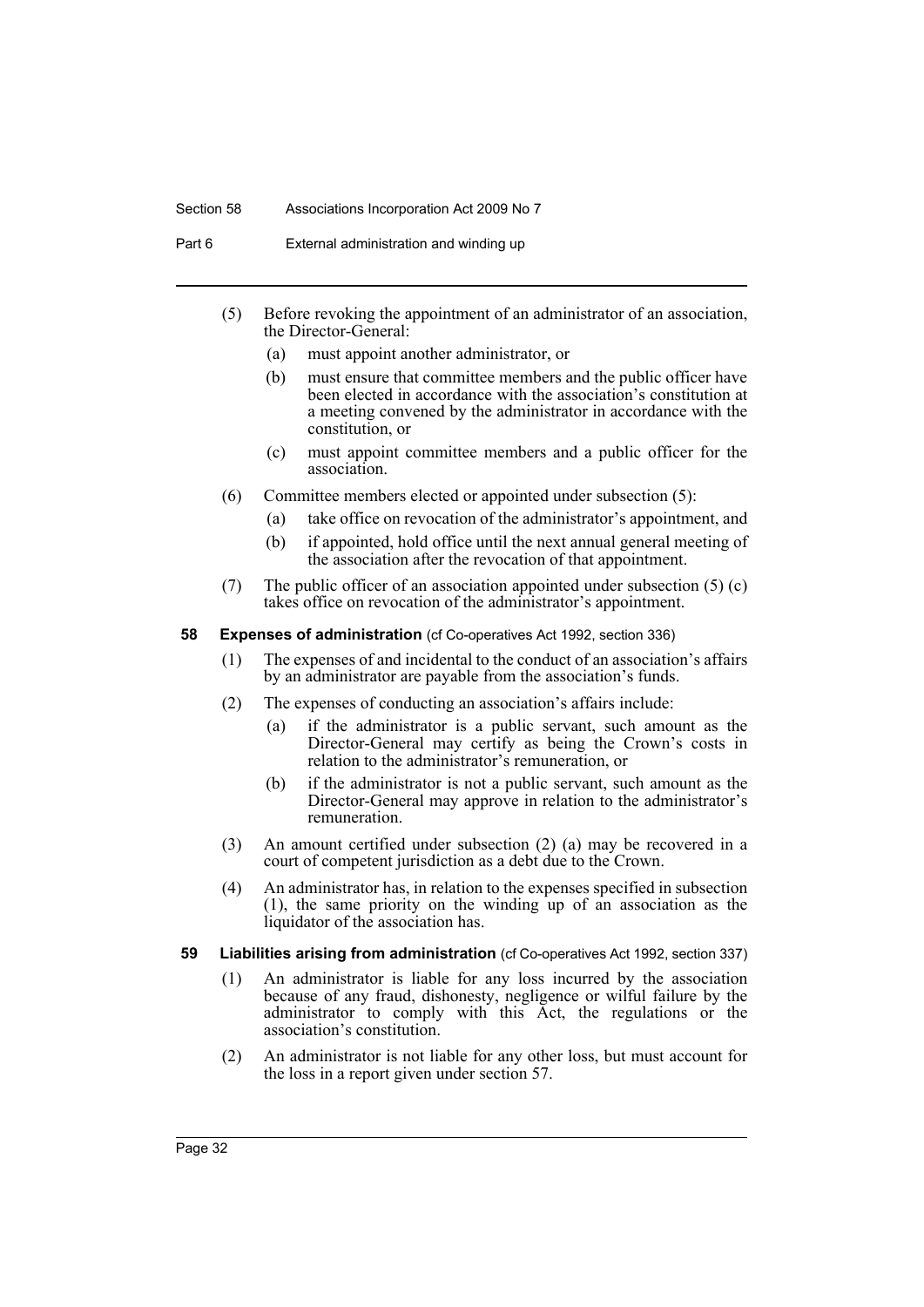(5) Before revoking the appointment of an administrator of an association, the Director-General:

   (a) must appoint another administrator, or

   (b) must ensure that committee members and the public officer have been elected in accordance with the association's constitution at a meeting convened by the administrator in accordance with the constitution, or

   (c) must appoint committee members and a public officer for the association.

(6) Committee members elected or appointed under subsection (5):

   (a) take office on revocation of the administrator's appointment, and

   (b) if appointed, hold office until the next annual general meeting of the association after the revocation of that appointment.

(7) The public officer of an association appointed under subsection (5) (c) takes office on revocation of the administrator's appointment.

### 58 Expenses of administration (cf Co-operatives Act 1992, section 336)

(1) The expenses of and incidental to the conduct of an association's affairs by an administrator are payable from the association's funds.

(2) The expenses of conducting an association's affairs include:

   (a) if the administrator is a public servant, such amount as the Director-General may certify as being the Crown's costs in relation to the administrator's remuneration, or

   (b) if the administrator is not a public servant, such amount as the Director-General may approve in relation to the administrator's remuneration.

(3) An amount certified under subsection (2) (a) may be recovered in a court of competent jurisdiction as a debt due to the Crown.

(4) An administrator has, in relation to the expenses specified in subsection (1), the same priority on the winding up of an association as the liquidator of the association has.

### 59 Liabilities arising from administration (cf Co-operatives Act 1992, section 337)

(1) An administrator is liable for any loss incurred by the association because of any fraud, dishonesty, negligence or wilful failure by the administrator to comply with this Act, the regulations or the association's constitution.

(2) An administrator is not liable for any other loss, but must account for the loss in a report given under section 57.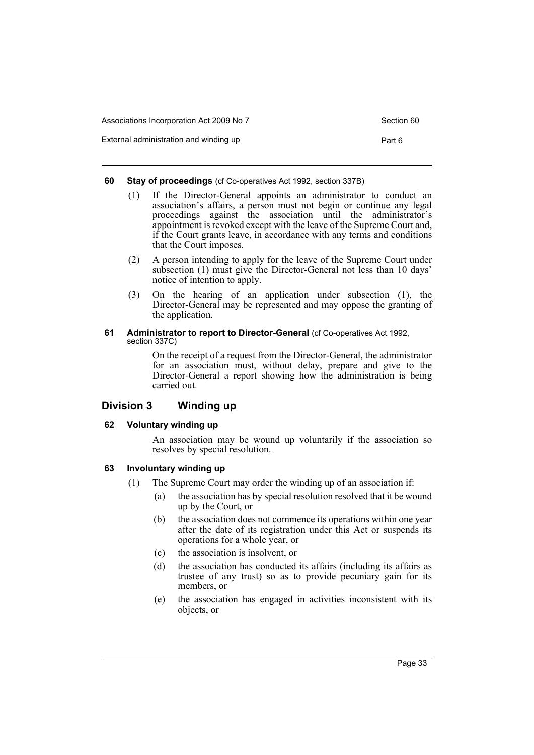#### 60 Stay of proceedings (cf Co-operatives Act 1992, section 337B)

(1) If the Director-General appoints an administrator to conduct an association's affairs, a person must not begin or continue any legal proceedings against the association until the administrator's appointment is revoked except with the leave of the Supreme Court and, if the Court grants leave, in accordance with any terms and conditions that the Court imposes.

(2) A person intending to apply for the leave of the Supreme Court under subsection (1) must give the Director-General not less than 10 days' notice of intention to apply.

(3) On the hearing of an application under subsection (1), the Director-General may be represented and may oppose the granting of the application.

#### 61 Administrator to report to Director-General (cf Co-operatives Act 1992, section 337C)

On the receipt of a request from the Director-General, the administrator for an association must, without delay, prepare and give to the Director-General a report showing how the administration is being carried out.

### Division 3 Winding up

#### 62 Voluntary winding up

An association may be wound up voluntarily if the association so resolves by special resolution.

#### 63 Involuntary winding up

(1) The Supreme Court may order the winding up of an association if:

(a) the association has by special resolution resolved that it be wound up by the Court, or

(b) the association does not commence its operations within one year after the date of its registration under this Act or suspends its operations for a whole year, or

(c) the association is insolvent, or

(d) the association has conducted its affairs (including its affairs as trustee of any trust) so as to provide pecuniary gain for its members, or

(e) the association has engaged in activities inconsistent with its objects, or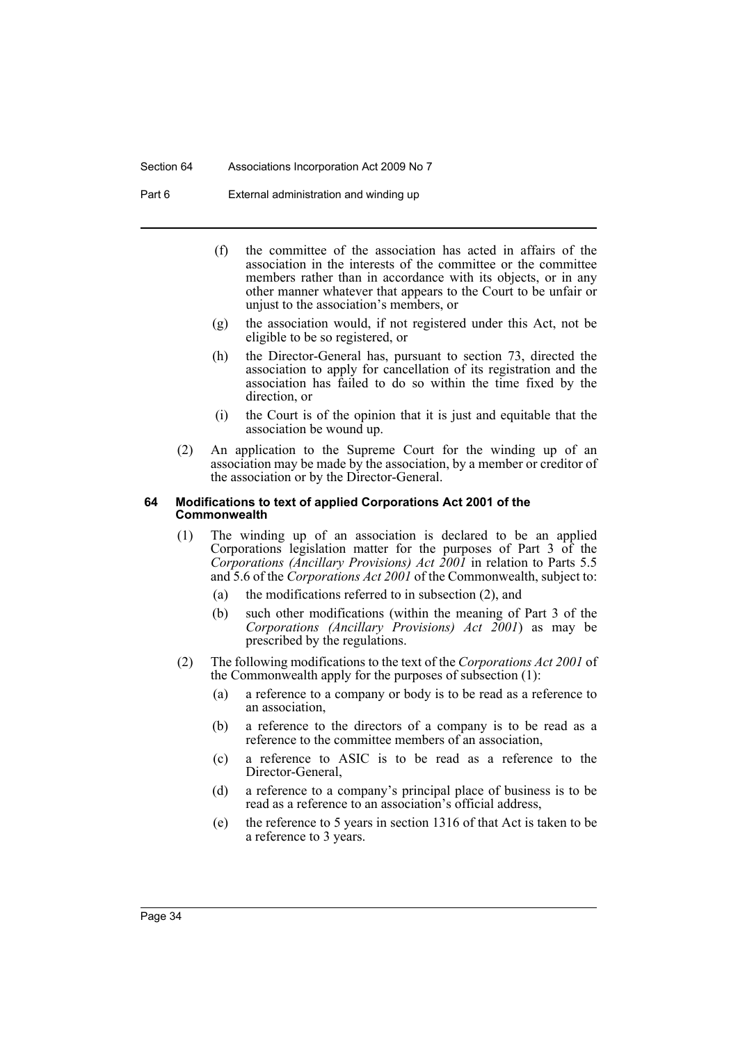(f) the committee of the association has acted in affairs of the association in the interests of the committee or the committee members rather than in accordance with its objects, or in any other manner whatever that appears to the Court to be unfair or unjust to the association's members, or

(g) the association would, if not registered under this Act, not be eligible to be so registered, or

(h) the Director-General has, pursuant to section 73, directed the association to apply for cancellation of its registration and the association has failed to do so within the time fixed by the direction, or

(i) the Court is of the opinion that it is just and equitable that the association be wound up.

(2) An application to the Supreme Court for the winding up of an association may be made by the association, by a member or creditor of the association or by the Director-General.

#### 64 Modifications to text of applied Corporations Act 2001 of the Commonwealth

(1) The winding up of an association is declared to be an applied Corporations legislation matter for the purposes of Part 3 of the *Corporations (Ancillary Provisions) Act 2001* in relation to Parts 5.5 and 5.6 of the *Corporations Act 2001* of the Commonwealth, subject to:

(a) the modifications referred to in subsection (2), and

(b) such other modifications (within the meaning of Part 3 of the *Corporations (Ancillary Provisions) Act 2001*) as may be prescribed by the regulations.

(2) The following modifications to the text of the *Corporations Act 2001* of the Commonwealth apply for the purposes of subsection (1):

(a) a reference to a company or body is to be read as a reference to an association,

(b) a reference to the directors of a company is to be read as a reference to the committee members of an association,

(c) a reference to ASIC is to be read as a reference to the Director-General,

(d) a reference to a company's principal place of business is to be read as a reference to an association's official address,

(e) the reference to 5 years in section 1316 of that Act is taken to be a reference to 3 years.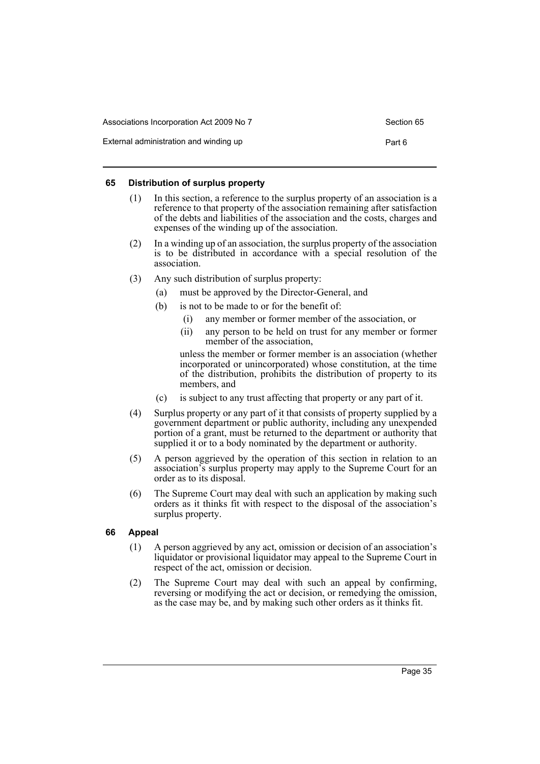### 65 Distribution of surplus property

(1) In this section, a reference to the surplus property of an association is a reference to that property of the association remaining after satisfaction of the debts and liabilities of the association and the costs, charges and expenses of the winding up of the association.

(2) In a winding up of an association, the surplus property of the association is to be distributed in accordance with a special resolution of the association.

(3) Any such distribution of surplus property:

- (a) must be approved by the Director-General, and
- (b) is not to be made to or for the benefit of:
  - (i) any member or former member of the association, or
  - (ii) any person to be held on trust for any member or former member of the association,

  unless the member or former member is an association (whether incorporated or unincorporated) whose constitution, at the time of the distribution, prohibits the distribution of property to its members, and
- (c) is subject to any trust affecting that property or any part of it.

(4) Surplus property or any part of it that consists of property supplied by a government department or public authority, including any unexpended portion of a grant, must be returned to the department or authority that supplied it or to a body nominated by the department or authority.

(5) A person aggrieved by the operation of this section in relation to an association's surplus property may apply to the Supreme Court for an order as to its disposal.

(6) The Supreme Court may deal with such an application by making such orders as it thinks fit with respect to the disposal of the association's surplus property.

### 66 Appeal

(1) A person aggrieved by any act, omission or decision of an association's liquidator or provisional liquidator may appeal to the Supreme Court in respect of the act, omission or decision.

(2) The Supreme Court may deal with such an appeal by confirming, reversing or modifying the act or decision, or remedying the omission, as the case may be, and by making such other orders as it thinks fit.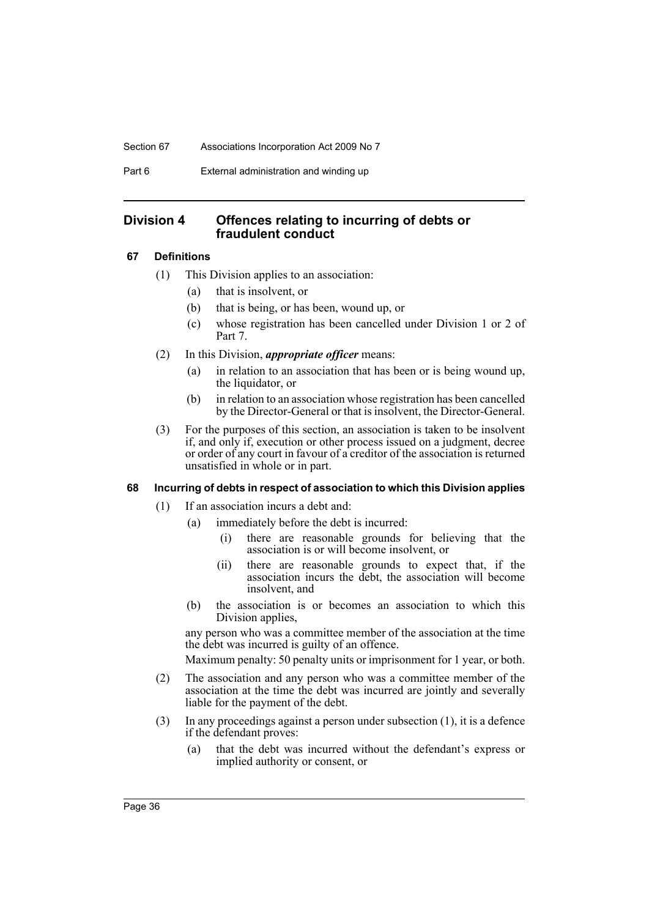## Division 4 Offences relating to incurring of debts or fraudulent conduct

### 67 Definitions

(1) This Division applies to an association:

- (a) that is insolvent, or
- (b) that is being, or has been, wound up, or
- (c) whose registration has been cancelled under Division 1 or 2 of Part 7.

(2) In this Division, ***appropriate officer*** means:

- (a) in relation to an association that has been or is being wound up, the liquidator, or
- (b) in relation to an association whose registration has been cancelled by the Director-General or that is insolvent, the Director-General.

(3) For the purposes of this section, an association is taken to be insolvent if, and only if, execution or other process issued on a judgment, decree or order of any court in favour of a creditor of the association is returned unsatisfied in whole or in part.

### 68 Incurring of debts in respect of association to which this Division applies

(1) If an association incurs a debt and:

- (a) immediately before the debt is incurred:
  - (i) there are reasonable grounds for believing that the association is or will become insolvent, or
  - (ii) there are reasonable grounds to expect that, if the association incurs the debt, the association will become insolvent, and
- (b) the association is or becomes an association to which this Division applies,

any person who was a committee member of the association at the time the debt was incurred is guilty of an offence.

Maximum penalty: 50 penalty units or imprisonment for 1 year, or both.

(2) The association and any person who was a committee member of the association at the time the debt was incurred are jointly and severally liable for the payment of the debt.

(3) In any proceedings against a person under subsection (1), it is a defence if the defendant proves:

- (a) that the debt was incurred without the defendant's express or implied authority or consent, or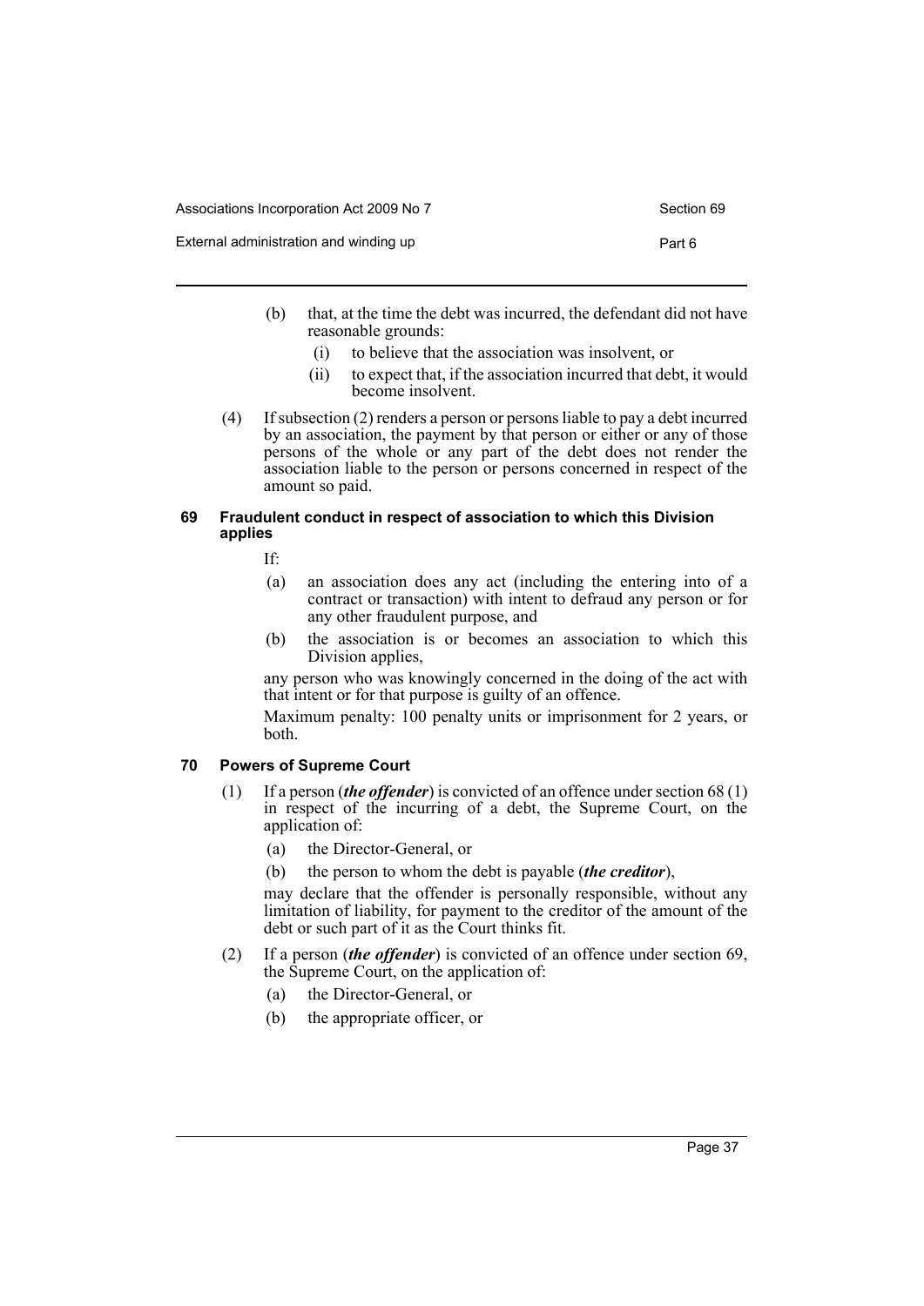(b) that, at the time the debt was incurred, the defendant did not have reasonable grounds:

  (i) to believe that the association was insolvent, or

  (ii) to expect that, if the association incurred that debt, it would become insolvent.

(4) If subsection (2) renders a person or persons liable to pay a debt incurred by an association, the payment by that person or either or any of those persons of the whole or any part of the debt does not render the association liable to the person or persons concerned in respect of the amount so paid.

#### 69 Fraudulent conduct in respect of association to which this Division applies

If:

(a) an association does any act (including the entering into of a contract or transaction) with intent to defraud any person or for any other fraudulent purpose, and

(b) the association is or becomes an association to which this Division applies,

any person who was knowingly concerned in the doing of the act with that intent or for that purpose is guilty of an offence.

Maximum penalty: 100 penalty units or imprisonment for 2 years, or both.

#### 70 Powers of Supreme Court

(1) If a person (***the offender***) is convicted of an offence under section 68 (1) in respect of the incurring of a debt, the Supreme Court, on the application of:

  (a) the Director-General, or

  (b) the person to whom the debt is payable (***the creditor***),

may declare that the offender is personally responsible, without any limitation of liability, for payment to the creditor of the amount of the debt or such part of it as the Court thinks fit.

(2) If a person (***the offender***) is convicted of an offence under section 69, the Supreme Court, on the application of:

  (a) the Director-General, or

  (b) the appropriate officer, or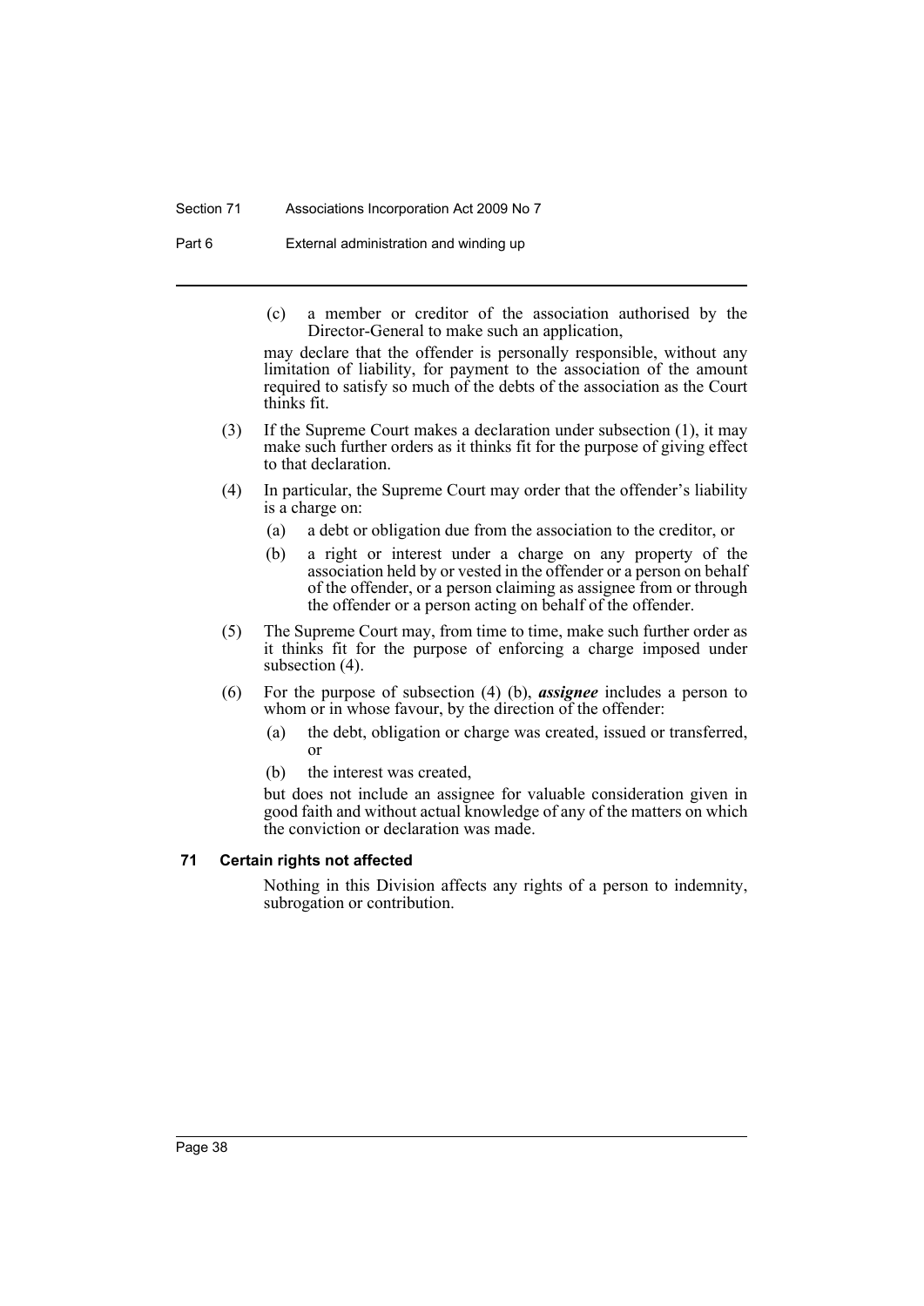(c) a member or creditor of the association authorised by the Director-General to make such an application,

may declare that the offender is personally responsible, without any limitation of liability, for payment to the association of the amount required to satisfy so much of the debts of the association as the Court thinks fit.

(3) If the Supreme Court makes a declaration under subsection (1), it may make such further orders as it thinks fit for the purpose of giving effect to that declaration.

(4) In particular, the Supreme Court may order that the offender's liability is a charge on:

(a) a debt or obligation due from the association to the creditor, or

(b) a right or interest under a charge on any property of the association held by or vested in the offender or a person on behalf of the offender, or a person claiming as assignee from or through the offender or a person acting on behalf of the offender.

(5) The Supreme Court may, from time to time, make such further order as it thinks fit for the purpose of enforcing a charge imposed under subsection (4).

(6) For the purpose of subsection (4) (b), ***assignee*** includes a person to whom or in whose favour, by the direction of the offender:

(a) the debt, obligation or charge was created, issued or transferred, or

(b) the interest was created,

but does not include an assignee for valuable consideration given in good faith and without actual knowledge of any of the matters on which the conviction or declaration was made.

### 71 Certain rights not affected

Nothing in this Division affects any rights of a person to indemnity, subrogation or contribution.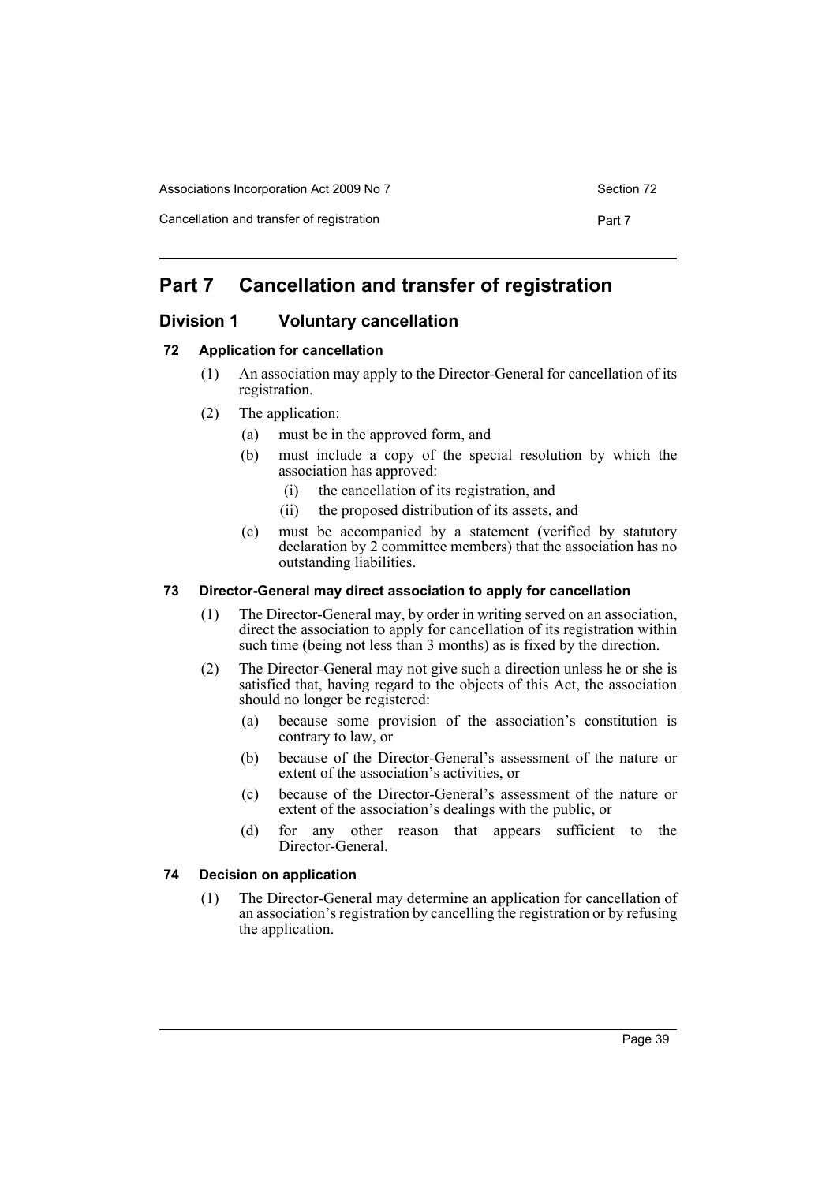# Part 7 Cancellation and transfer of registration

## Division 1 Voluntary cancellation

### 72 Application for cancellation

(1) An association may apply to the Director-General for cancellation of its registration.

(2) The application:

- (a) must be in the approved form, and
- (b) must include a copy of the special resolution by which the association has approved:
  - (i) the cancellation of its registration, and
  - (ii) the proposed distribution of its assets, and
- (c) must be accompanied by a statement (verified by statutory declaration by 2 committee members) that the association has no outstanding liabilities.

### 73 Director-General may direct association to apply for cancellation

(1) The Director-General may, by order in writing served on an association, direct the association to apply for cancellation of its registration within such time (being not less than 3 months) as is fixed by the direction.

(2) The Director-General may not give such a direction unless he or she is satisfied that, having regard to the objects of this Act, the association should no longer be registered:

- (a) because some provision of the association's constitution is contrary to law, or
- (b) because of the Director-General's assessment of the nature or extent of the association's activities, or
- (c) because of the Director-General's assessment of the nature or extent of the association's dealings with the public, or
- (d) for any other reason that appears sufficient to the Director-General.

### 74 Decision on application

(1) The Director-General may determine an application for cancellation of an association's registration by cancelling the registration or by refusing the application.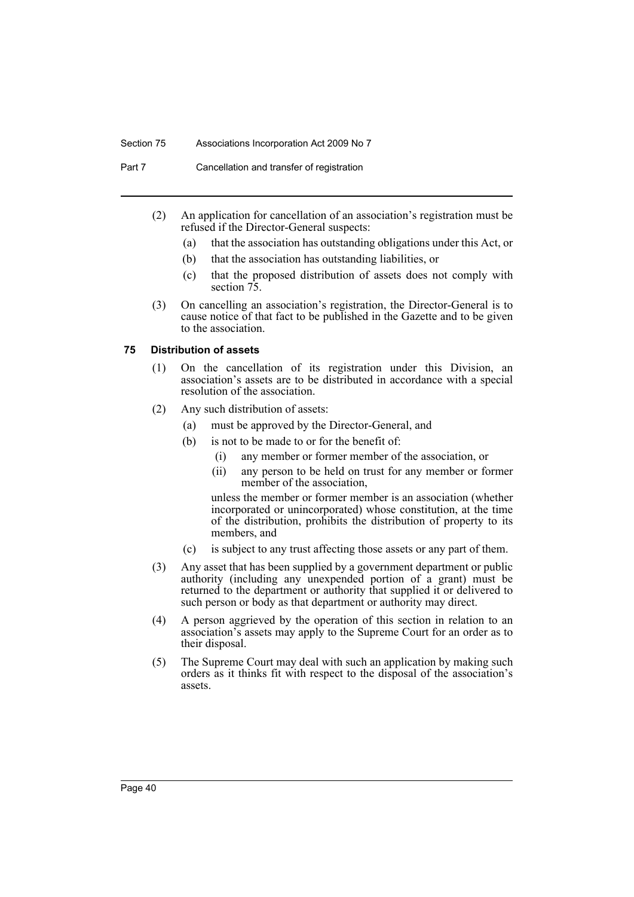(2) An application for cancellation of an association's registration must be refused if the Director-General suspects:

(a) that the association has outstanding obligations under this Act, or

(b) that the association has outstanding liabilities, or

(c) that the proposed distribution of assets does not comply with section 75.

(3) On cancelling an association's registration, the Director-General is to cause notice of that fact to be published in the Gazette and to be given to the association.

### 75 Distribution of assets

(1) On the cancellation of its registration under this Division, an association's assets are to be distributed in accordance with a special resolution of the association.

(2) Any such distribution of assets:

(a) must be approved by the Director-General, and

(b) is not to be made to or for the benefit of:

(i) any member or former member of the association, or

(ii) any person to be held on trust for any member or former member of the association,

unless the member or former member is an association (whether incorporated or unincorporated) whose constitution, at the time of the distribution, prohibits the distribution of property to its members, and

(c) is subject to any trust affecting those assets or any part of them.

(3) Any asset that has been supplied by a government department or public authority (including any unexpended portion of a grant) must be returned to the department or authority that supplied it or delivered to such person or body as that department or authority may direct.

(4) A person aggrieved by the operation of this section in relation to an association's assets may apply to the Supreme Court for an order as to their disposal.

(5) The Supreme Court may deal with such an application by making such orders as it thinks fit with respect to the disposal of the association's assets.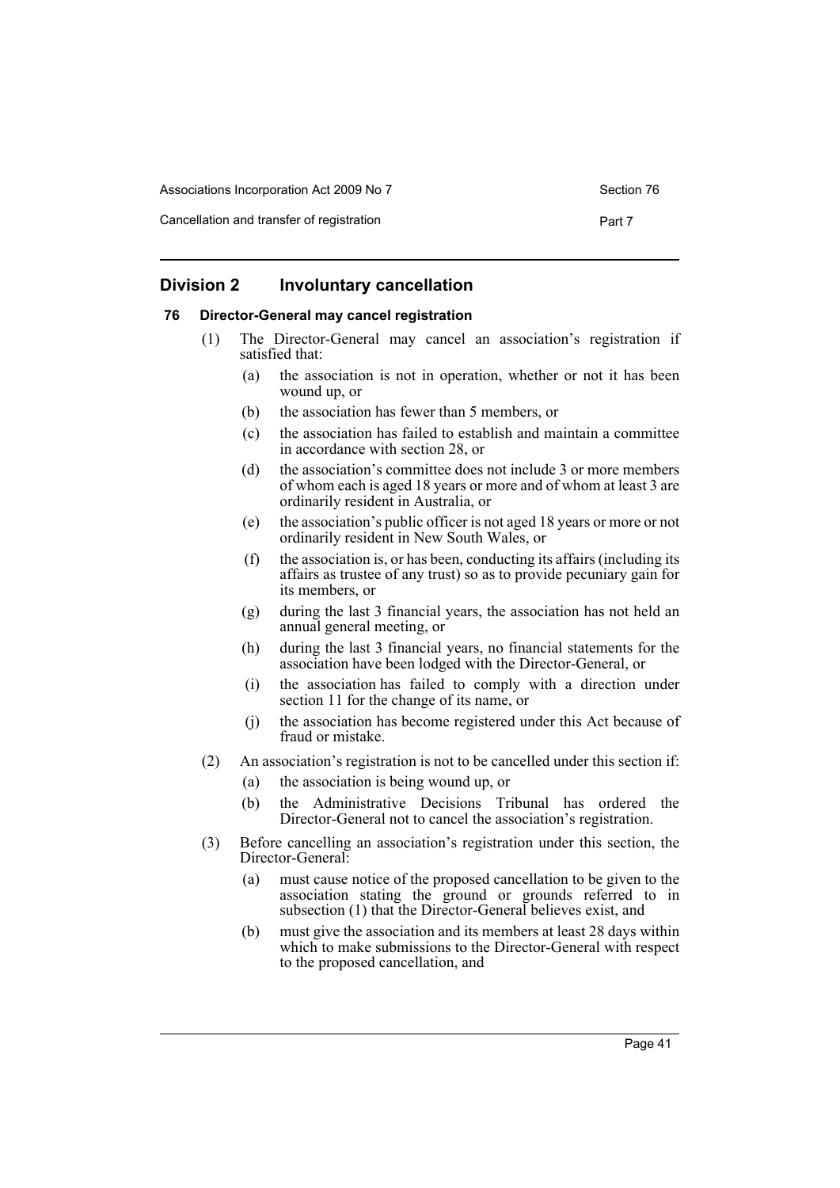## Division 2 Involuntary cancellation

### 76 Director-General may cancel registration

(1) The Director-General may cancel an association's registration if satisfied that:

- (a) the association is not in operation, whether or not it has been wound up, or
- (b) the association has fewer than 5 members, or
- (c) the association has failed to establish and maintain a committee in accordance with section 28, or
- (d) the association's committee does not include 3 or more members of whom each is aged 18 years or more and of whom at least 3 are ordinarily resident in Australia, or
- (e) the association's public officer is not aged 18 years or more or not ordinarily resident in New South Wales, or
- (f) the association is, or has been, conducting its affairs (including its affairs as trustee of any trust) so as to provide pecuniary gain for its members, or
- (g) during the last 3 financial years, the association has not held an annual general meeting, or
- (h) during the last 3 financial years, no financial statements for the association have been lodged with the Director-General, or
- (i) the association has failed to comply with a direction under section 11 for the change of its name, or
- (j) the association has become registered under this Act because of fraud or mistake.

(2) An association's registration is not to be cancelled under this section if:

- (a) the association is being wound up, or
- (b) the Administrative Decisions Tribunal has ordered the Director-General not to cancel the association's registration.

(3) Before cancelling an association's registration under this section, the Director-General:

- (a) must cause notice of the proposed cancellation to be given to the association stating the ground or grounds referred to in subsection (1) that the Director-General believes exist, and
- (b) must give the association and its members at least 28 days within which to make submissions to the Director-General with respect to the proposed cancellation, and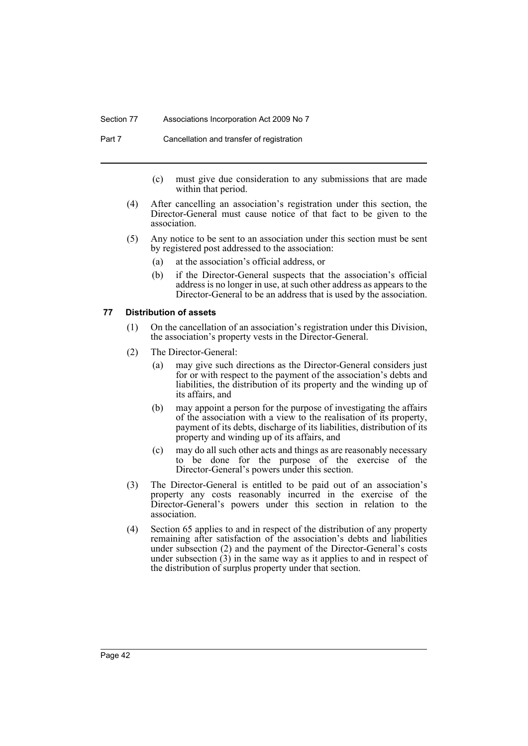(c) must give due consideration to any submissions that are made within that period.

(4) After cancelling an association's registration under this section, the Director-General must cause notice of that fact to be given to the association.

(5) Any notice to be sent to an association under this section must be sent by registered post addressed to the association:

(a) at the association's official address, or

(b) if the Director-General suspects that the association's official address is no longer in use, at such other address as appears to the Director-General to be an address that is used by the association.

### 77 Distribution of assets

(1) On the cancellation of an association's registration under this Division, the association's property vests in the Director-General.

(2) The Director-General:

(a) may give such directions as the Director-General considers just for or with respect to the payment of the association's debts and liabilities, the distribution of its property and the winding up of its affairs, and

(b) may appoint a person for the purpose of investigating the affairs of the association with a view to the realisation of its property, payment of its debts, discharge of its liabilities, distribution of its property and winding up of its affairs, and

(c) may do all such other acts and things as are reasonably necessary to be done for the purpose of the exercise of the Director-General's powers under this section.

(3) The Director-General is entitled to be paid out of an association's property any costs reasonably incurred in the exercise of the Director-General's powers under this section in relation to the association.

(4) Section 65 applies to and in respect of the distribution of any property remaining after satisfaction of the association's debts and liabilities under subsection (2) and the payment of the Director-General's costs under subsection (3) in the same way as it applies to and in respect of the distribution of surplus property under that section.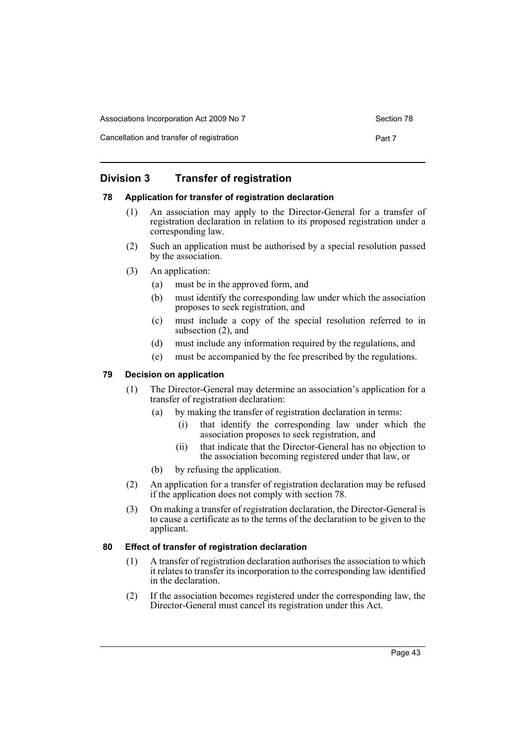## Division 3 Transfer of registration

### 78 Application for transfer of registration declaration

(1) An association may apply to the Director-General for a transfer of registration declaration in relation to its proposed registration under a corresponding law.

(2) Such an application must be authorised by a special resolution passed by the association.

(3) An application:

(a) must be in the approved form, and

(b) must identify the corresponding law under which the association proposes to seek registration, and

(c) must include a copy of the special resolution referred to in subsection (2), and

(d) must include any information required by the regulations, and

(e) must be accompanied by the fee prescribed by the regulations.

### 79 Decision on application

(1) The Director-General may determine an association's application for a transfer of registration declaration:

(a) by making the transfer of registration declaration in terms:

(i) that identify the corresponding law under which the association proposes to seek registration, and

(ii) that indicate that the Director-General has no objection to the association becoming registered under that law, or

(b) by refusing the application.

(2) An application for a transfer of registration declaration may be refused if the application does not comply with section 78.

(3) On making a transfer of registration declaration, the Director-General is to cause a certificate as to the terms of the declaration to be given to the applicant.

### 80 Effect of transfer of registration declaration

(1) A transfer of registration declaration authorises the association to which it relates to transfer its incorporation to the corresponding law identified in the declaration.

(2) If the association becomes registered under the corresponding law, the Director-General must cancel its registration under this Act.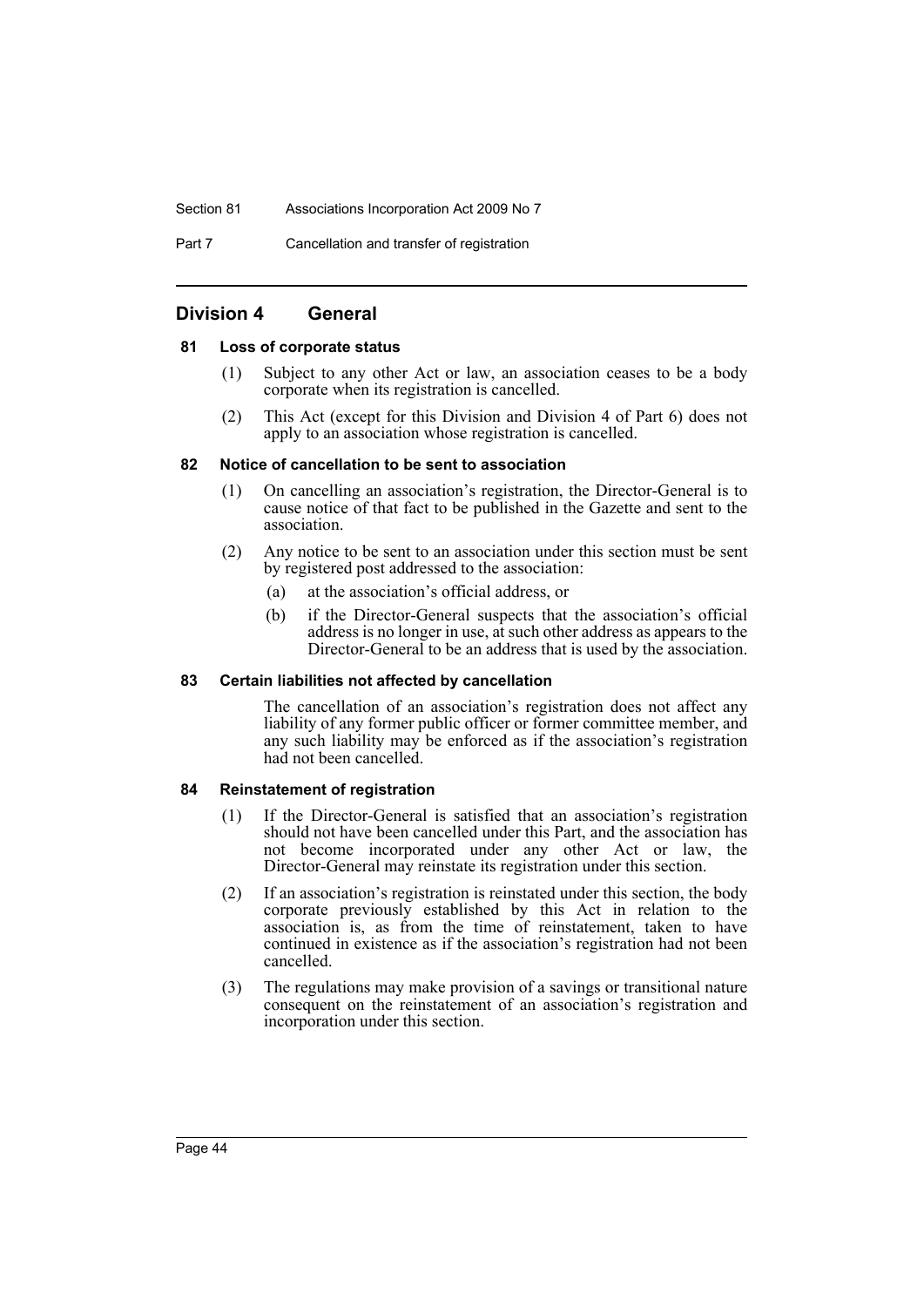## Division 4 General

### 81 Loss of corporate status

(1) Subject to any other Act or law, an association ceases to be a body corporate when its registration is cancelled.

(2) This Act (except for this Division and Division 4 of Part 6) does not apply to an association whose registration is cancelled.

### 82 Notice of cancellation to be sent to association

(1) On cancelling an association's registration, the Director-General is to cause notice of that fact to be published in the Gazette and sent to the association.

(2) Any notice to be sent to an association under this section must be sent by registered post addressed to the association:

(a) at the association's official address, or

(b) if the Director-General suspects that the association's official address is no longer in use, at such other address as appears to the Director-General to be an address that is used by the association.

### 83 Certain liabilities not affected by cancellation

The cancellation of an association's registration does not affect any liability of any former public officer or former committee member, and any such liability may be enforced as if the association's registration had not been cancelled.

### 84 Reinstatement of registration

(1) If the Director-General is satisfied that an association's registration should not have been cancelled under this Part, and the association has not become incorporated under any other Act or law, the Director-General may reinstate its registration under this section.

(2) If an association's registration is reinstated under this section, the body corporate previously established by this Act in relation to the association is, as from the time of reinstatement, taken to have continued in existence as if the association's registration had not been cancelled.

(3) The regulations may make provision of a savings or transitional nature consequent on the reinstatement of an association's registration and incorporation under this section.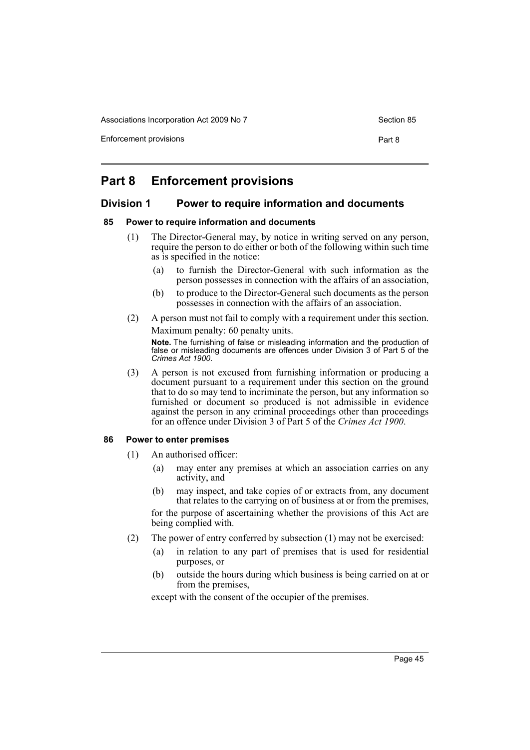# Part 8 Enforcement provisions

## Division 1 Power to require information and documents

### 85 Power to require information and documents

(1) The Director-General may, by notice in writing served on any person, require the person to do either or both of the following within such time as is specified in the notice:

- (a) to furnish the Director-General with such information as the person possesses in connection with the affairs of an association,
- (b) to produce to the Director-General such documents as the person possesses in connection with the affairs of an association.

(2) A person must not fail to comply with a requirement under this section.

Maximum penalty: 60 penalty units.

**Note.** The furnishing of false or misleading information and the production of false or misleading documents are offences under Division 3 of Part 5 of the *Crimes Act 1900*.

(3) A person is not excused from furnishing information or producing a document pursuant to a requirement under this section on the ground that to do so may tend to incriminate the person, but any information so furnished or document so produced is not admissible in evidence against the person in any criminal proceedings other than proceedings for an offence under Division 3 of Part 5 of the *Crimes Act 1900*.

### 86 Power to enter premises

(1) An authorised officer:

- (a) may enter any premises at which an association carries on any activity, and
- (b) may inspect, and take copies of or extracts from, any document that relates to the carrying on of business at or from the premises,

for the purpose of ascertaining whether the provisions of this Act are being complied with.

(2) The power of entry conferred by subsection (1) may not be exercised:

- (a) in relation to any part of premises that is used for residential purposes, or
- (b) outside the hours during which business is being carried on at or from the premises,

except with the consent of the occupier of the premises.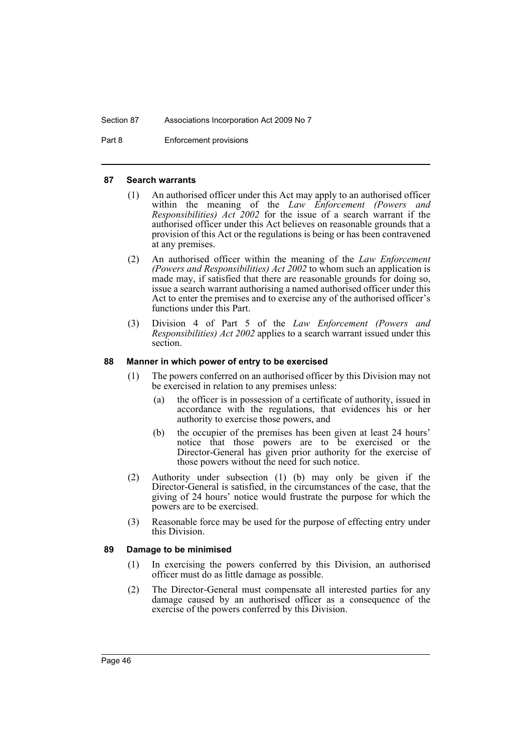#### 87 Search warrants

(1) An authorised officer under this Act may apply to an authorised officer within the meaning of the *Law Enforcement (Powers and Responsibilities) Act 2002* for the issue of a search warrant if the authorised officer under this Act believes on reasonable grounds that a provision of this Act or the regulations is being or has been contravened at any premises.

(2) An authorised officer within the meaning of the *Law Enforcement (Powers and Responsibilities) Act 2002* to whom such an application is made may, if satisfied that there are reasonable grounds for doing so, issue a search warrant authorising a named authorised officer under this Act to enter the premises and to exercise any of the authorised officer's functions under this Part.

(3) Division 4 of Part 5 of the *Law Enforcement (Powers and Responsibilities) Act 2002* applies to a search warrant issued under this section.

#### 88 Manner in which power of entry to be exercised

(1) The powers conferred on an authorised officer by this Division may not be exercised in relation to any premises unless:

- (a) the officer is in possession of a certificate of authority, issued in accordance with the regulations, that evidences his or her authority to exercise those powers, and
- (b) the occupier of the premises has been given at least 24 hours' notice that those powers are to be exercised or the Director-General has given prior authority for the exercise of those powers without the need for such notice.

(2) Authority under subsection (1) (b) may only be given if the Director-General is satisfied, in the circumstances of the case, that the giving of 24 hours' notice would frustrate the purpose for which the powers are to be exercised.

(3) Reasonable force may be used for the purpose of effecting entry under this Division.

#### 89 Damage to be minimised

(1) In exercising the powers conferred by this Division, an authorised officer must do as little damage as possible.

(2) The Director-General must compensate all interested parties for any damage caused by an authorised officer as a consequence of the exercise of the powers conferred by this Division.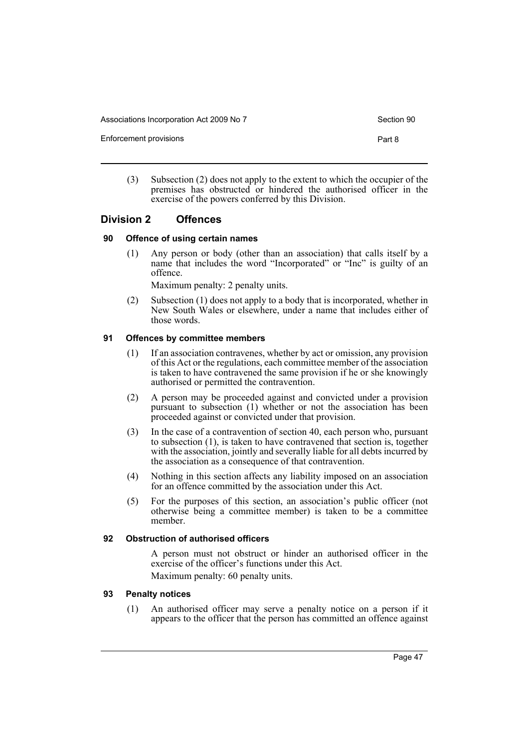(3) Subsection (2) does not apply to the extent to which the occupier of the premises has obstructed or hindered the authorised officer in the exercise of the powers conferred by this Division.

## Division 2 Offences

### 90 Offence of using certain names

(1) Any person or body (other than an association) that calls itself by a name that includes the word "Incorporated" or "Inc" is guilty of an offence.

Maximum penalty: 2 penalty units.

(2) Subsection (1) does not apply to a body that is incorporated, whether in New South Wales or elsewhere, under a name that includes either of those words.

### 91 Offences by committee members

(1) If an association contravenes, whether by act or omission, any provision of this Act or the regulations, each committee member of the association is taken to have contravened the same provision if he or she knowingly authorised or permitted the contravention.

(2) A person may be proceeded against and convicted under a provision pursuant to subsection (1) whether or not the association has been proceeded against or convicted under that provision.

(3) In the case of a contravention of section 40, each person who, pursuant to subsection (1), is taken to have contravened that section is, together with the association, jointly and severally liable for all debts incurred by the association as a consequence of that contravention.

(4) Nothing in this section affects any liability imposed on an association for an offence committed by the association under this Act.

(5) For the purposes of this section, an association's public officer (not otherwise being a committee member) is taken to be a committee member.

### 92 Obstruction of authorised officers

A person must not obstruct or hinder an authorised officer in the exercise of the officer's functions under this Act.

Maximum penalty: 60 penalty units.

### 93 Penalty notices

(1) An authorised officer may serve a penalty notice on a person if it appears to the officer that the person has committed an offence against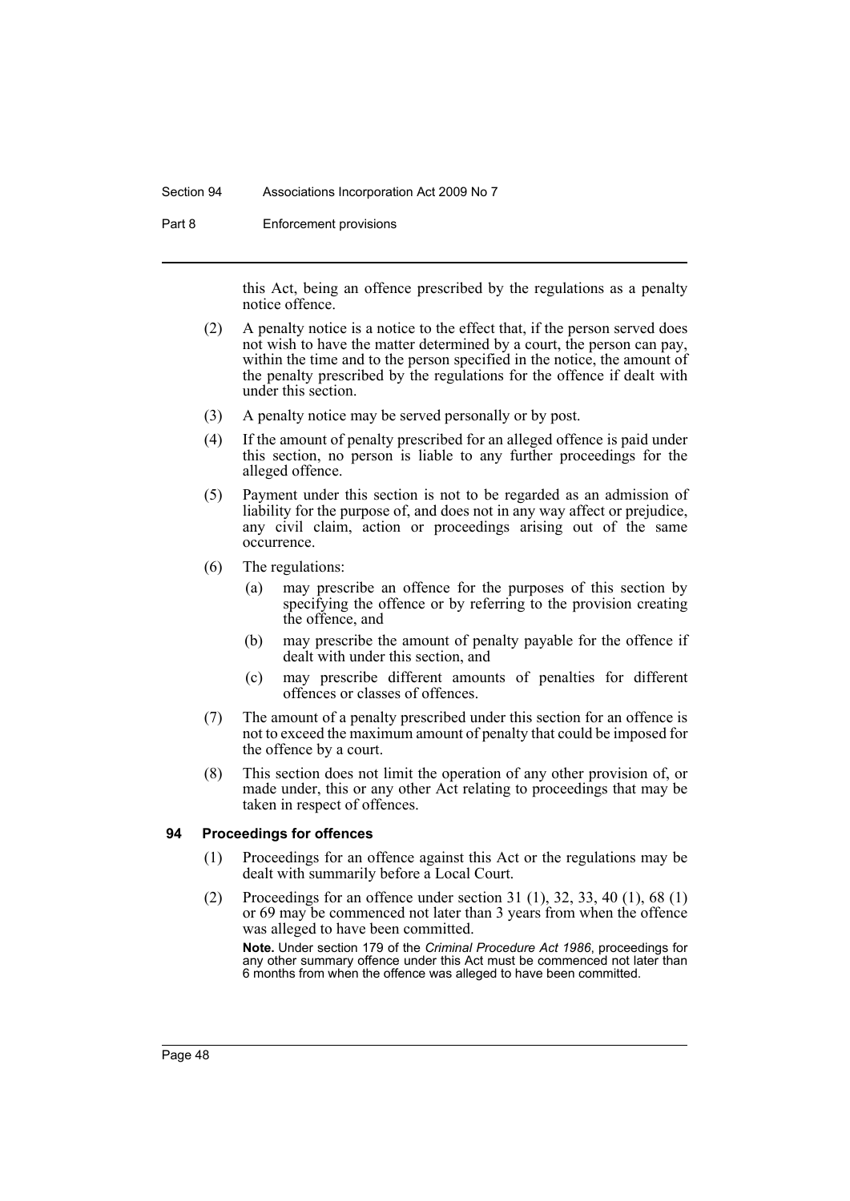this Act, being an offence prescribed by the regulations as a penalty notice offence.

(2) A penalty notice is a notice to the effect that, if the person served does not wish to have the matter determined by a court, the person can pay, within the time and to the person specified in the notice, the amount of the penalty prescribed by the regulations for the offence if dealt with under this section.

(3) A penalty notice may be served personally or by post.

(4) If the amount of penalty prescribed for an alleged offence is paid under this section, no person is liable to any further proceedings for the alleged offence.

(5) Payment under this section is not to be regarded as an admission of liability for the purpose of, and does not in any way affect or prejudice, any civil claim, action or proceedings arising out of the same occurrence.

(6) The regulations:

- (a) may prescribe an offence for the purposes of this section by specifying the offence or by referring to the provision creating the offence, and
- (b) may prescribe the amount of penalty payable for the offence if dealt with under this section, and
- (c) may prescribe different amounts of penalties for different offences or classes of offences.

(7) The amount of a penalty prescribed under this section for an offence is not to exceed the maximum amount of penalty that could be imposed for the offence by a court.

(8) This section does not limit the operation of any other provision of, or made under, this or any other Act relating to proceedings that may be taken in respect of offences.

### 94 Proceedings for offences

(1) Proceedings for an offence against this Act or the regulations may be dealt with summarily before a Local Court.

(2) Proceedings for an offence under section 31 (1), 32, 33, 40 (1), 68 (1) or 69 may be commenced not later than 3 years from when the offence was alleged to have been committed.

**Note.** Under section 179 of the *Criminal Procedure Act 1986*, proceedings for any other summary offence under this Act must be commenced not later than 6 months from when the offence was alleged to have been committed.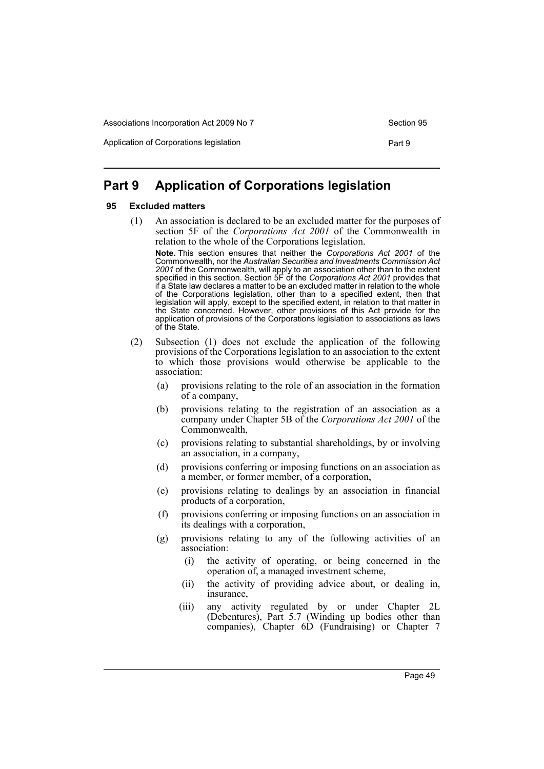# Part 9 Application of Corporations legislation

### 95 Excluded matters

(1) An association is declared to be an excluded matter for the purposes of section 5F of the *Corporations Act 2001* of the Commonwealth in relation to the whole of the Corporations legislation.

**Note.** This section ensures that neither the *Corporations Act 2001* of the Commonwealth, nor the *Australian Securities and Investments Commission Act 2001* of the Commonwealth, will apply to an association other than to the extent specified in this section. Section 5F of the *Corporations Act 2001* provides that if a State law declares a matter to be an excluded matter in relation to the whole of the Corporations legislation, other than to a specified extent, then that legislation will apply, except to the specified extent, in relation to that matter in the State concerned. However, other provisions of this Act provide for the application of provisions of the Corporations legislation to associations as laws of the State.

(2) Subsection (1) does not exclude the application of the following provisions of the Corporations legislation to an association to the extent to which those provisions would otherwise be applicable to the association:

- (a) provisions relating to the role of an association in the formation of a company,
- (b) provisions relating to the registration of an association as a company under Chapter 5B of the *Corporations Act 2001* of the Commonwealth,
- (c) provisions relating to substantial shareholdings, by or involving an association, in a company,
- (d) provisions conferring or imposing functions on an association as a member, or former member, of a corporation,
- (e) provisions relating to dealings by an association in financial products of a corporation,
- (f) provisions conferring or imposing functions on an association in its dealings with a corporation,
- (g) provisions relating to any of the following activities of an association:
  - (i) the activity of operating, or being concerned in the operation of, a managed investment scheme,
  - (ii) the activity of providing advice about, or dealing in, insurance,
  - (iii) any activity regulated by or under Chapter 2L (Debentures), Part 5.7 (Winding up bodies other than companies), Chapter 6D (Fundraising) or Chapter 7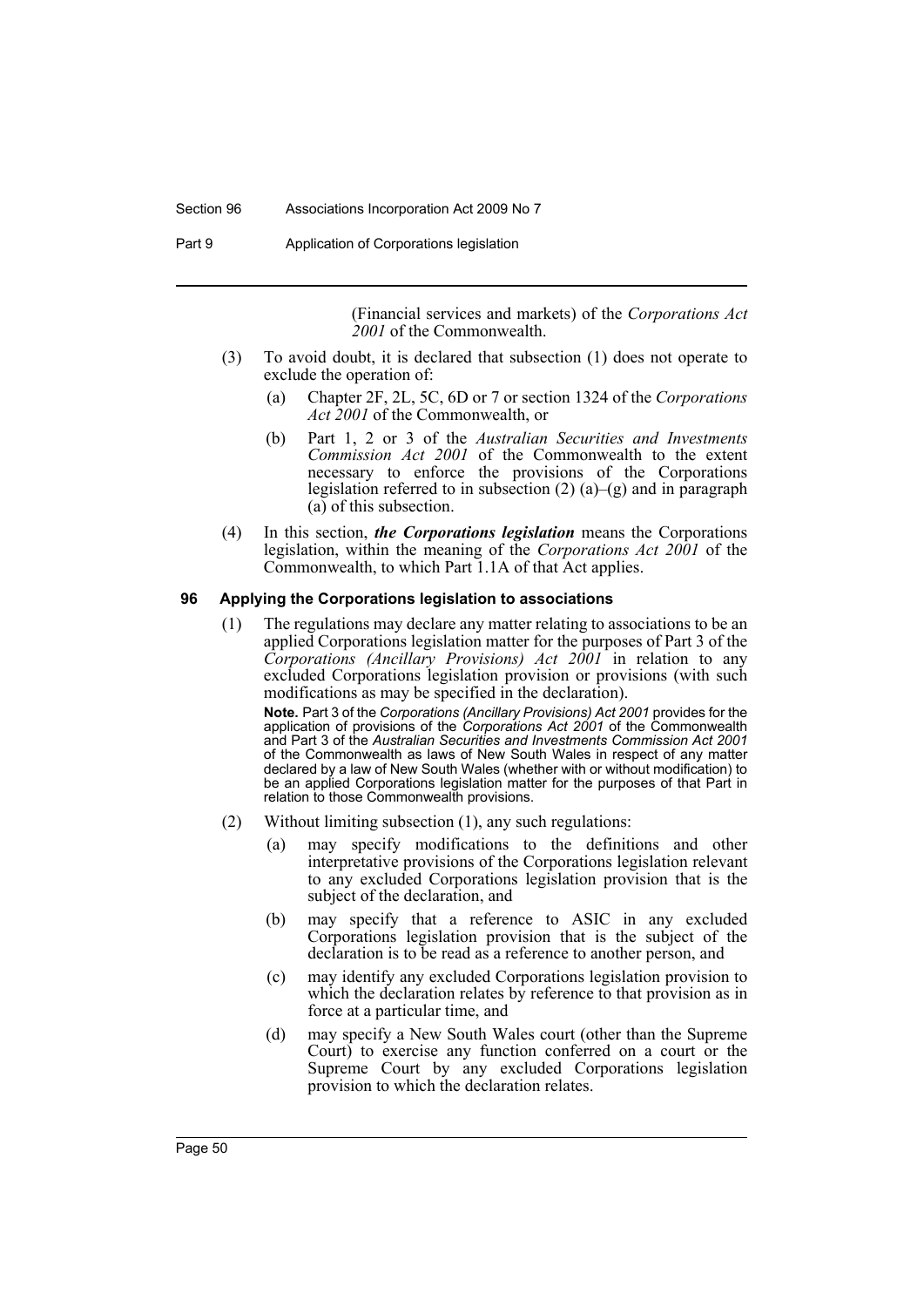(Financial services and markets) of the *Corporations Act 2001* of the Commonwealth.

(3) To avoid doubt, it is declared that subsection (1) does not operate to exclude the operation of:

- (a) Chapter 2F, 2L, 5C, 6D or 7 or section 1324 of the *Corporations Act 2001* of the Commonwealth, or
- (b) Part 1, 2 or 3 of the *Australian Securities and Investments Commission Act 2001* of the Commonwealth to the extent necessary to enforce the provisions of the Corporations legislation referred to in subsection (2) (a)–(g) and in paragraph (a) of this subsection.

(4) In this section, ***the Corporations legislation*** means the Corporations legislation, within the meaning of the *Corporations Act 2001* of the Commonwealth, to which Part 1.1A of that Act applies.

### 96 Applying the Corporations legislation to associations

(1) The regulations may declare any matter relating to associations to be an applied Corporations legislation matter for the purposes of Part 3 of the *Corporations (Ancillary Provisions) Act 2001* in relation to any excluded Corporations legislation provision or provisions (with such modifications as may be specified in the declaration).

**Note.** Part 3 of the *Corporations (Ancillary Provisions) Act 2001* provides for the application of provisions of the *Corporations Act 2001* of the Commonwealth and Part 3 of the *Australian Securities and Investments Commission Act 2001* of the Commonwealth as laws of New South Wales in respect of any matter declared by a law of New South Wales (whether with or without modification) to be an applied Corporations legislation matter for the purposes of that Part in relation to those Commonwealth provisions.

(2) Without limiting subsection (1), any such regulations:

- (a) may specify modifications to the definitions and other interpretative provisions of the Corporations legislation relevant to any excluded Corporations legislation provision that is the subject of the declaration, and
- (b) may specify that a reference to ASIC in any excluded Corporations legislation provision that is the subject of the declaration is to be read as a reference to another person, and
- (c) may identify any excluded Corporations legislation provision to which the declaration relates by reference to that provision as in force at a particular time, and
- (d) may specify a New South Wales court (other than the Supreme Court) to exercise any function conferred on a court or the Supreme Court by any excluded Corporations legislation provision to which the declaration relates.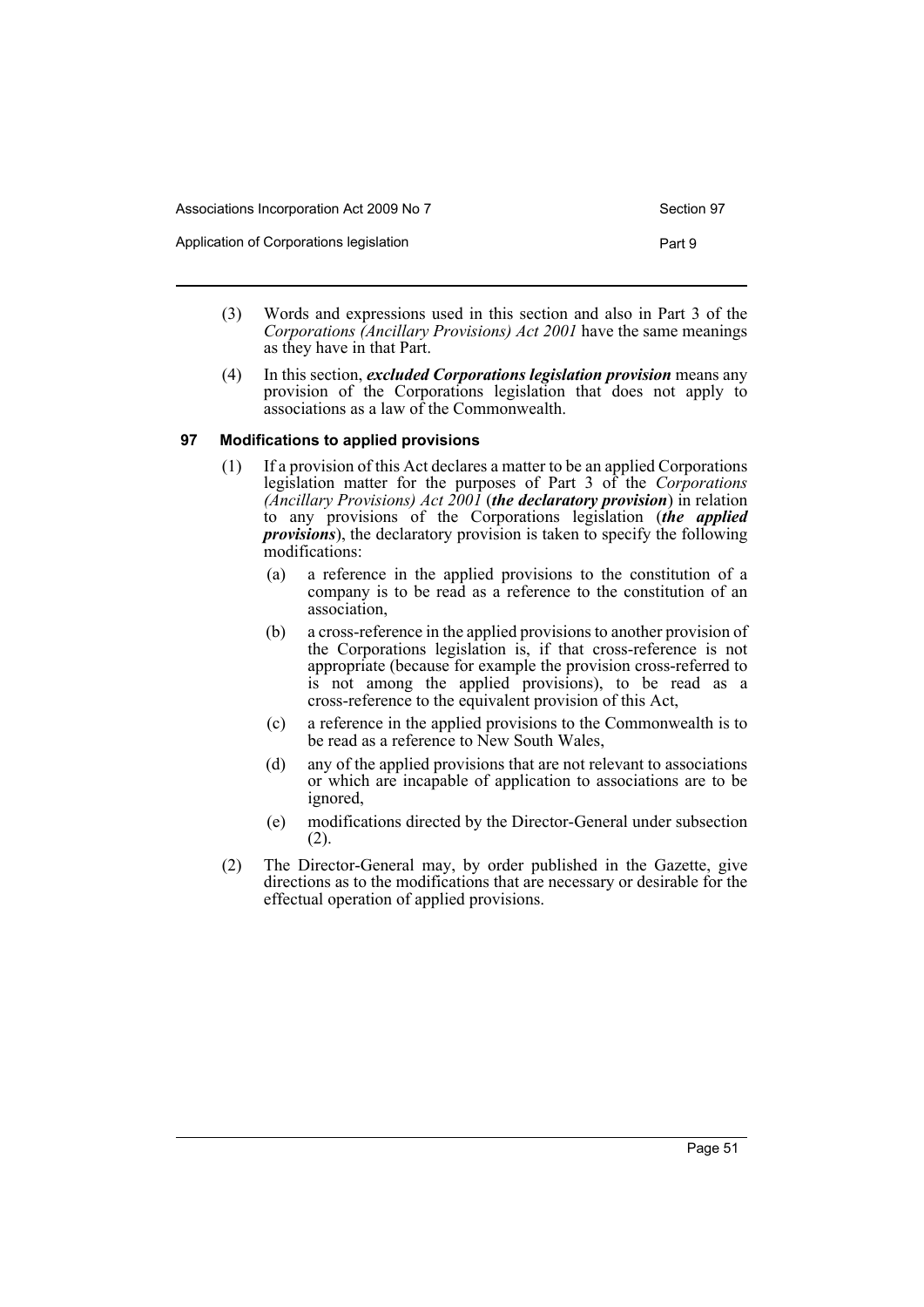(3) Words and expressions used in this section and also in Part 3 of the *Corporations (Ancillary Provisions) Act 2001* have the same meanings as they have in that Part.

(4) In this section, ***excluded Corporations legislation provision*** means any provision of the Corporations legislation that does not apply to associations as a law of the Commonwealth.

### 97 Modifications to applied provisions

(1) If a provision of this Act declares a matter to be an applied Corporations legislation matter for the purposes of Part 3 of the *Corporations (Ancillary Provisions) Act 2001* (***the declaratory provision***) in relation to any provisions of the Corporations legislation (***the applied provisions***), the declaratory provision is taken to specify the following modifications:

- (a) a reference in the applied provisions to the constitution of a company is to be read as a reference to the constitution of an association,
- (b) a cross-reference in the applied provisions to another provision of the Corporations legislation is, if that cross-reference is not appropriate (because for example the provision cross-referred to is not among the applied provisions), to be read as a cross-reference to the equivalent provision of this Act,
- (c) a reference in the applied provisions to the Commonwealth is to be read as a reference to New South Wales,
- (d) any of the applied provisions that are not relevant to associations or which are incapable of application to associations are to be ignored,
- (e) modifications directed by the Director-General under subsection (2).

(2) The Director-General may, by order published in the Gazette, give directions as to the modifications that are necessary or desirable for the effectual operation of applied provisions.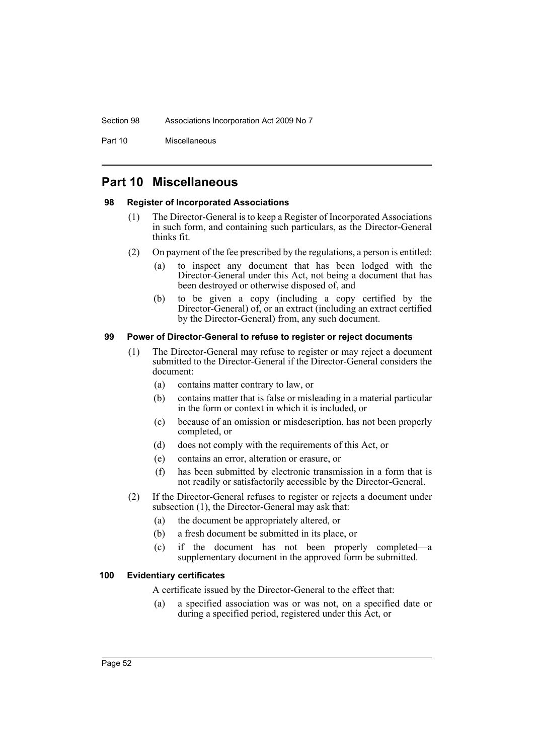## Part 10 Miscellaneous

### 98 Register of Incorporated Associations

(1) The Director-General is to keep a Register of Incorporated Associations in such form, and containing such particulars, as the Director-General thinks fit.

(2) On payment of the fee prescribed by the regulations, a person is entitled:

- (a) to inspect any document that has been lodged with the Director-General under this Act, not being a document that has been destroyed or otherwise disposed of, and
- (b) to be given a copy (including a copy certified by the Director-General) of, or an extract (including an extract certified by the Director-General) from, any such document.

### 99 Power of Director-General to refuse to register or reject documents

(1) The Director-General may refuse to register or may reject a document submitted to the Director-General if the Director-General considers the document:

- (a) contains matter contrary to law, or
- (b) contains matter that is false or misleading in a material particular in the form or context in which it is included, or
- (c) because of an omission or misdescription, has not been properly completed, or
- (d) does not comply with the requirements of this Act, or
- (e) contains an error, alteration or erasure, or
- (f) has been submitted by electronic transmission in a form that is not readily or satisfactorily accessible by the Director-General.

(2) If the Director-General refuses to register or rejects a document under subsection (1), the Director-General may ask that:

- (a) the document be appropriately altered, or
- (b) a fresh document be submitted in its place, or
- (c) if the document has not been properly completed—a supplementary document in the approved form be submitted.

### 100 Evidentiary certificates

A certificate issued by the Director-General to the effect that:

- (a) a specified association was or was not, on a specified date or during a specified period, registered under this Act, or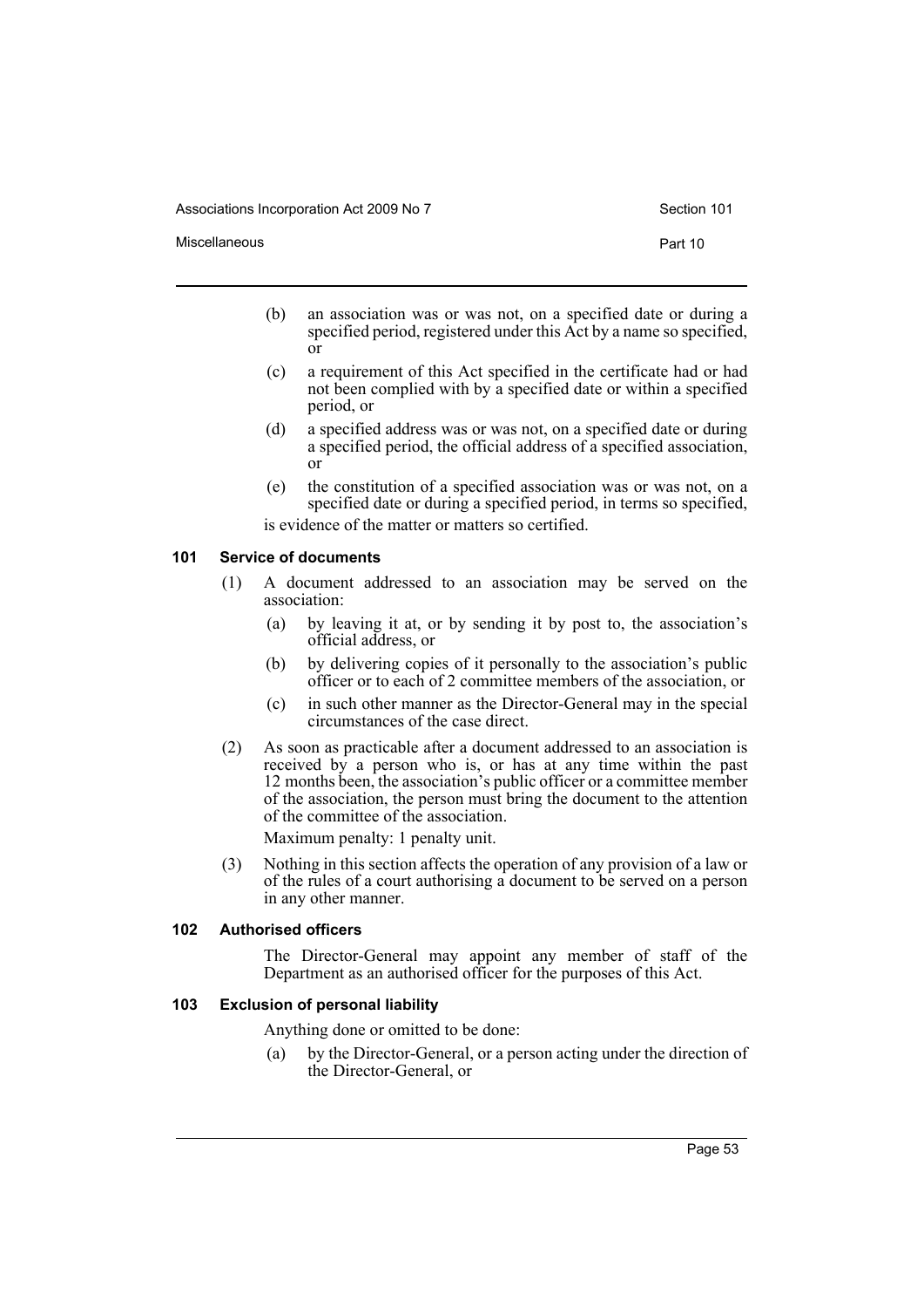(b) an association was or was not, on a specified date or during a specified period, registered under this Act by a name so specified, or

(c) a requirement of this Act specified in the certificate had or had not been complied with by a specified date or within a specified period, or

(d) a specified address was or was not, on a specified date or during a specified period, the official address of a specified association, or

(e) the constitution of a specified association was or was not, on a specified date or during a specified period, in terms so specified,

is evidence of the matter or matters so certified.

### 101 Service of documents

(1) A document addressed to an association may be served on the association:

(a) by leaving it at, or by sending it by post to, the association's official address, or

(b) by delivering copies of it personally to the association's public officer or to each of 2 committee members of the association, or

(c) in such other manner as the Director-General may in the special circumstances of the case direct.

(2) As soon as practicable after a document addressed to an association is received by a person who is, or has at any time within the past 12 months been, the association's public officer or a committee member of the association, the person must bring the document to the attention of the committee of the association.

Maximum penalty: 1 penalty unit.

(3) Nothing in this section affects the operation of any provision of a law or of the rules of a court authorising a document to be served on a person in any other manner.

### 102 Authorised officers

The Director-General may appoint any member of staff of the Department as an authorised officer for the purposes of this Act.

### 103 Exclusion of personal liability

Anything done or omitted to be done:

(a) by the Director-General, or a person acting under the direction of the Director-General, or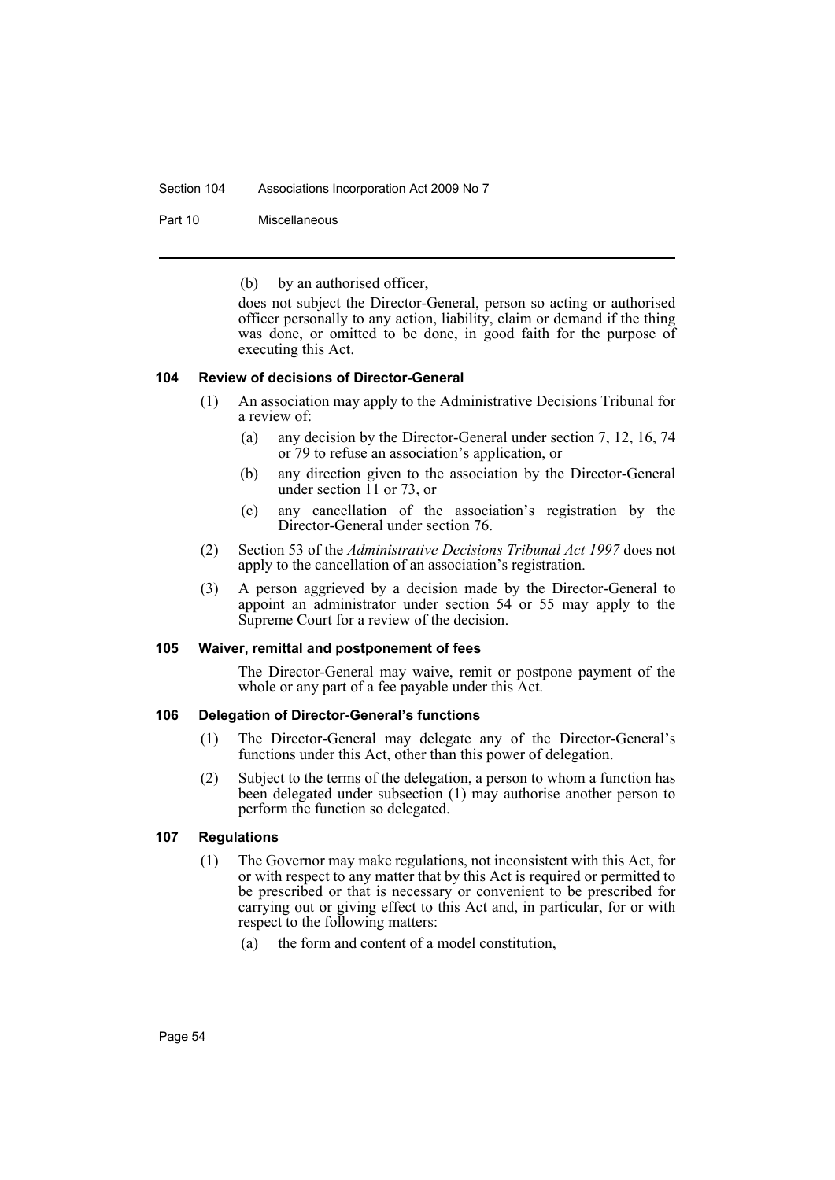(b) by an authorised officer,

does not subject the Director-General, person so acting or authorised officer personally to any action, liability, claim or demand if the thing was done, or omitted to be done, in good faith for the purpose of executing this Act.

#### 104 Review of decisions of Director-General

(1) An association may apply to the Administrative Decisions Tribunal for a review of:

(a) any decision by the Director-General under section 7, 12, 16, 74 or 79 to refuse an association's application, or

(b) any direction given to the association by the Director-General under section 11 or 73, or

(c) any cancellation of the association's registration by the Director-General under section 76.

(2) Section 53 of the *Administrative Decisions Tribunal Act 1997* does not apply to the cancellation of an association's registration.

(3) A person aggrieved by a decision made by the Director-General to appoint an administrator under section 54 or 55 may apply to the Supreme Court for a review of the decision.

#### 105 Waiver, remittal and postponement of fees

The Director-General may waive, remit or postpone payment of the whole or any part of a fee payable under this Act.

#### 106 Delegation of Director-General's functions

(1) The Director-General may delegate any of the Director-General's functions under this Act, other than this power of delegation.

(2) Subject to the terms of the delegation, a person to whom a function has been delegated under subsection (1) may authorise another person to perform the function so delegated.

#### 107 Regulations

(1) The Governor may make regulations, not inconsistent with this Act, for or with respect to any matter that by this Act is required or permitted to be prescribed or that is necessary or convenient to be prescribed for carrying out or giving effect to this Act and, in particular, for or with respect to the following matters:

(a) the form and content of a model constitution,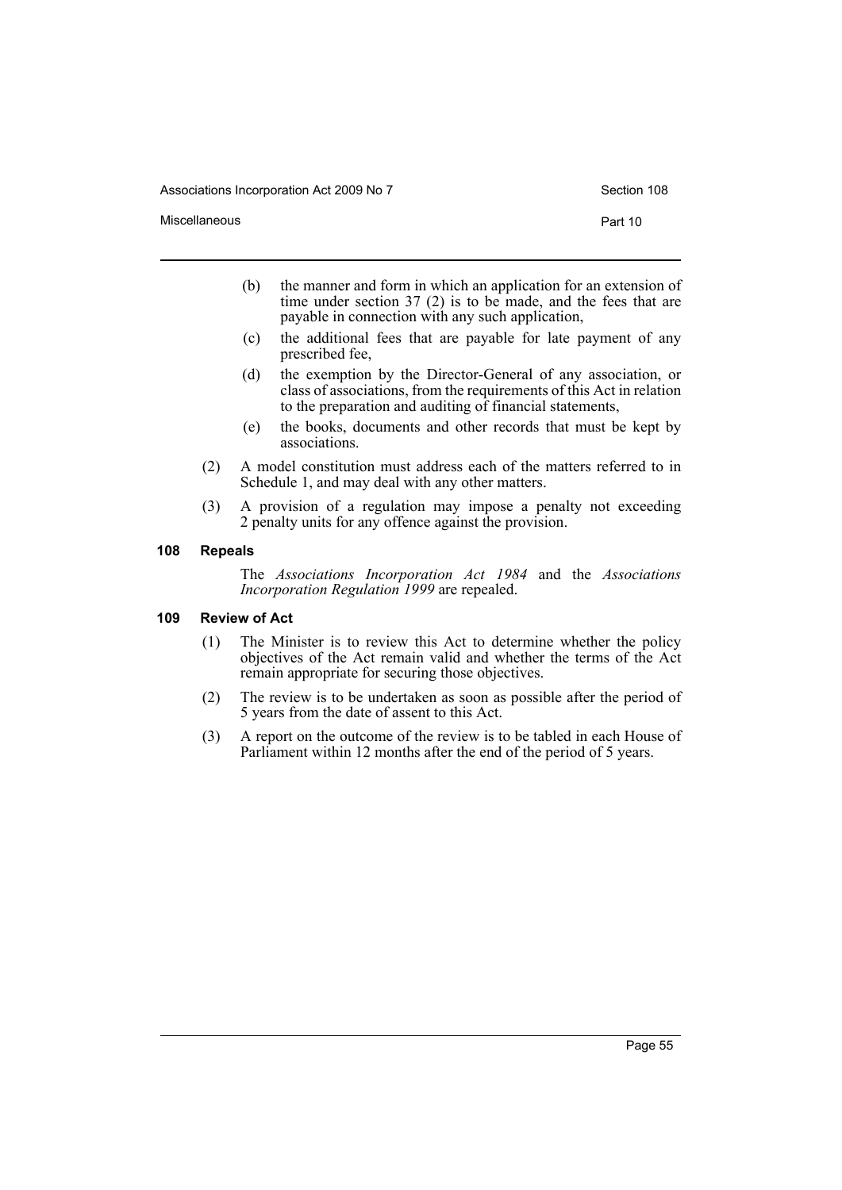(b) the manner and form in which an application for an extension of time under section 37 (2) is to be made, and the fees that are payable in connection with any such application,

(c) the additional fees that are payable for late payment of any prescribed fee,

(d) the exemption by the Director-General of any association, or class of associations, from the requirements of this Act in relation to the preparation and auditing of financial statements,

(e) the books, documents and other records that must be kept by associations.

(2) A model constitution must address each of the matters referred to in Schedule 1, and may deal with any other matters.

(3) A provision of a regulation may impose a penalty not exceeding 2 penalty units for any offence against the provision.

#### 108 Repeals

The *Associations Incorporation Act 1984* and the *Associations Incorporation Regulation 1999* are repealed.

#### 109 Review of Act

(1) The Minister is to review this Act to determine whether the policy objectives of the Act remain valid and whether the terms of the Act remain appropriate for securing those objectives.

(2) The review is to be undertaken as soon as possible after the period of 5 years from the date of assent to this Act.

(3) A report on the outcome of the review is to be tabled in each House of Parliament within 12 months after the end of the period of 5 years.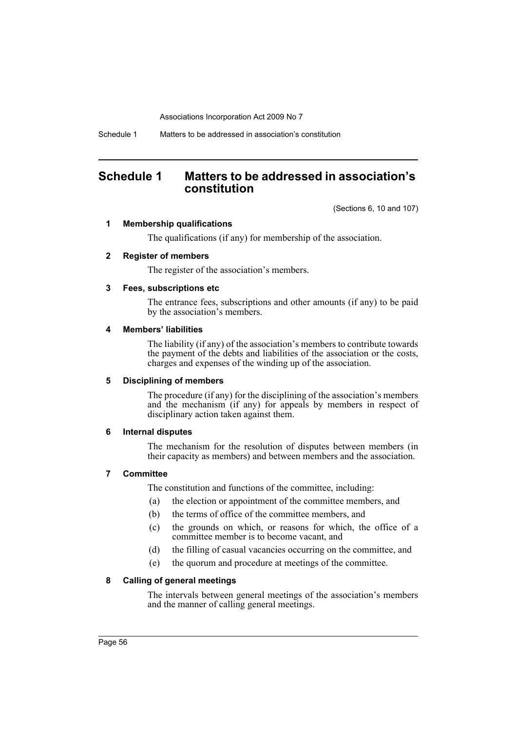# Schedule 1 Matters to be addressed in association's constitution

(Sections 6, 10 and 107)

### 1 Membership qualifications

The qualifications (if any) for membership of the association.

### 2 Register of members

The register of the association's members.

### 3 Fees, subscriptions etc

The entrance fees, subscriptions and other amounts (if any) to be paid by the association's members.

### 4 Members' liabilities

The liability (if any) of the association's members to contribute towards the payment of the debts and liabilities of the association or the costs, charges and expenses of the winding up of the association.

### 5 Disciplining of members

The procedure (if any) for the disciplining of the association's members and the mechanism (if any) for appeals by members in respect of disciplinary action taken against them.

### 6 Internal disputes

The mechanism for the resolution of disputes between members (in their capacity as members) and between members and the association.

### 7 Committee

The constitution and functions of the committee, including:

(a) the election or appointment of the committee members, and

(b) the terms of office of the committee members, and

(c) the grounds on which, or reasons for which, the office of a committee member is to become vacant, and

(d) the filling of casual vacancies occurring on the committee, and

(e) the quorum and procedure at meetings of the committee.

### 8 Calling of general meetings

The intervals between general meetings of the association's members and the manner of calling general meetings.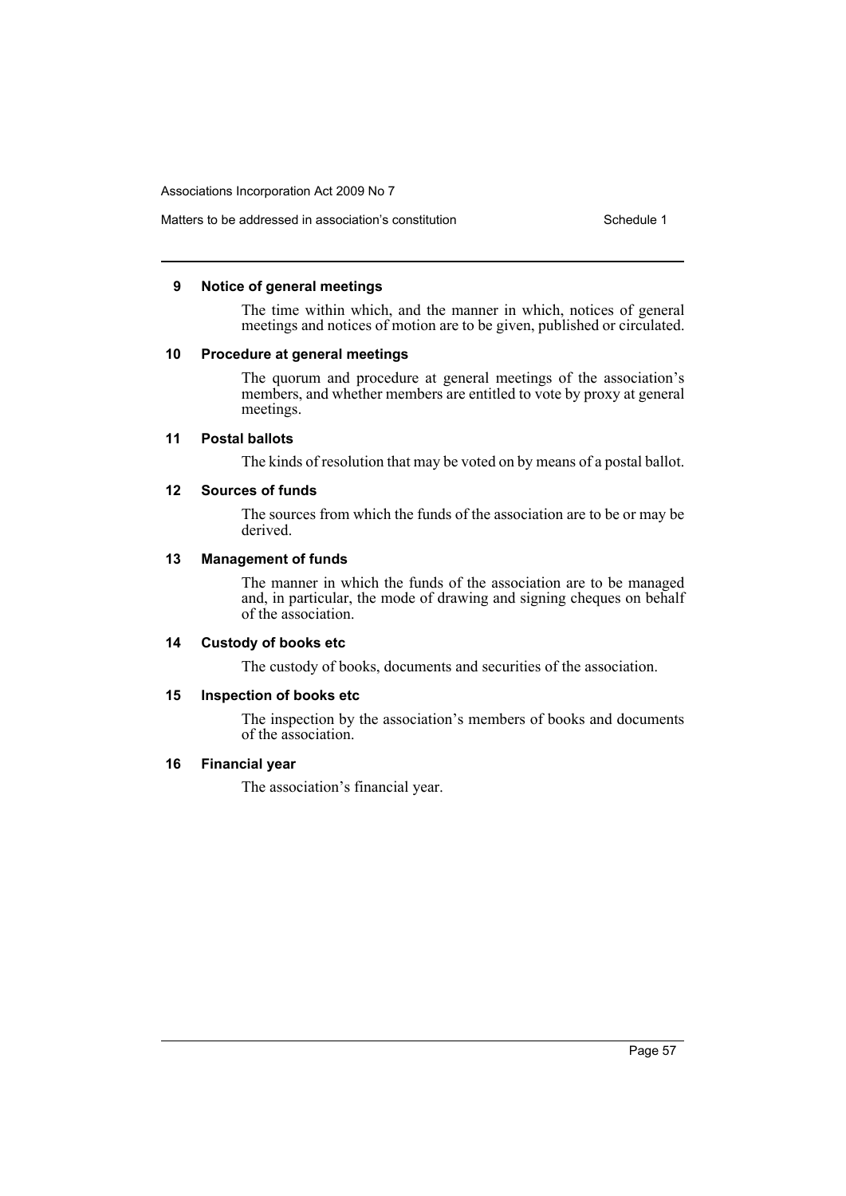### 9 Notice of general meetings

The time within which, and the manner in which, notices of general meetings and notices of motion are to be given, published or circulated.

### 10 Procedure at general meetings

The quorum and procedure at general meetings of the association's members, and whether members are entitled to vote by proxy at general meetings.

### 11 Postal ballots

The kinds of resolution that may be voted on by means of a postal ballot.

### 12 Sources of funds

The sources from which the funds of the association are to be or may be derived.

### 13 Management of funds

The manner in which the funds of the association are to be managed and, in particular, the mode of drawing and signing cheques on behalf of the association.

### 14 Custody of books etc

The custody of books, documents and securities of the association.

### 15 Inspection of books etc

The inspection by the association's members of books and documents of the association.

### 16 Financial year

The association's financial year.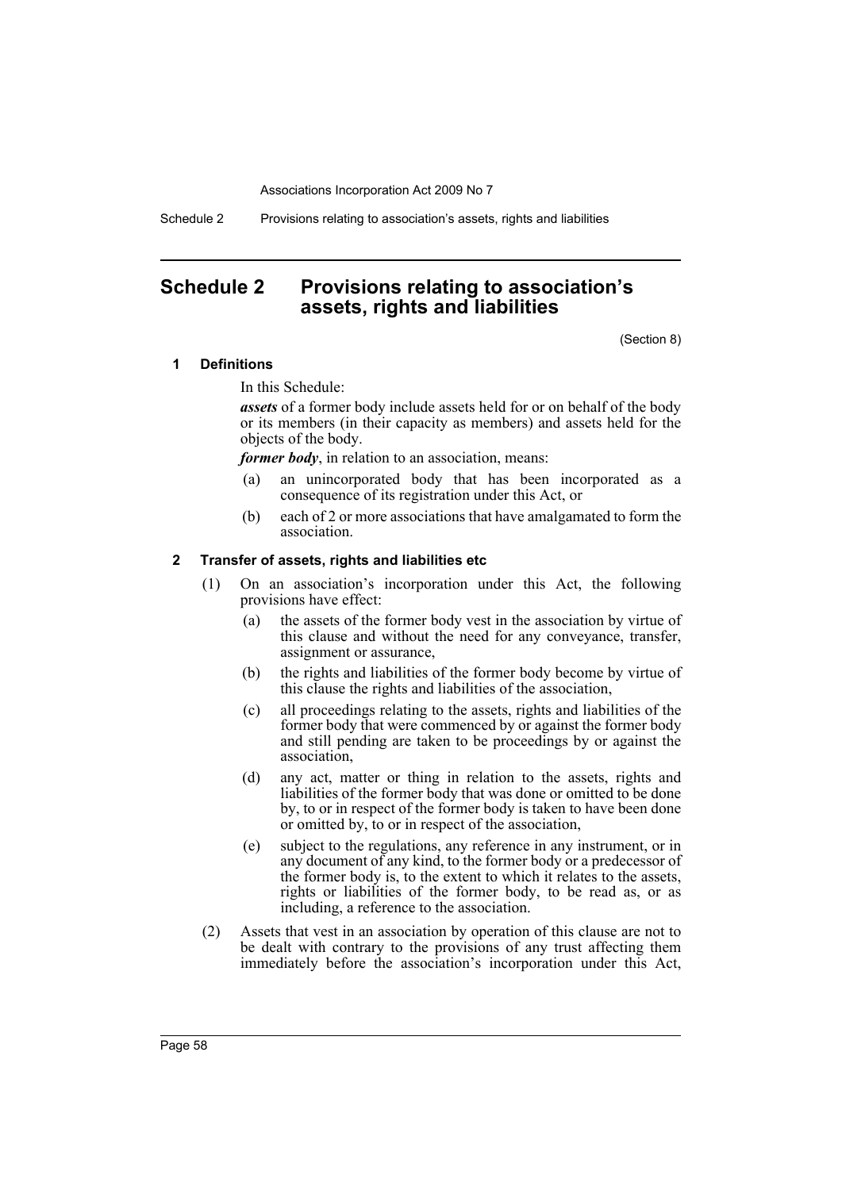# Schedule 2 Provisions relating to association's assets, rights and liabilities

(Section 8)

### 1 Definitions

In this Schedule:

***assets*** of a former body include assets held for or on behalf of the body or its members (in their capacity as members) and assets held for the objects of the body.

***former body***, in relation to an association, means:

(a) an unincorporated body that has been incorporated as a consequence of its registration under this Act, or

(b) each of 2 or more associations that have amalgamated to form the association.

### 2 Transfer of assets, rights and liabilities etc

(1) On an association's incorporation under this Act, the following provisions have effect:

(a) the assets of the former body vest in the association by virtue of this clause and without the need for any conveyance, transfer, assignment or assurance,

(b) the rights and liabilities of the former body become by virtue of this clause the rights and liabilities of the association,

(c) all proceedings relating to the assets, rights and liabilities of the former body that were commenced by or against the former body and still pending are taken to be proceedings by or against the association,

(d) any act, matter or thing in relation to the assets, rights and liabilities of the former body that was done or omitted to be done by, to or in respect of the former body is taken to have been done or omitted by, to or in respect of the association,

(e) subject to the regulations, any reference in any instrument, or in any document of any kind, to the former body or a predecessor of the former body is, to the extent to which it relates to the assets, rights or liabilities of the former body, to be read as, or as including, a reference to the association.

(2) Assets that vest in an association by operation of this clause are not to be dealt with contrary to the provisions of any trust affecting them immediately before the association's incorporation under this Act,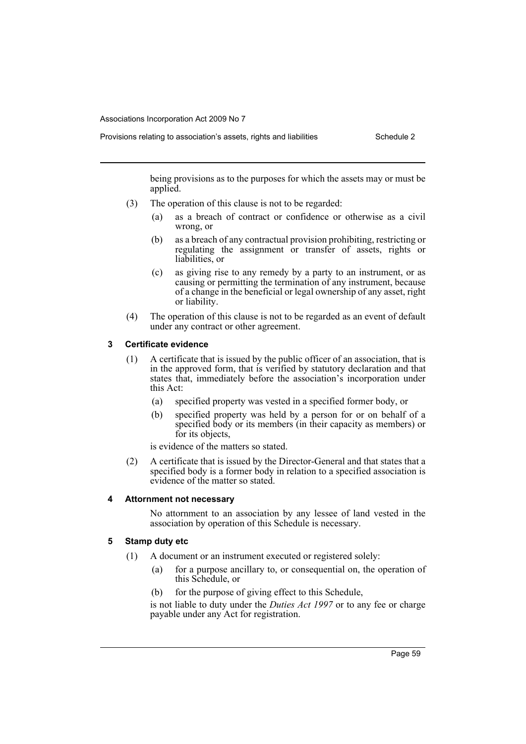being provisions as to the purposes for which the assets may or must be applied.

(3) The operation of this clause is not to be regarded:

- (a) as a breach of contract or confidence or otherwise as a civil wrong, or
- (b) as a breach of any contractual provision prohibiting, restricting or regulating the assignment or transfer of assets, rights or liabilities, or
- (c) as giving rise to any remedy by a party to an instrument, or as causing or permitting the termination of any instrument, because of a change in the beneficial or legal ownership of any asset, right or liability.

(4) The operation of this clause is not to be regarded as an event of default under any contract or other agreement.

### 3 Certificate evidence

(1) A certificate that is issued by the public officer of an association, that is in the approved form, that is verified by statutory declaration and that states that, immediately before the association's incorporation under this Act:

- (a) specified property was vested in a specified former body, or
- (b) specified property was held by a person for or on behalf of a specified body or its members (in their capacity as members) or for its objects,

is evidence of the matters so stated.

(2) A certificate that is issued by the Director-General and that states that a specified body is a former body in relation to a specified association is evidence of the matter so stated.

### 4 Attornment not necessary

No attornment to an association by any lessee of land vested in the association by operation of this Schedule is necessary.

### 5 Stamp duty etc

(1) A document or an instrument executed or registered solely:

- (a) for a purpose ancillary to, or consequential on, the operation of this Schedule, or
- (b) for the purpose of giving effect to this Schedule,

is not liable to duty under the *Duties Act 1997* or to any fee or charge payable under any Act for registration.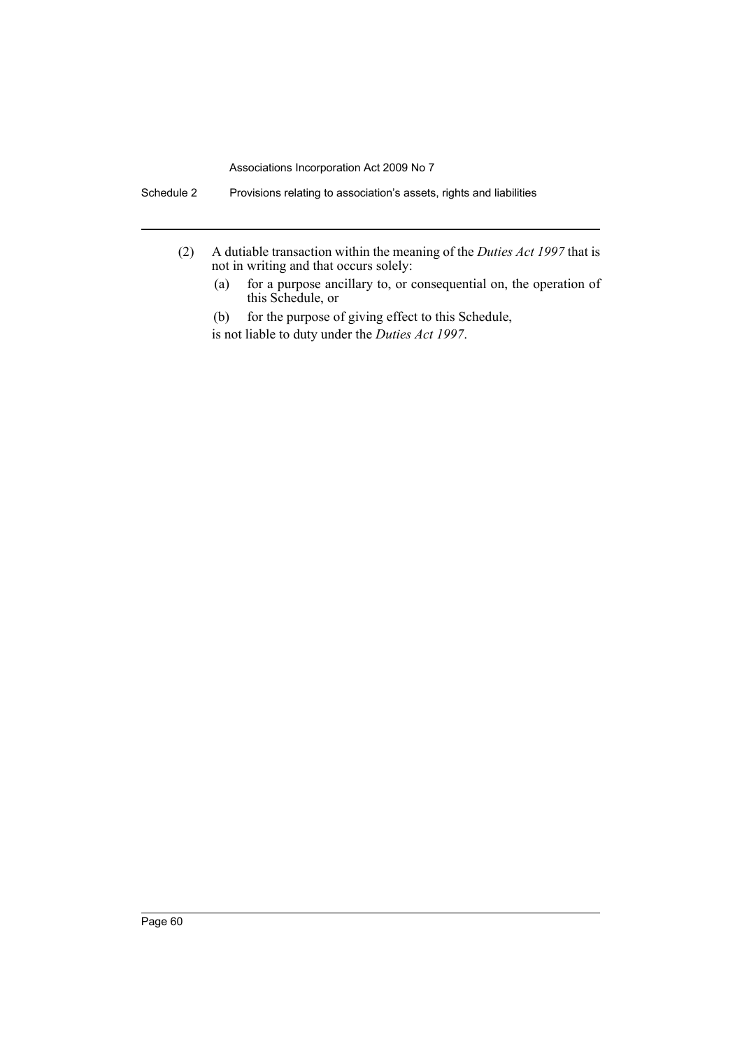(2) A dutiable transaction within the meaning of the *Duties Act 1997* that is not in writing and that occurs solely:

(a) for a purpose ancillary to, or consequential on, the operation of this Schedule, or

(b) for the purpose of giving effect to this Schedule,

is not liable to duty under the *Duties Act 1997*.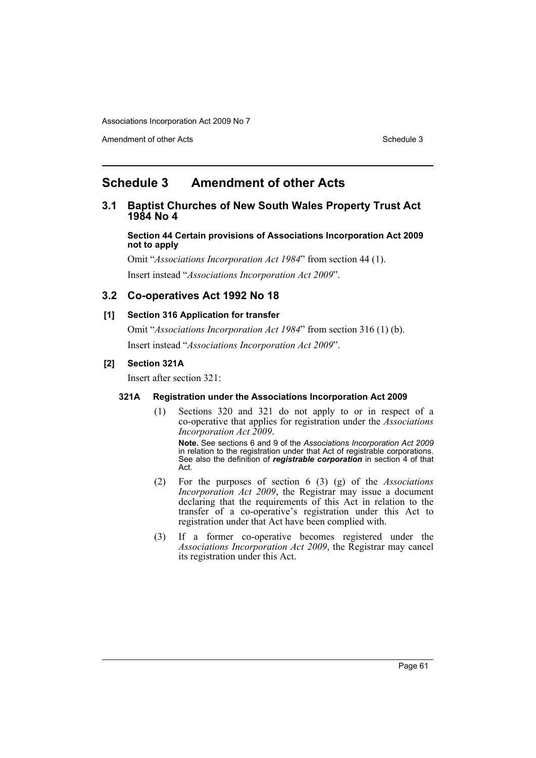# Schedule 3 Amendment of other Acts

## 3.1 Baptist Churches of New South Wales Property Trust Act 1984 No 4

**Section 44 Certain provisions of Associations Incorporation Act 2009 not to apply**

Omit "*Associations Incorporation Act 1984*" from section 44 (1).

Insert instead "*Associations Incorporation Act 2009*".

## 3.2 Co-operatives Act 1992 No 18

**[1] Section 316 Application for transfer**

Omit "*Associations Incorporation Act 1984*" from section 316 (1) (b).

Insert instead "*Associations Incorporation Act 2009*".

**[2] Section 321A**

Insert after section 321:

**321A Registration under the Associations Incorporation Act 2009**

(1) Sections 320 and 321 do not apply to or in respect of a co-operative that applies for registration under the *Associations Incorporation Act 2009*.

**Note.** See sections 6 and 9 of the *Associations Incorporation Act 2009* in relation to the registration under that Act of registrable corporations. See also the definition of ***registrable corporation*** in section 4 of that Act.

(2) For the purposes of section 6 (3) (g) of the *Associations Incorporation Act 2009*, the Registrar may issue a document declaring that the requirements of this Act in relation to the transfer of a co-operative's registration under this Act to registration under that Act have been complied with.

(3) If a former co-operative becomes registered under the *Associations Incorporation Act 2009*, the Registrar may cancel its registration under this Act.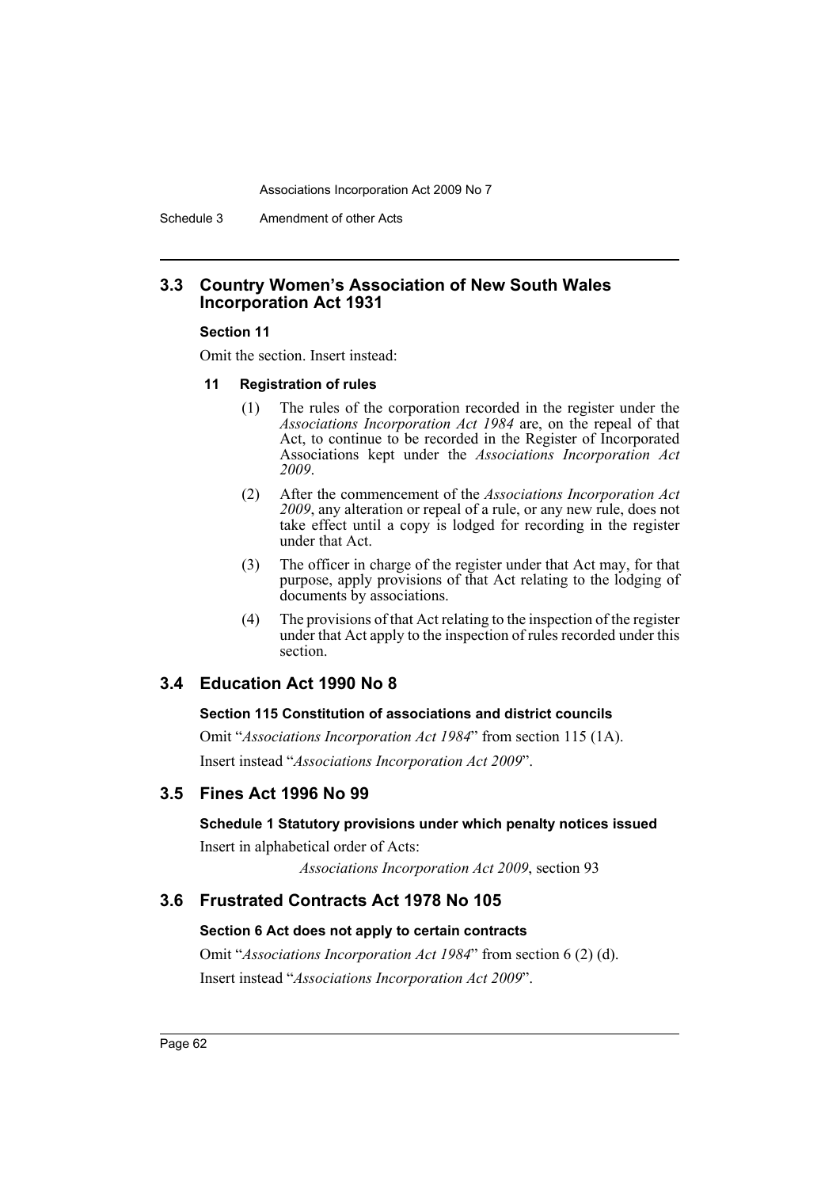## 3.3 Country Women's Association of New South Wales Incorporation Act 1931

### Section 11

Omit the section. Insert instead:

#### 11 Registration of rules

(1) The rules of the corporation recorded in the register under the *Associations Incorporation Act 1984* are, on the repeal of that Act, to continue to be recorded in the Register of Incorporated Associations kept under the *Associations Incorporation Act 2009*.

(2) After the commencement of the *Associations Incorporation Act 2009*, any alteration or repeal of a rule, or any new rule, does not take effect until a copy is lodged for recording in the register under that Act.

(3) The officer in charge of the register under that Act may, for that purpose, apply provisions of that Act relating to the lodging of documents by associations.

(4) The provisions of that Act relating to the inspection of the register under that Act apply to the inspection of rules recorded under this section.

## 3.4 Education Act 1990 No 8

### Section 115 Constitution of associations and district councils

Omit "*Associations Incorporation Act 1984*" from section 115 (1A).

Insert instead "*Associations Incorporation Act 2009*".

## 3.5 Fines Act 1996 No 99

### Schedule 1 Statutory provisions under which penalty notices issued

Insert in alphabetical order of Acts:

*Associations Incorporation Act 2009*, section 93

## 3.6 Frustrated Contracts Act 1978 No 105

### Section 6 Act does not apply to certain contracts

Omit "*Associations Incorporation Act 1984*" from section 6 (2) (d).

Insert instead "*Associations Incorporation Act 2009*".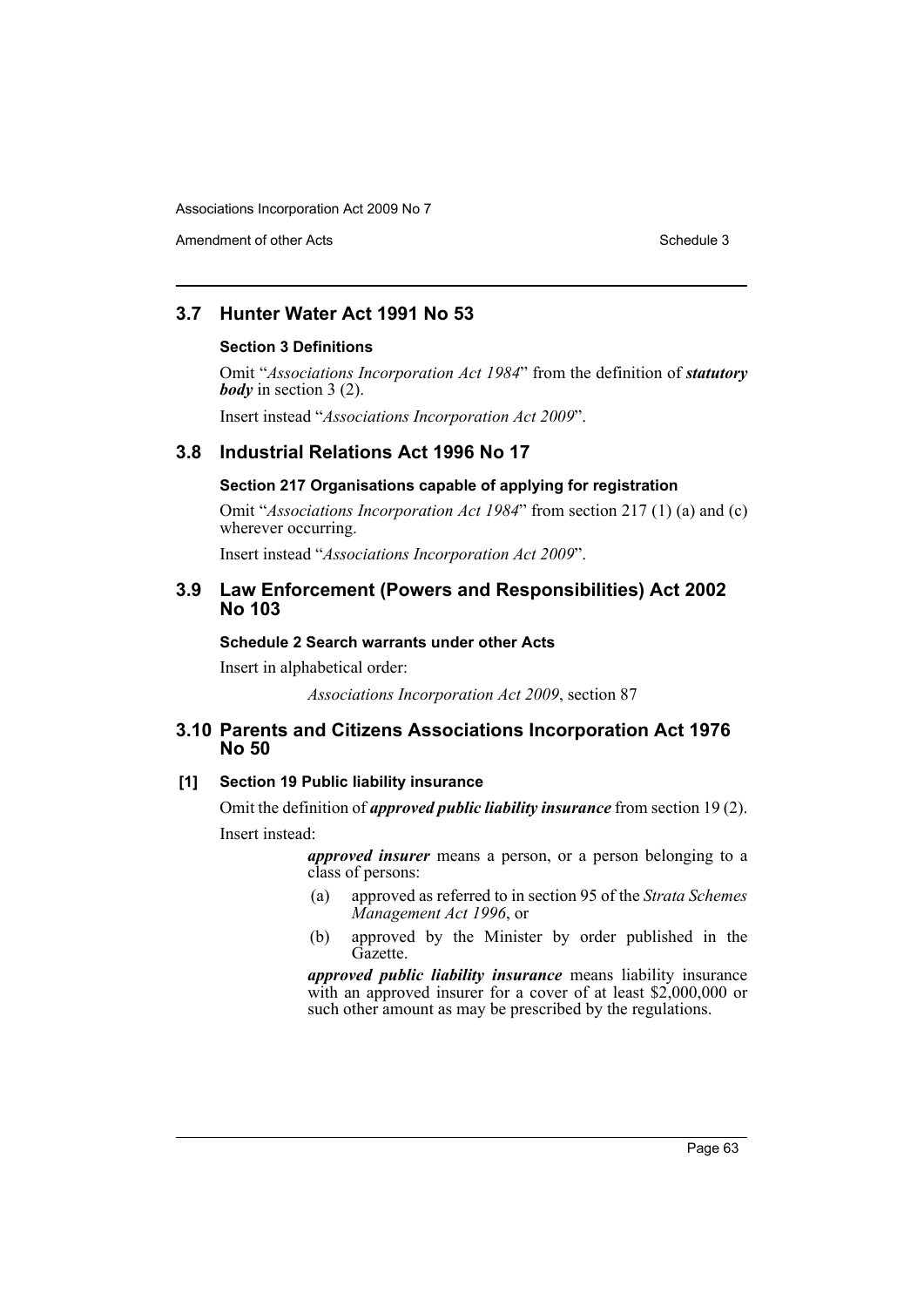## 3.7 Hunter Water Act 1991 No 53

### Section 3 Definitions

Omit "*Associations Incorporation Act 1984*" from the definition of ***statutory body*** in section 3 (2).

Insert instead "*Associations Incorporation Act 2009*".

## 3.8 Industrial Relations Act 1996 No 17

### Section 217 Organisations capable of applying for registration

Omit "*Associations Incorporation Act 1984*" from section 217 (1) (a) and (c) wherever occurring.

Insert instead "*Associations Incorporation Act 2009*".

## 3.9 Law Enforcement (Powers and Responsibilities) Act 2002 No 103

### Schedule 2 Search warrants under other Acts

Insert in alphabetical order:

*Associations Incorporation Act 2009*, section 87

## 3.10 Parents and Citizens Associations Incorporation Act 1976 No 50

### [1] Section 19 Public liability insurance

Omit the definition of ***approved public liability insurance*** from section 19 (2).

Insert instead:

***approved insurer*** means a person, or a person belonging to a class of persons:

(a) approved as referred to in section 95 of the *Strata Schemes Management Act 1996*, or

(b) approved by the Minister by order published in the Gazette.

***approved public liability insurance*** means liability insurance with an approved insurer for a cover of at least $2,000,000 or such other amount as may be prescribed by the regulations.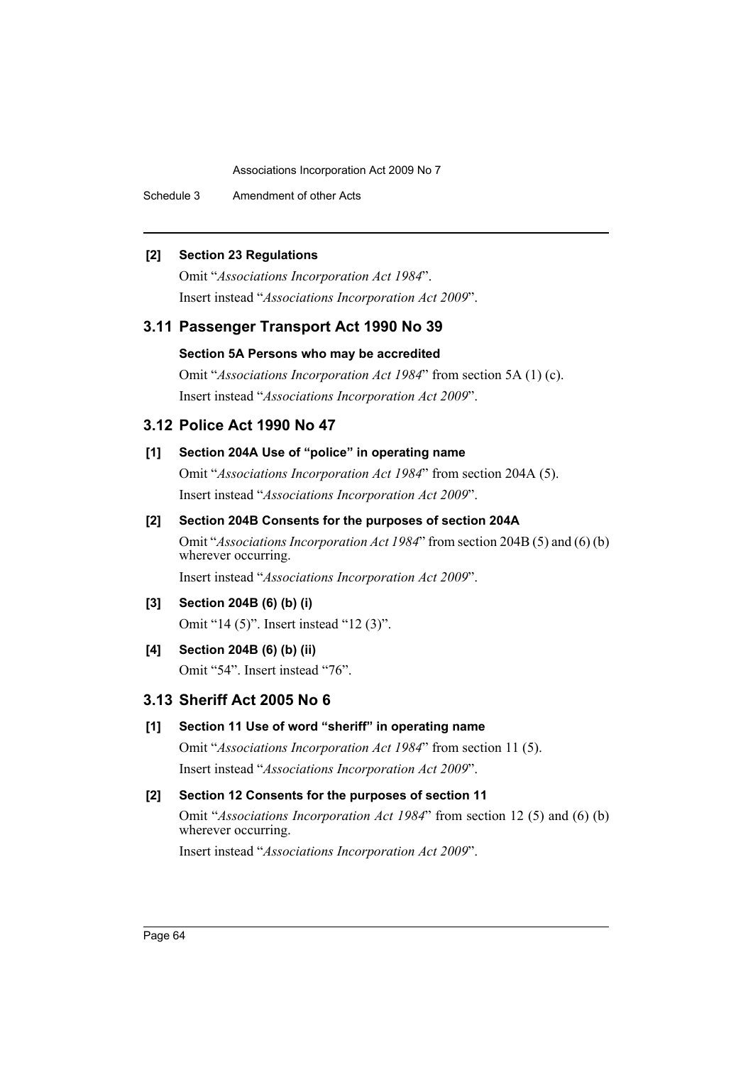#### [2] Section 23 Regulations

Omit "*Associations Incorporation Act 1984*".

Insert instead "*Associations Incorporation Act 2009*".

## 3.11 Passenger Transport Act 1990 No 39

#### Section 5A Persons who may be accredited

Omit "*Associations Incorporation Act 1984*" from section 5A (1) (c).

Insert instead "*Associations Incorporation Act 2009*".

## 3.12 Police Act 1990 No 47

#### [1] Section 204A Use of "police" in operating name

Omit "*Associations Incorporation Act 1984*" from section 204A (5).

Insert instead "*Associations Incorporation Act 2009*".

#### [2] Section 204B Consents for the purposes of section 204A

Omit "*Associations Incorporation Act 1984*" from section 204B (5) and (6) (b) wherever occurring.

Insert instead "*Associations Incorporation Act 2009*".

#### [3] Section 204B (6) (b) (i)

Omit "14 (5)". Insert instead "12 (3)".

#### [4] Section 204B (6) (b) (ii)

Omit "54". Insert instead "76".

## 3.13 Sheriff Act 2005 No 6

#### [1] Section 11 Use of word "sheriff" in operating name

Omit "*Associations Incorporation Act 1984*" from section 11 (5).

Insert instead "*Associations Incorporation Act 2009*".

#### [2] Section 12 Consents for the purposes of section 11

Omit "*Associations Incorporation Act 1984*" from section 12 (5) and (6) (b) wherever occurring.

Insert instead "*Associations Incorporation Act 2009*".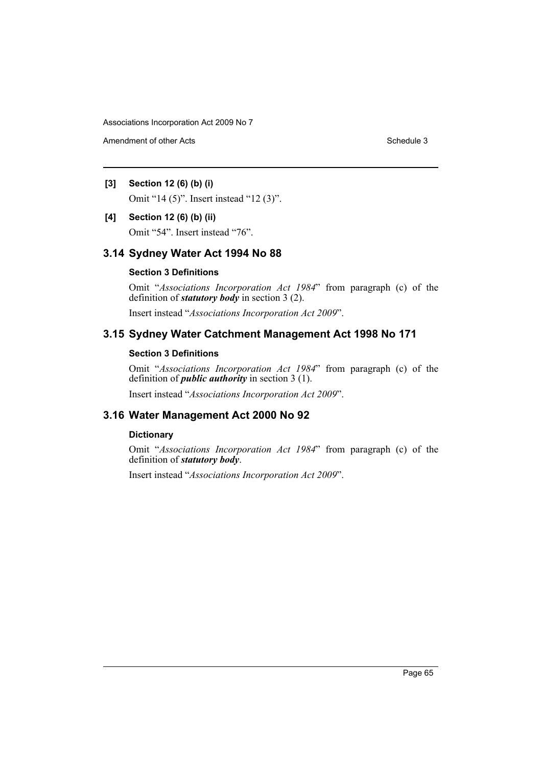**[3] Section 12 (6) (b) (i)**

Omit "14 (5)". Insert instead "12 (3)".

**[4] Section 12 (6) (b) (ii)**

Omit "54". Insert instead "76".

## 3.14 Sydney Water Act 1994 No 88

**Section 3 Definitions**

Omit "*Associations Incorporation Act 1984*" from paragraph (c) of the definition of ***statutory body*** in section 3 (2).

Insert instead "*Associations Incorporation Act 2009*".

## 3.15 Sydney Water Catchment Management Act 1998 No 171

**Section 3 Definitions**

Omit "*Associations Incorporation Act 1984*" from paragraph (c) of the definition of ***public authority*** in section 3 (1).

Insert instead "*Associations Incorporation Act 2009*".

## 3.16 Water Management Act 2000 No 92

**Dictionary**

Omit "*Associations Incorporation Act 1984*" from paragraph (c) of the definition of ***statutory body***.

Insert instead "*Associations Incorporation Act 2009*".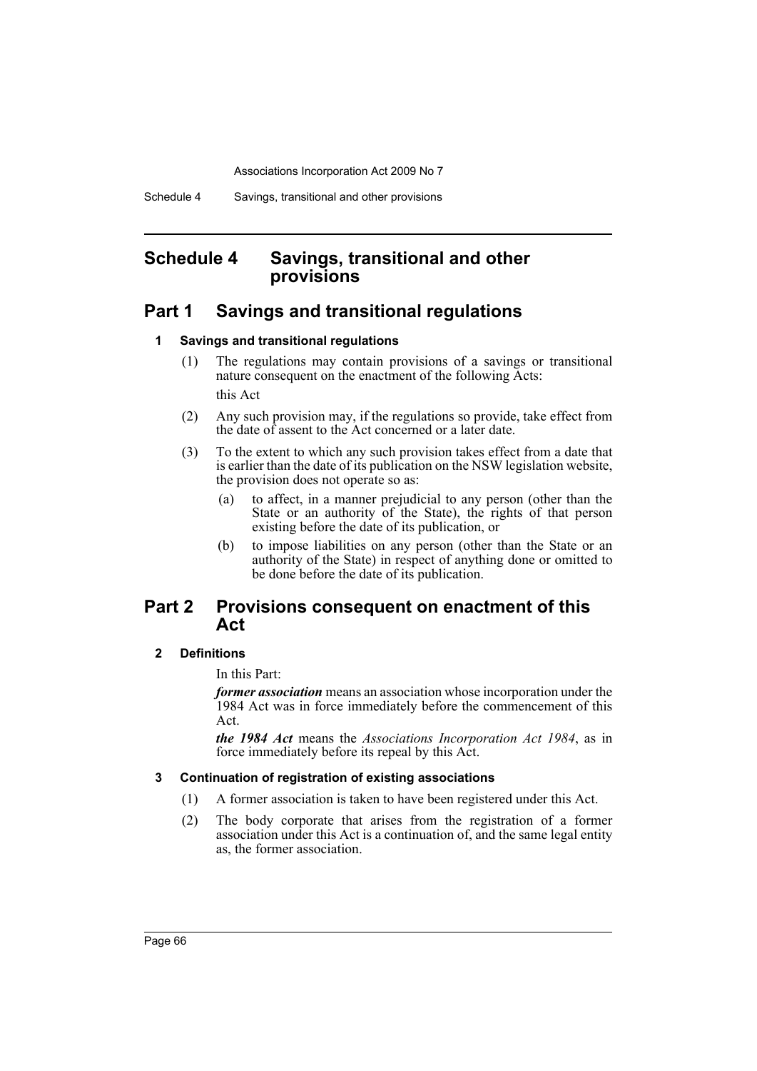# Schedule 4 Savings, transitional and other provisions

## Part 1 Savings and transitional regulations

### 1 Savings and transitional regulations

(1) The regulations may contain provisions of a savings or transitional nature consequent on the enactment of the following Acts:

this Act

(2) Any such provision may, if the regulations so provide, take effect from the date of assent to the Act concerned or a later date.

(3) To the extent to which any such provision takes effect from a date that is earlier than the date of its publication on the NSW legislation website, the provision does not operate so as:

- (a) to affect, in a manner prejudicial to any person (other than the State or an authority of the State), the rights of that person existing before the date of its publication, or
- (b) to impose liabilities on any person (other than the State or an authority of the State) in respect of anything done or omitted to be done before the date of its publication.

## Part 2 Provisions consequent on enactment of this Act

### 2 Definitions

In this Part:

***former association*** means an association whose incorporation under the 1984 Act was in force immediately before the commencement of this Act.

***the 1984 Act*** means the *Associations Incorporation Act 1984*, as in force immediately before its repeal by this Act.

### 3 Continuation of registration of existing associations

(1) A former association is taken to have been registered under this Act.

(2) The body corporate that arises from the registration of a former association under this Act is a continuation of, and the same legal entity as, the former association.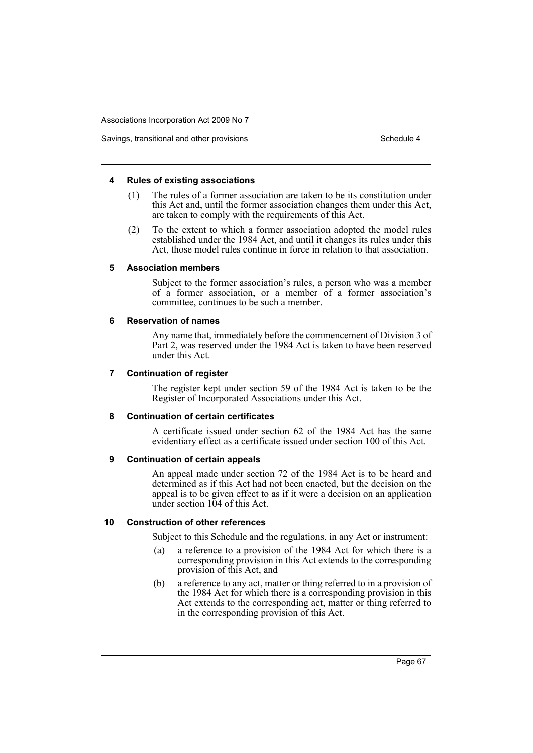#### 4 Rules of existing associations

(1) The rules of a former association are taken to be its constitution under this Act and, until the former association changes them under this Act, are taken to comply with the requirements of this Act.

(2) To the extent to which a former association adopted the model rules established under the 1984 Act, and until it changes its rules under this Act, those model rules continue in force in relation to that association.

#### 5 Association members

Subject to the former association's rules, a person who was a member of a former association, or a member of a former association's committee, continues to be such a member.

#### 6 Reservation of names

Any name that, immediately before the commencement of Division 3 of Part 2, was reserved under the 1984 Act is taken to have been reserved under this Act.

#### 7 Continuation of register

The register kept under section 59 of the 1984 Act is taken to be the Register of Incorporated Associations under this Act.

#### 8 Continuation of certain certificates

A certificate issued under section 62 of the 1984 Act has the same evidentiary effect as a certificate issued under section 100 of this Act.

#### 9 Continuation of certain appeals

An appeal made under section 72 of the 1984 Act is to be heard and determined as if this Act had not been enacted, but the decision on the appeal is to be given effect to as if it were a decision on an application under section 104 of this Act.

#### 10 Construction of other references

Subject to this Schedule and the regulations, in any Act or instrument:

(a) a reference to a provision of the 1984 Act for which there is a corresponding provision in this Act extends to the corresponding provision of this Act, and

(b) a reference to any act, matter or thing referred to in a provision of the 1984 Act for which there is a corresponding provision in this Act extends to the corresponding act, matter or thing referred to in the corresponding provision of this Act.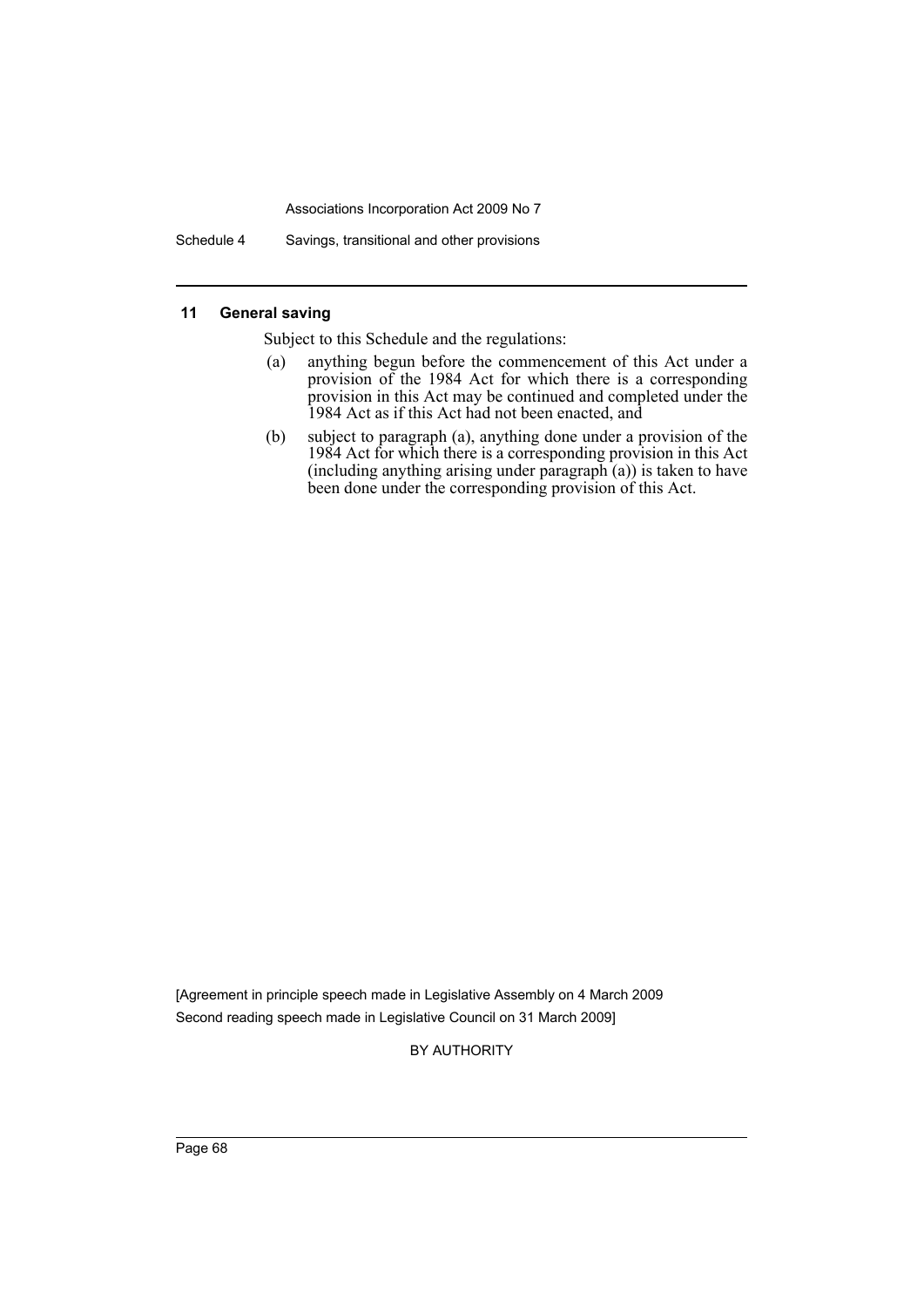### 11 General saving

Subject to this Schedule and the regulations:

(a) anything begun before the commencement of this Act under a provision of the 1984 Act for which there is a corresponding provision in this Act may be continued and completed under the 1984 Act as if this Act had not been enacted, and

(b) subject to paragraph (a), anything done under a provision of the 1984 Act for which there is a corresponding provision in this Act (including anything arising under paragraph (a)) is taken to have been done under the corresponding provision of this Act.

[Agreement in principle speech made in Legislative Assembly on 4 March 2009
Second reading speech made in Legislative Council on 31 March 2009]

BY AUTHORITY